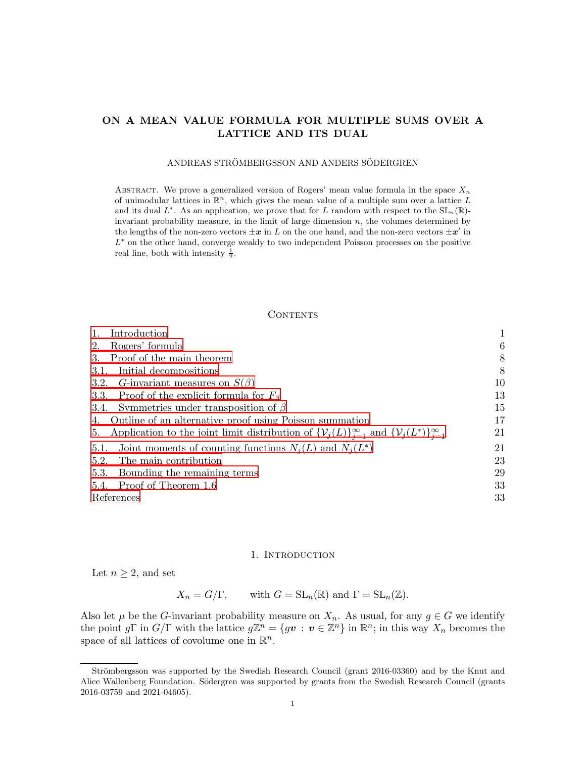# ON A MEAN VALUE FORMULA FOR MULTIPLE SUMS OVER A LATTICE AND ITS DUAL

ANDREAS STRÖMBERGSSON AND ANDERS SÖDERGREN

Abstract. We prove a generalized version of Rogers' mean value formula in the space $X_n$ of unimodular lattices in $\mathbb{R}^n$, which gives the mean value of a multiple sum over a lattice $L$ and its dual $L^*$. As an application, we prove that for $L$ random with respect to the $\mathrm{SL}_n(\mathbb{R})$-invariant probability measure, in the limit of large dimension $n$, the volumes determined by the lengths of the non-zero vectors $\pm\boldsymbol{x}$ in $L$ on the one hand, and the non-zero vectors $\pm\boldsymbol{x}'$ in $L^*$ on the other hand, converge weakly to two independent Poisson processes on the positive real line, both with intensity $\frac{1}{2}$.

## Contents

| | |
|---|---|
| 1. Introduction | 1 |
| 2. Rogers' formula | 6 |
| 3. Proof of the main theorem | 8 |
| 3.1. Initial decompositions | 8 |
| 3.2. $G$-invariant measures on $S(\beta)$ | 10 |
| 3.3. Proof of the explicit formula for $F_\beta$ | 13 |
| 3.4. Symmetries under transposition of $\beta$ | 15 |
| 4. Outline of an alternative proof using Poisson summation | 17 |
| 5. Application to the joint limit distribution of $\{\mathcal{V}_j(L)\}_{j=1}^\infty$ and $\{\mathcal{V}_j(L^*)\}_{j=1}^\infty$ | 21 |
| 5.1. Joint moments of counting functions $N_j(L)$ and $\widetilde{N}_j(L^*)$ | 21 |
| 5.2. The main contribution | 23 |
| 5.3. Bounding the remaining terms | 29 |
| 5.4. Proof of Theorem 1.6 | 33 |
| References | 33 |

## 1. Introduction

Let $n \geq 2$, and set

$$X_n = G/\Gamma, \qquad \text{with } G = \mathrm{SL}_n(\mathbb{R}) \text{ and } \Gamma = \mathrm{SL}_n(\mathbb{Z}).$$

Also let $\mu$ be the $G$-invariant probability measure on $X_n$. As usual, for any $g \in G$ we identify the point $g\Gamma$ in $G/\Gamma$ with the lattice $g\mathbb{Z}^n = \{g\boldsymbol{v} : \boldsymbol{v} \in \mathbb{Z}^n\}$ in $\mathbb{R}^n$; in this way $X_n$ becomes the space of all lattices of covolume one in $\mathbb{R}^n$.

Strömbergsson was supported by the Swedish Research Council (grant 2016-03360) and by the Knut and Alice Wallenberg Foundation. Södergren was supported by grants from the Swedish Research Council (grants 2016-03759 and 2021-04605).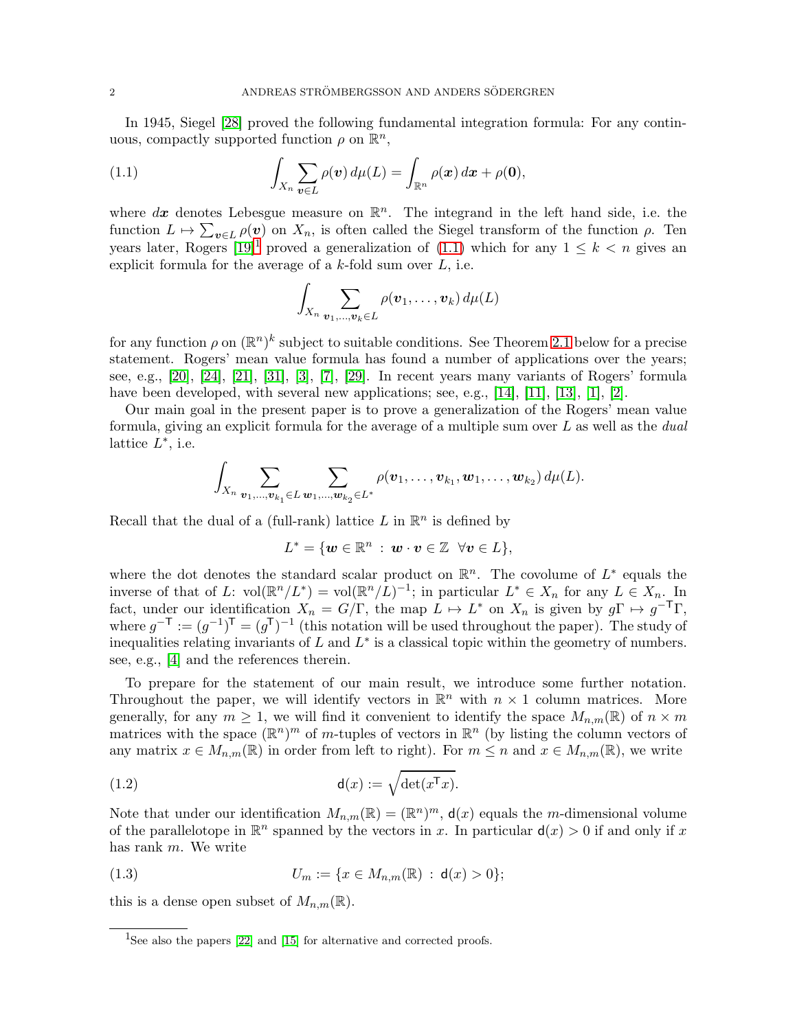In 1945, Siegel [28] proved the following fundamental integration formula: For any continuous, compactly supported function $\rho$ on $\mathbb{R}^n$,

$$\int_{X_n} \sum_{\boldsymbol{v}\in L} \rho(\boldsymbol{v})\, d\mu(L) = \int_{\mathbb{R}^n} \rho(\boldsymbol{x})\, d\boldsymbol{x} + \rho(\boldsymbol{0}), \tag{1.1}$$

where $d\boldsymbol{x}$ denotes Lebesgue measure on $\mathbb{R}^n$. The integrand in the left hand side, i.e. the function $L \mapsto \sum_{\boldsymbol{v}\in L} \rho(\boldsymbol{v})$ on $X_n$, is often called the Siegel transform of the function $\rho$. Ten years later, Rogers [19][1] proved a generalization of (1.1) which for any $1 \leq k < n$ gives an explicit formula for the average of a $k$-fold sum over $L$, i.e.

$$\int_{X_n} \sum_{\boldsymbol{v}_1,\ldots,\boldsymbol{v}_k \in L} \rho(\boldsymbol{v}_1, \ldots, \boldsymbol{v}_k)\, d\mu(L)$$

for any function $\rho$ on $(\mathbb{R}^n)^k$ subject to suitable conditions. See Theorem 2.1 below for a precise statement. Rogers' mean value formula has found a number of applications over the years; see, e.g., [20], [24], [21], [31], [3], [7], [29]. In recent years many variants of Rogers' formula have been developed, with several new applications; see, e.g., [14], [11], [13], [1], [2].

Our main goal in the present paper is to prove a generalization of the Rogers' mean value formula, giving an explicit formula for the average of a multiple sum over $L$ as well as the *dual* lattice $L^*$, i.e.

$$\int_{X_n} \sum_{\boldsymbol{v}_1,\ldots,\boldsymbol{v}_{k_1} \in L} \sum_{\boldsymbol{w}_1,\ldots,\boldsymbol{w}_{k_2} \in L^*} \rho(\boldsymbol{v}_1, \ldots, \boldsymbol{v}_{k_1}, \boldsymbol{w}_1, \ldots, \boldsymbol{w}_{k_2})\, d\mu(L).$$

Recall that the dual of a (full-rank) lattice $L$ in $\mathbb{R}^n$ is defined by

$$L^* = \{\boldsymbol{w} \in \mathbb{R}^n \,:\, \boldsymbol{w}\cdot\boldsymbol{v} \in \mathbb{Z} \;\; \forall \boldsymbol{v} \in L\},$$

where the dot denotes the standard scalar product on $\mathbb{R}^n$. The covolume of $L^*$ equals the inverse of that of $L$: $\mathrm{vol}(\mathbb{R}^n/L^*) = \mathrm{vol}(\mathbb{R}^n/L)^{-1}$; in particular $L^* \in X_n$ for any $L \in X_n$. In fact, under our identification $X_n = G/\Gamma$, the map $L \mapsto L^*$ on $X_n$ is given by $g\Gamma \mapsto g^{-\mathsf{T}}\Gamma$, where $g^{-\mathsf{T}} := (g^{-1})^{\mathsf{T}} = (g^{\mathsf{T}})^{-1}$ (this notation will be used throughout the paper). The study of inequalities relating invariants of $L$ and $L^*$ is a classical topic within the geometry of numbers. see, e.g., [4] and the references therein.

To prepare for the statement of our main result, we introduce some further notation. Throughout the paper, we will identify vectors in $\mathbb{R}^n$ with $n \times 1$ column matrices. More generally, for any $m \geq 1$, we will find it convenient to identify the space $M_{n,m}(\mathbb{R})$ of $n \times m$ matrices with the space $(\mathbb{R}^n)^m$ of $m$-tuples of vectors in $\mathbb{R}^n$ (by listing the column vectors of any matrix $x \in M_{n,m}(\mathbb{R})$ in order from left to right). For $m \leq n$ and $x \in M_{n,m}(\mathbb{R})$, we write

$$\mathsf{d}(x) := \sqrt{\det(x^{\mathsf{T}}x)}. \tag{1.2}$$

Note that under our identification $M_{n,m}(\mathbb{R}) = (\mathbb{R}^n)^m$, $\mathsf{d}(x)$ equals the $m$-dimensional volume of the parallelotope in $\mathbb{R}^n$ spanned by the vectors in $x$. In particular $\mathsf{d}(x) > 0$ if and only if $x$ has rank $m$. We write

$$U_m := \{x \in M_{n,m}(\mathbb{R}) \,:\, \mathsf{d}(x) > 0\}; \tag{1.3}$$

this is a dense open subset of $M_{n,m}(\mathbb{R})$.

[1] See also the papers [22] and [15] for alternative and corrected proofs.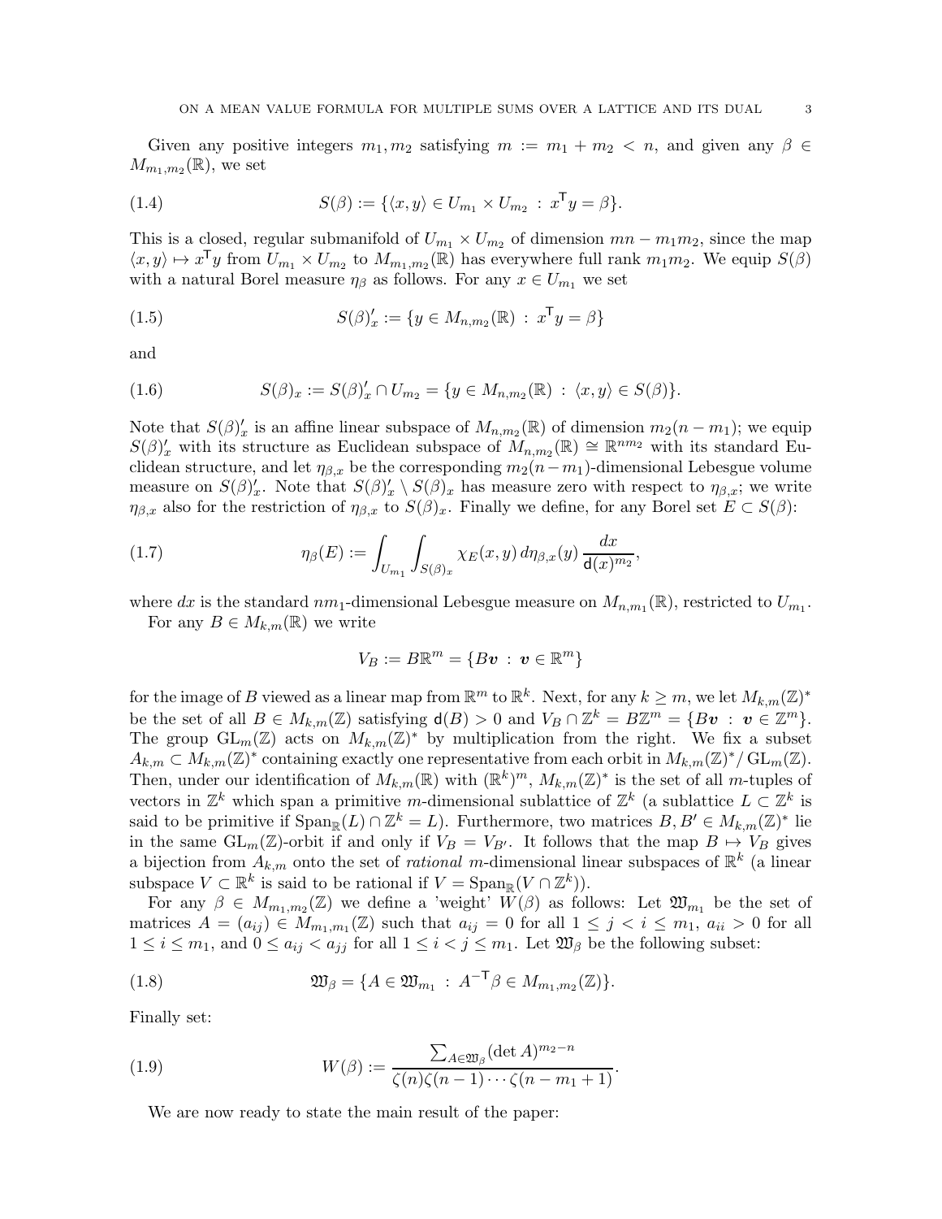Given any positive integers $m_1, m_2$ satisfying $m := m_1 + m_2 < n$, and given any $\beta \in M_{m_1,m_2}(\mathbb{R})$, we set

$$S(\beta) := \{\langle x, y\rangle \in U_{m_1} \times U_{m_2} \;:\; x^{\mathsf{T}} y = \beta\}. \tag{1.4}$$

This is a closed, regular submanifold of $U_{m_1} \times U_{m_2}$ of dimension $mn - m_1 m_2$, since the map $\langle x, y\rangle \mapsto x^{\mathsf{T}} y$ from $U_{m_1} \times U_{m_2}$ to $M_{m_1,m_2}(\mathbb{R})$ has everywhere full rank $m_1 m_2$. We equip $S(\beta)$ with a natural Borel measure $\eta_\beta$ as follows. For any $x \in U_{m_1}$ we set

$$S(\beta)'_x := \{y \in M_{n,m_2}(\mathbb{R}) \;:\; x^{\mathsf{T}} y = \beta\} \tag{1.5}$$

and

$$S(\beta)_x := S(\beta)'_x \cap U_{m_2} = \{y \in M_{n,m_2}(\mathbb{R}) \;:\; \langle x, y\rangle \in S(\beta)\}. \tag{1.6}$$

Note that $S(\beta)'_x$ is an affine linear subspace of $M_{n,m_2}(\mathbb{R})$ of dimension $m_2(n - m_1)$; we equip $S(\beta)'_x$ with its structure as Euclidean subspace of $M_{n,m_2}(\mathbb{R}) \cong \mathbb{R}^{nm_2}$ with its standard Euclidean structure, and let $\eta_{\beta,x}$ be the corresponding $m_2(n-m_1)$-dimensional Lebesgue volume measure on $S(\beta)'_x$. Note that $S(\beta)'_x \setminus S(\beta)_x$ has measure zero with respect to $\eta_{\beta,x}$; we write $\eta_{\beta,x}$ also for the restriction of $\eta_{\beta,x}$ to $S(\beta)_x$. Finally we define, for any Borel set $E \subset S(\beta)$:

$$\eta_\beta(E) := \int_{U_{m_1}} \int_{S(\beta)_x} \chi_E(x, y)\, d\eta_{\beta,x}(y)\, \frac{dx}{\mathsf{d}(x)^{m_2}}, \tag{1.7}$$

where $dx$ is the standard $nm_1$-dimensional Lebesgue measure on $M_{n,m_1}(\mathbb{R})$, restricted to $U_{m_1}$.

For any $B \in M_{k,m}(\mathbb{R})$ we write

$$V_B := B\mathbb{R}^m = \{B\boldsymbol{v} \;:\; \boldsymbol{v} \in \mathbb{R}^m\}$$

for the image of $B$ viewed as a linear map from $\mathbb{R}^m$ to $\mathbb{R}^k$. Next, for any $k \geq m$, we let $M_{k,m}(\mathbb{Z})^*$ be the set of all $B \in M_{k,m}(\mathbb{Z})$ satisfying $\mathsf{d}(B) > 0$ and $V_B \cap \mathbb{Z}^k = B\mathbb{Z}^m = \{B\boldsymbol{v} \;:\; \boldsymbol{v} \in \mathbb{Z}^m\}$. The group $\mathrm{GL}_m(\mathbb{Z})$ acts on $M_{k,m}(\mathbb{Z})^*$ by multiplication from the right. We fix a subset $A_{k,m} \subset M_{k,m}(\mathbb{Z})^*$ containing exactly one representative from each orbit in $M_{k,m}(\mathbb{Z})^*/\operatorname{GL}_m(\mathbb{Z})$. Then, under our identification of $M_{k,m}(\mathbb{R})$ with $(\mathbb{R}^k)^m$, $M_{k,m}(\mathbb{Z})^*$ is the set of all $m$-tuples of vectors in $\mathbb{Z}^k$ which span a primitive $m$-dimensional sublattice of $\mathbb{Z}^k$ (a sublattice $L \subset \mathbb{Z}^k$ is said to be primitive if $\operatorname{Span}_{\mathbb{R}}(L) \cap \mathbb{Z}^k = L$). Furthermore, two matrices $B, B' \in M_{k,m}(\mathbb{Z})^*$ lie in the same $\mathrm{GL}_m(\mathbb{Z})$-orbit if and only if $V_B = V_{B'}$. It follows that the map $B \mapsto V_B$ gives a bijection from $A_{k,m}$ onto the set of *rational* $m$-dimensional linear subspaces of $\mathbb{R}^k$ (a linear subspace $V \subset \mathbb{R}^k$ is said to be rational if $V = \operatorname{Span}_{\mathbb{R}}(V \cap \mathbb{Z}^k)$).

For any $\beta \in M_{m_1,m_2}(\mathbb{Z})$ we define a 'weight' $W(\beta)$ as follows: Let $\mathfrak{W}_{m_1}$ be the set of matrices $A = (a_{ij}) \in M_{m_1,m_1}(\mathbb{Z})$ such that $a_{ij} = 0$ for all $1 \leq j < i \leq m_1$, $a_{ii} > 0$ for all $1 \leq i \leq m_1$, and $0 \leq a_{ij} < a_{jj}$ for all $1 \leq i < j \leq m_1$. Let $\mathfrak{W}_\beta$ be the following subset:

$$\mathfrak{W}_\beta = \{A \in \mathfrak{W}_{m_1} \;:\; A^{-\mathsf{T}}\beta \in M_{m_1,m_2}(\mathbb{Z})\}. \tag{1.8}$$

Finally set:

$$W(\beta) := \frac{\sum_{A \in \mathfrak{W}_\beta} (\det A)^{m_2 - n}}{\zeta(n)\zeta(n-1)\cdots\zeta(n-m_1+1)}. \tag{1.9}$$

We are now ready to state the main result of the paper: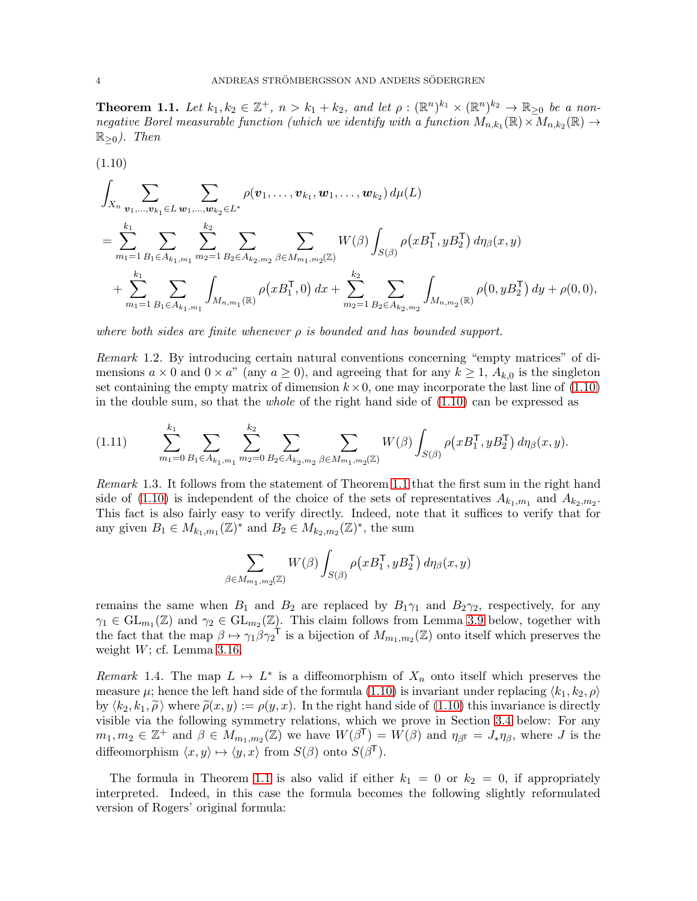**Theorem 1.1.** *Let $k_1, k_2 \in \mathbb{Z}^+$, $n > k_1 + k_2$, and let $\rho : (\mathbb{R}^n)^{k_1} \times (\mathbb{R}^n)^{k_2} \to \mathbb{R}_{\geq 0}$ be a non-negative Borel measurable function (which we identify with a function $M_{n,k_1}(\mathbb{R}) \times M_{n,k_2}(\mathbb{R}) \to \mathbb{R}_{\geq 0}$). Then*

$$
\begin{aligned}
&\int_{X_n} \sum_{\boldsymbol{v}_1,\ldots,\boldsymbol{v}_{k_1} \in L} \sum_{\boldsymbol{w}_1,\ldots,\boldsymbol{w}_{k_2} \in L^*} \rho(\boldsymbol{v}_1,\ldots,\boldsymbol{v}_{k_1},\boldsymbol{w}_1,\ldots,\boldsymbol{w}_{k_2})\, d\mu(L) \\
&= \sum_{m_1=1}^{k_1} \sum_{B_1 \in A_{k_1,m_1}} \sum_{m_2=1}^{k_2} \sum_{B_2 \in A_{k_2,m_2}} \sum_{\beta \in M_{m_1,m_2}(\mathbb{Z})} W(\beta) \int_{S(\beta)} \rho\big(xB_1^{\mathsf{T}}, yB_2^{\mathsf{T}}\big)\, d\eta_\beta(x,y) \\
&\quad + \sum_{m_1=1}^{k_1} \sum_{B_1 \in A_{k_1,m_1}} \int_{M_{n,m_1}(\mathbb{R})} \rho\big(xB_1^{\mathsf{T}}, 0\big)\, dx + \sum_{m_2=1}^{k_2} \sum_{B_2 \in A_{k_2,m_2}} \int_{M_{n,m_2}(\mathbb{R})} \rho\big(0, yB_2^{\mathsf{T}}\big)\, dy + \rho(0,0),
\end{aligned}
\tag{1.10}
$$

*where both sides are finite whenever $\rho$ is bounded and has bounded support.*

*Remark* 1.2. By introducing certain natural conventions concerning "empty matrices" of dimensions $a \times 0$ and $0 \times a$" (any $a \geq 0$), and agreeing that for any $k \geq 1$, $A_{k,0}$ is the singleton set containing the empty matrix of dimension $k \times 0$, one may incorporate the last line of (1.10) in the double sum, so that the *whole* of the right hand side of (1.10) can be expressed as

$$
\sum_{m_1=0}^{k_1} \sum_{B_1 \in A_{k_1,m_1}} \sum_{m_2=0}^{k_2} \sum_{B_2 \in A_{k_2,m_2}} \sum_{\beta \in M_{m_1,m_2}(\mathbb{Z})} W(\beta) \int_{S(\beta)} \rho\big(xB_1^{\mathsf{T}}, yB_2^{\mathsf{T}}\big)\, d\eta_\beta(x,y).
\tag{1.11}
$$

*Remark* 1.3. It follows from the statement of Theorem 1.1 that the first sum in the right hand side of (1.10) is independent of the choice of the sets of representatives $A_{k_1,m_1}$ and $A_{k_2,m_2}$. This fact is also fairly easy to verify directly. Indeed, note that it suffices to verify that for any given $B_1 \in M_{k_1,m_1}(\mathbb{Z})^*$ and $B_2 \in M_{k_2,m_2}(\mathbb{Z})^*$, the sum

$$
\sum_{\beta \in M_{m_1,m_2}(\mathbb{Z})} W(\beta) \int_{S(\beta)} \rho\big(xB_1^{\mathsf{T}}, yB_2^{\mathsf{T}}\big)\, d\eta_\beta(x,y)
$$

remains the same when $B_1$ and $B_2$ are replaced by $B_1\gamma_1$ and $B_2\gamma_2$, respectively, for any $\gamma_1 \in \mathrm{GL}_{m_1}(\mathbb{Z})$ and $\gamma_2 \in \mathrm{GL}_{m_2}(\mathbb{Z})$. This claim follows from Lemma 3.9 below, together with the fact that the map $\beta \mapsto \gamma_1\beta{\gamma_2}^{\mathsf{T}}$ is a bijection of $M_{m_1,m_2}(\mathbb{Z})$ onto itself which preserves the weight $W$; cf. Lemma 3.16.

*Remark* 1.4. The map $L \mapsto L^*$ is a diffeomorphism of $X_n$ onto itself which preserves the measure $\mu$; hence the left hand side of the formula (1.10) is invariant under replacing $\langle k_1, k_2, \rho\rangle$ by $\langle k_2, k_1, \widetilde{\rho}\,\rangle$ where $\widetilde{\rho}(x,y) := \rho(y,x)$. In the right hand side of (1.10) this invariance is directly visible via the following symmetry relations, which we prove in Section 3.4 below: For any $m_1, m_2 \in \mathbb{Z}^+$ and $\beta \in M_{m_1,m_2}(\mathbb{Z})$ we have $W(\beta^{\mathsf{T}}) = W(\beta)$ and $\eta_{\beta^{\mathsf{T}}} = J_*\eta_\beta$, where $J$ is the diffeomorphism $\langle x, y\rangle \mapsto \langle y, x\rangle$ from $S(\beta)$ onto $S(\beta^{\mathsf{T}})$.

The formula in Theorem 1.1 is also valid if either $k_1 = 0$ or $k_2 = 0$, if appropriately interpreted. Indeed, in this case the formula becomes the following slightly reformulated version of Rogers' original formula: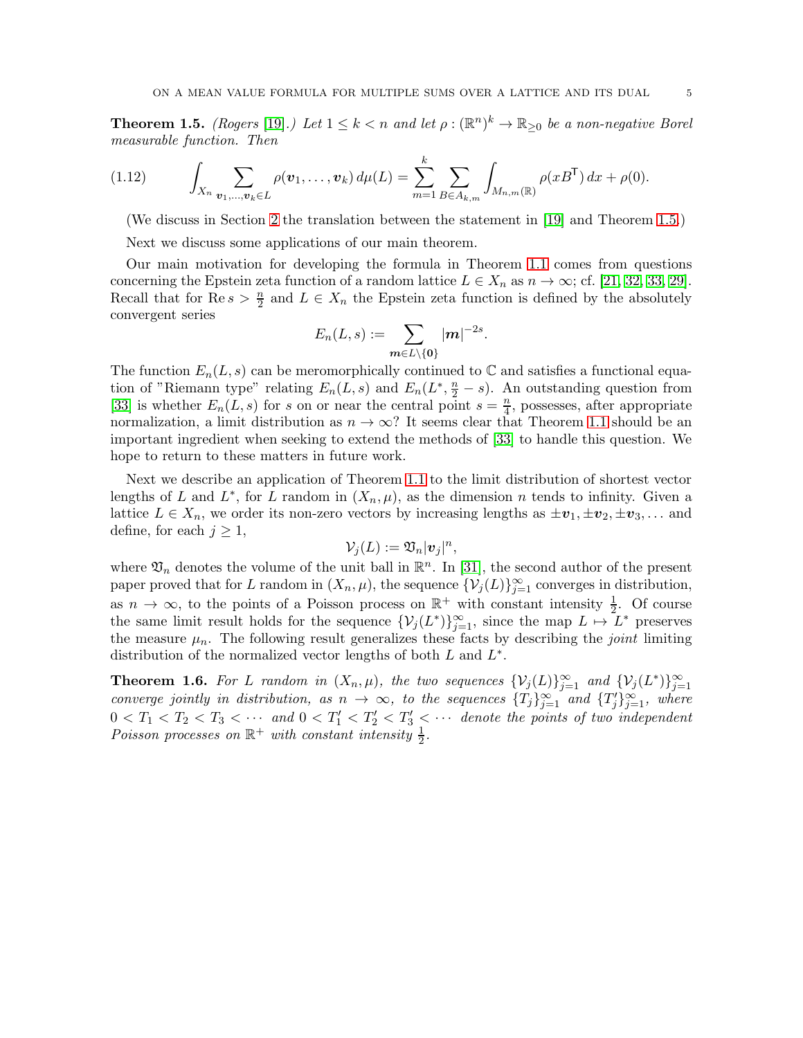**Theorem 1.5.** *(Rogers [19].) Let $1 \leq k < n$ and let $\rho : (\mathbb{R}^n)^k \to \mathbb{R}_{\geq 0}$ be a non-negative Borel measurable function. Then*

$$\int_{X_n} \sum_{\boldsymbol{v}_1,\ldots,\boldsymbol{v}_k \in L} \rho(\boldsymbol{v}_1, \ldots, \boldsymbol{v}_k) \, d\mu(L) = \sum_{m=1}^{k} \sum_{B \in A_{k,m}} \int_{M_{n,m}(\mathbb{R})} \rho(xB^{\mathsf{T}}) \, dx + \rho(0). \tag{1.12}$$

(We discuss in Section 2 the translation between the statement in [19] and Theorem 1.5.)

Next we discuss some applications of our main theorem.

Our main motivation for developing the formula in Theorem 1.1 comes from questions concerning the Epstein zeta function of a random lattice $L \in X_n$ as $n \to \infty$; cf. [21, 32, 33, 29]. Recall that for $\operatorname{Re} s > \frac{n}{2}$ and $L \in X_n$ the Epstein zeta function is defined by the absolutely convergent series

$$E_n(L, s) := \sum_{\boldsymbol{m} \in L \setminus \{\boldsymbol{0}\}} |\boldsymbol{m}|^{-2s}.$$

The function $E_n(L, s)$ can be meromorphically continued to $\mathbb{C}$ and satisfies a functional equation of "Riemann type" relating $E_n(L, s)$ and $E_n(L^*, \frac{n}{2} - s)$. An outstanding question from [33] is whether $E_n(L, s)$ for $s$ on or near the central point $s = \frac{n}{4}$, possesses, after appropriate normalization, a limit distribution as $n \to \infty$? It seems clear that Theorem 1.1 should be an important ingredient when seeking to extend the methods of [33] to handle this question. We hope to return to these matters in future work.

Next we describe an application of Theorem 1.1 to the limit distribution of shortest vector lengths of $L$ and $L^*$, for $L$ random in $(X_n, \mu)$, as the dimension $n$ tends to infinity. Given a lattice $L \in X_n$, we order its non-zero vectors by increasing lengths as $\pm\boldsymbol{v}_1, \pm\boldsymbol{v}_2, \pm\boldsymbol{v}_3, \ldots$ and define, for each $j \geq 1$,

$$\mathcal{V}_j(L) := \mathfrak{V}_n |\boldsymbol{v}_j|^n,$$

where $\mathfrak{V}_n$ denotes the volume of the unit ball in $\mathbb{R}^n$. In [31], the second author of the present paper proved that for $L$ random in $(X_n, \mu)$, the sequence $\{\mathcal{V}_j(L)\}_{j=1}^{\infty}$ converges in distribution, as $n \to \infty$, to the points of a Poisson process on $\mathbb{R}^+$ with constant intensity $\frac{1}{2}$. Of course the same limit result holds for the sequence $\{\mathcal{V}_j(L^*)\}_{j=1}^{\infty}$, since the map $L \mapsto L^*$ preserves the measure $\mu_n$. The following result generalizes these facts by describing the *joint* limiting distribution of the normalized vector lengths of both $L$ and $L^*$.

**Theorem 1.6.** *For $L$ random in $(X_n, \mu)$, the two sequences $\{\mathcal{V}_j(L)\}_{j=1}^{\infty}$ and $\{\mathcal{V}_j(L^*)\}_{j=1}^{\infty}$ converge jointly in distribution, as $n \to \infty$, to the sequences $\{T_j\}_{j=1}^{\infty}$ and $\{T'_j\}_{j=1}^{\infty}$, where $0 < T_1 < T_2 < T_3 < \cdots$ and $0 < T'_1 < T'_2 < T'_3 < \cdots$ denote the points of two independent Poisson processes on $\mathbb{R}^+$ with constant intensity $\frac{1}{2}$.*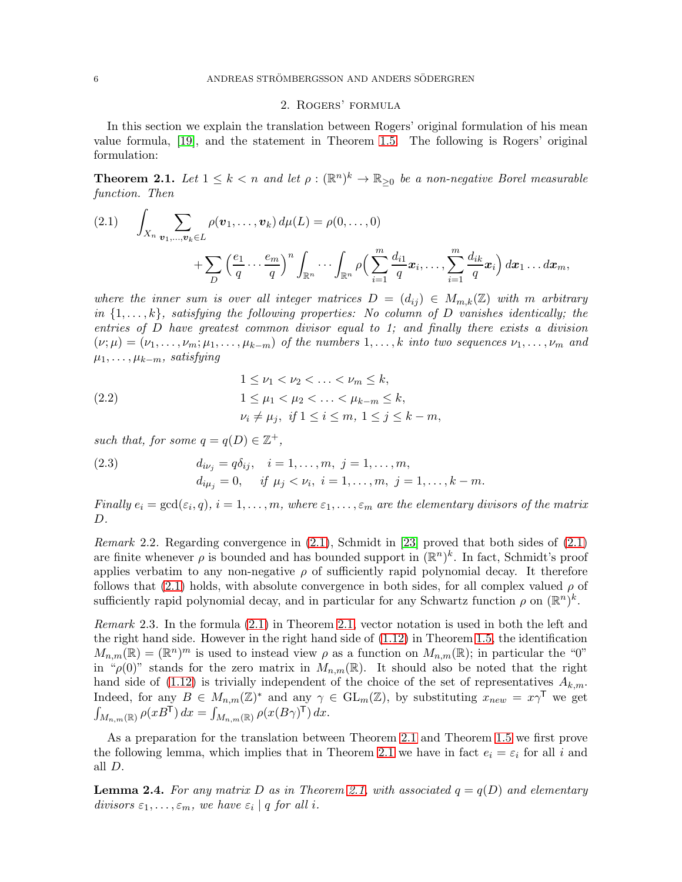## 2. Rogers' formula

In this section we explain the translation between Rogers' original formulation of his mean value formula, [19], and the statement in Theorem 1.5. The following is Rogers' original formulation:

**Theorem 2.1.** *Let $1 \leq k < n$ and let $\rho : (\mathbb{R}^n)^k \to \mathbb{R}_{\geq 0}$ be a non-negative Borel measurable function. Then*

$$\int_{X_n} \sum_{\boldsymbol{v}_1,\ldots,\boldsymbol{v}_k \in L} \rho(\boldsymbol{v}_1,\ldots,\boldsymbol{v}_k)\, d\mu(L) = \rho(0,\ldots,0) + \sum_D \Big(\frac{e_1}{q}\cdots\frac{e_m}{q}\Big)^n \int_{\mathbb{R}^n}\cdots\int_{\mathbb{R}^n} \rho\Big(\sum_{i=1}^m \frac{d_{i1}}{q}\boldsymbol{x}_i,\ldots,\sum_{i=1}^m \frac{d_{ik}}{q}\boldsymbol{x}_i\Big)\, d\boldsymbol{x}_1\ldots d\boldsymbol{x}_m, \tag{2.1}$$

*where the inner sum is over all integer matrices $D = (d_{ij}) \in M_{m,k}(\mathbb{Z})$ with $m$ arbitrary in $\{1,\ldots,k\}$, satisfying the following properties: No column of $D$ vanishes identically; the entries of $D$ have greatest common divisor equal to 1; and finally there exists a division $(\nu;\mu) = (\nu_1,\ldots,\nu_m;\mu_1,\ldots,\mu_{k-m})$ of the numbers $1,\ldots,k$ into two sequences $\nu_1,\ldots,\nu_m$ and $\mu_1,\ldots,\mu_{k-m}$, satisfying*

$$\begin{aligned} &1 \leq \nu_1 < \nu_2 < \ldots < \nu_m \leq k,\\ &1 \leq \mu_1 < \mu_2 < \ldots < \mu_{k-m} \leq k,\\ &\nu_i \neq \mu_j, \ \text{if } 1 \leq i \leq m,\ 1 \leq j \leq k-m, \end{aligned} \tag{2.2}$$

*such that, for some $q = q(D) \in \mathbb{Z}^+$,*

$$\begin{aligned} &d_{i\nu_j} = q\delta_{ij}, \quad i = 1,\ldots,m,\ j = 1,\ldots,m,\\ &d_{i\mu_j} = 0, \quad \text{if } \mu_j < \nu_i,\ i = 1,\ldots,m,\ j = 1,\ldots,k-m. \end{aligned} \tag{2.3}$$

*Finally $e_i = \gcd(\varepsilon_i, q)$, $i = 1,\ldots,m$, where $\varepsilon_1,\ldots,\varepsilon_m$ are the elementary divisors of the matrix $D$.*

*Remark* 2.2. Regarding convergence in (2.1), Schmidt in [23] proved that both sides of (2.1) are finite whenever $\rho$ is bounded and has bounded support in $(\mathbb{R}^n)^k$. In fact, Schmidt's proof applies verbatim to any non-negative $\rho$ of sufficiently rapid polynomial decay. It therefore follows that (2.1) holds, with absolute convergence in both sides, for all complex valued $\rho$ of sufficiently rapid polynomial decay, and in particular for any Schwartz function $\rho$ on $(\mathbb{R}^n)^k$.

*Remark* 2.3. In the formula (2.1) in Theorem 2.1, vector notation is used in both the left and the right hand side. However in the right hand side of (1.12) in Theorem 1.5, the identification $M_{n,m}(\mathbb{R}) = (\mathbb{R}^n)^m$ is used to instead view $\rho$ as a function on $M_{n,m}(\mathbb{R})$; in particular the "0" in "$\rho(0)$" stands for the zero matrix in $M_{n,m}(\mathbb{R})$. It should also be noted that the right hand side of (1.12) is trivially independent of the choice of the set of representatives $A_{k,m}$. Indeed, for any $B \in M_{n,m}(\mathbb{Z})^*$ and any $\gamma \in \mathrm{GL}_m(\mathbb{Z})$, by substituting $x_{new} = x\gamma^{\mathsf{T}}$ we get $\int_{M_{n,m}(\mathbb{R})} \rho(xB^{\mathsf{T}})\, dx = \int_{M_{n,m}(\mathbb{R})} \rho(x(B\gamma)^{\mathsf{T}})\, dx$.

As a preparation for the translation between Theorem 2.1 and Theorem 1.5 we first prove the following lemma, which implies that in Theorem 2.1 we have in fact $e_i = \varepsilon_i$ for all $i$ and all $D$.

**Lemma 2.4.** *For any matrix $D$ as in Theorem 2.1, with associated $q = q(D)$ and elementary divisors $\varepsilon_1,\ldots,\varepsilon_m$, we have $\varepsilon_i \mid q$ for all $i$.*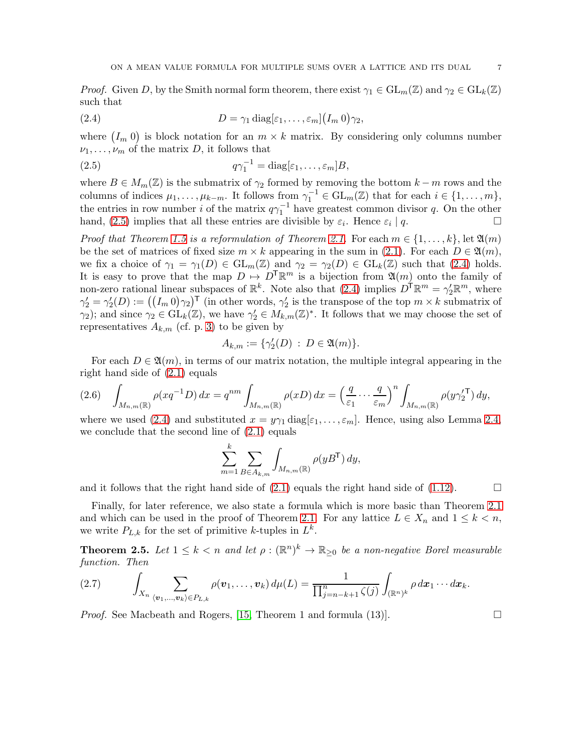*Proof.* Given $D$, by the Smith normal form theorem, there exist $\gamma_1 \in \mathrm{GL}_m(\mathbb{Z})$ and $\gamma_2 \in \mathrm{GL}_k(\mathbb{Z})$ such that

$$D = \gamma_1 \operatorname{diag}[\varepsilon_1, \ldots, \varepsilon_m]\begin{pmatrix} I_m & 0 \end{pmatrix}\gamma_2, \tag{2.4}$$

where $\begin{pmatrix} I_m & 0 \end{pmatrix}$ is block notation for an $m \times k$ matrix. By considering only columns number $\nu_1, \ldots, \nu_m$ of the matrix $D$, it follows that

$$q\gamma_1^{-1} = \operatorname{diag}[\varepsilon_1, \ldots, \varepsilon_m]B, \tag{2.5}$$

where $B \in M_m(\mathbb{Z})$ is the submatrix of $\gamma_2$ formed by removing the bottom $k-m$ rows and the columns of indices $\mu_1, \ldots, \mu_{k-m}$. It follows from $\gamma_1^{-1} \in \mathrm{GL}_m(\mathbb{Z})$ that for each $i \in \{1, \ldots, m\}$, the entries in row number $i$ of the matrix $q\gamma_1^{-1}$ have greatest common divisor $q$. On the other hand, (2.5) implies that all these entries are divisible by $\varepsilon_i$. Hence $\varepsilon_i \mid q$. $\square$

*Proof that Theorem 1.5 is a reformulation of Theorem 2.1.* For each $m \in \{1, \ldots, k\}$, let $\mathfrak{A}(m)$ be the set of matrices of fixed size $m \times k$ appearing in the sum in (2.1). For each $D \in \mathfrak{A}(m)$, we fix a choice of $\gamma_1 = \gamma_1(D) \in \mathrm{GL}_m(\mathbb{Z})$ and $\gamma_2 = \gamma_2(D) \in \mathrm{GL}_k(\mathbb{Z})$ such that (2.4) holds. It is easy to prove that the map $D \mapsto D^{\mathsf{T}}\mathbb{R}^m$ is a bijection from $\mathfrak{A}(m)$ onto the family of non-zero rational linear subspaces of $\mathbb{R}^k$. Note also that (2.4) implies $D^{\mathsf{T}}\mathbb{R}^m = \gamma_2'\mathbb{R}^m$, where $\gamma_2' = \gamma_2'(D) := \left(\begin{pmatrix} I_m & 0 \end{pmatrix}\gamma_2\right)^{\mathsf{T}}$ (in other words, $\gamma_2'$ is the transpose of the top $m \times k$ submatrix of $\gamma_2$); and since $\gamma_2 \in \mathrm{GL}_k(\mathbb{Z})$, we have $\gamma_2' \in M_{k,m}(\mathbb{Z})^*$. It follows that we may choose the set of representatives $A_{k,m}$ (cf. p. 3) to be given by

$$A_{k,m} := \{\gamma_2'(D) \, : \, D \in \mathfrak{A}(m)\}.$$

For each $D \in \mathfrak{A}(m)$, in terms of our matrix notation, the multiple integral appearing in the right hand side of (2.1) equals

$$\int_{M_{n,m}(\mathbb{R})} \rho(xq^{-1}D)\, dx = q^{nm} \int_{M_{n,m}(\mathbb{R})} \rho(xD)\, dx = \Big(\frac{q}{\varepsilon_1} \cdots \frac{q}{\varepsilon_m}\Big)^n \int_{M_{n,m}(\mathbb{R})} \rho(y\gamma_2'^{\mathsf{T}})\, dy, \tag{2.6}$$

where we used (2.4) and substituted $x = y\gamma_1 \operatorname{diag}[\varepsilon_1, \ldots, \varepsilon_m]$. Hence, using also Lemma 2.4, we conclude that the second line of (2.1) equals

$$\sum_{m=1}^{k} \sum_{B \in A_{k,m}} \int_{M_{n,m}(\mathbb{R})} \rho(yB^{\mathsf{T}})\, dy,$$

and it follows that the right hand side of (2.1) equals the right hand side of (1.12). $\square$

Finally, for later reference, we also state a formula which is more basic than Theorem 2.1 and which can be used in the proof of Theorem 2.1. For any lattice $L \in X_n$ and $1 \le k < n$, we write $P_{L,k}$ for the set of primitive $k$-tuples in $L^k$.

**Theorem 2.5.** *Let $1 \le k < n$ and let $\rho : (\mathbb{R}^n)^k \to \mathbb{R}_{\ge 0}$ be a non-negative Borel measurable function. Then*

$$\int_{X_n} \sum_{\langle \boldsymbol{v}_1, \ldots, \boldsymbol{v}_k \rangle \in P_{L,k}} \rho(\boldsymbol{v}_1, \ldots, \boldsymbol{v}_k)\, d\mu(L) = \frac{1}{\prod_{j=n-k+1}^{n} \zeta(j)} \int_{(\mathbb{R}^n)^k} \rho \, d\boldsymbol{x}_1 \cdots d\boldsymbol{x}_k. \tag{2.7}$$

*Proof.* See Macbeath and Rogers, [15, Theorem 1 and formula (13)]. $\square$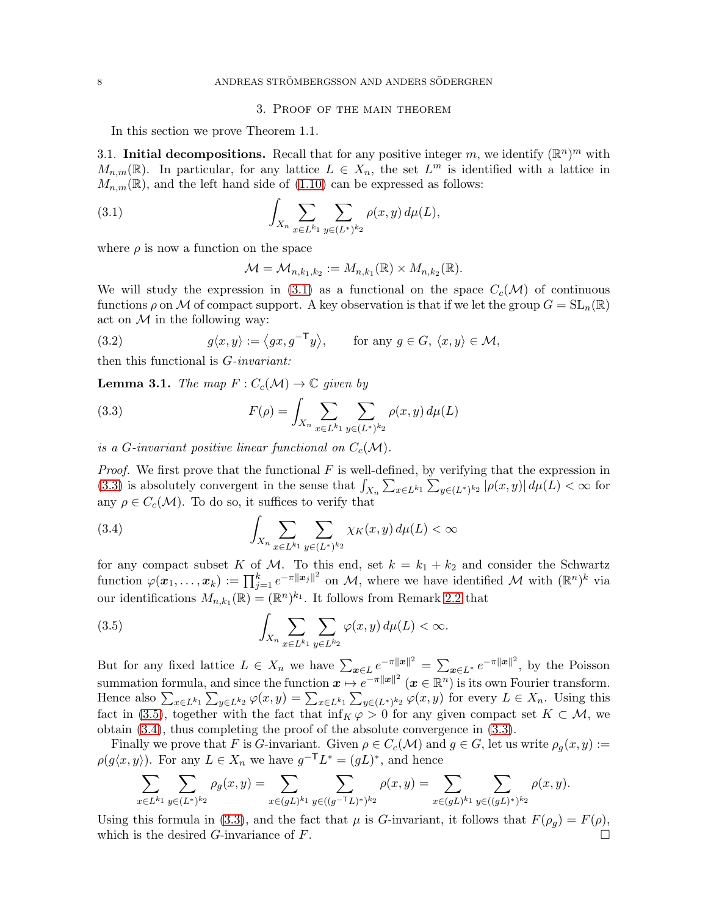## 3. Proof of the main theorem

In this section we prove Theorem 1.1.

### 3.1. Initial decompositions.

**3.1. Initial decompositions.** Recall that for any positive integer $m$, we identify $(\mathbb{R}^n)^m$ with $M_{n,m}(\mathbb{R})$. In particular, for any lattice $L \in X_n$, the set $L^m$ is identified with a lattice in $M_{n,m}(\mathbb{R})$, and the left hand side of (1.10) can be expressed as follows:

$$\int_{X_n} \sum_{x \in L^{k_1}} \sum_{y \in (L^*)^{k_2}} \rho(x,y)\, d\mu(L), \tag{3.1}$$

where $\rho$ is now a function on the space

$$\mathcal{M} = \mathcal{M}_{n,k_1,k_2} := M_{n,k_1}(\mathbb{R}) \times M_{n,k_2}(\mathbb{R}).$$

We will study the expression in (3.1) as a functional on the space $C_c(\mathcal{M})$ of continuous functions $\rho$ on $\mathcal{M}$ of compact support. A key observation is that if we let the group $G = \mathrm{SL}_n(\mathbb{R})$ act on $\mathcal{M}$ in the following way:

$$g\langle x, y\rangle := \langle gx, g^{-\mathsf{T}}y\rangle, \qquad \text{for any } g \in G,\ \langle x,y\rangle \in \mathcal{M}, \tag{3.2}$$

then this functional is *G-invariant:*

**Lemma 3.1.** *The map $F : C_c(\mathcal{M}) \to \mathbb{C}$ given by*

$$F(\rho) = \int_{X_n} \sum_{x \in L^{k_1}} \sum_{y \in (L^*)^{k_2}} \rho(x,y)\, d\mu(L) \tag{3.3}$$

*is a $G$-invariant positive linear functional on $C_c(\mathcal{M})$.*

*Proof.* We first prove that the functional $F$ is well-defined, by verifying that the expression in (3.3) is absolutely convergent in the sense that $\int_{X_n} \sum_{x \in L^{k_1}} \sum_{y \in (L^*)^{k_2}} |\rho(x,y)|\, d\mu(L) < \infty$ for any $\rho \in C_c(\mathcal{M})$. To do so, it suffices to verify that

$$\int_{X_n} \sum_{x \in L^{k_1}} \sum_{y \in (L^*)^{k_2}} \chi_K(x,y)\, d\mu(L) < \infty \tag{3.4}$$

for any compact subset $K$ of $\mathcal{M}$. To this end, set $k = k_1 + k_2$ and consider the Schwartz function $\varphi(\boldsymbol{x}_1, \ldots, \boldsymbol{x}_k) := \prod_{j=1}^{k} e^{-\pi \|\boldsymbol{x}_j\|^2}$ on $\mathcal{M}$, where we have identified $\mathcal{M}$ with $(\mathbb{R}^n)^k$ via our identifications $M_{n,k_1}(\mathbb{R}) = (\mathbb{R}^n)^{k_1}$. It follows from Remark 2.2 that

$$\int_{X_n} \sum_{x \in L^{k_1}} \sum_{y \in L^{k_2}} \varphi(x,y)\, d\mu(L) < \infty. \tag{3.5}$$

But for any fixed lattice $L \in X_n$ we have $\sum_{\boldsymbol{x} \in L} e^{-\pi\|\boldsymbol{x}\|^2} = \sum_{\boldsymbol{x} \in L^*} e^{-\pi\|\boldsymbol{x}\|^2}$, by the Poisson summation formula, and since the function $\boldsymbol{x} \mapsto e^{-\pi\|\boldsymbol{x}\|^2}$ ($\boldsymbol{x} \in \mathbb{R}^n$) is its own Fourier transform. Hence also $\sum_{x \in L^{k_1}} \sum_{y \in L^{k_2}} \varphi(x,y) = \sum_{x \in L^{k_1}} \sum_{y \in (L^*)^{k_2}} \varphi(x,y)$ for every $L \in X_n$. Using this fact in (3.5), together with the fact that $\inf_K \varphi > 0$ for any given compact set $K \subset \mathcal{M}$, we obtain (3.4), thus completing the proof of the absolute convergence in (3.3).

Finally we prove that $F$ is $G$-invariant. Given $\rho \in C_c(\mathcal{M})$ and $g \in G$, let us write $\rho_g(x,y) := \rho(g\langle x,y\rangle)$. For any $L \in X_n$ we have $g^{-\mathsf{T}}L^* = (gL)^*$, and hence

$$\sum_{x \in L^{k_1}} \sum_{y \in (L^*)^{k_2}} \rho_g(x,y) = \sum_{x \in (gL)^{k_1}} \sum_{y \in ((g^{-\mathsf{T}}L)^*)^{k_2}} \rho(x,y) = \sum_{x \in (gL)^{k_1}} \sum_{y \in ((gL)^*)^{k_2}} \rho(x,y).$$

Using this formula in (3.3), and the fact that $\mu$ is $G$-invariant, it follows that $F(\rho_g) = F(\rho)$, which is the desired $G$-invariance of $F$. $\square$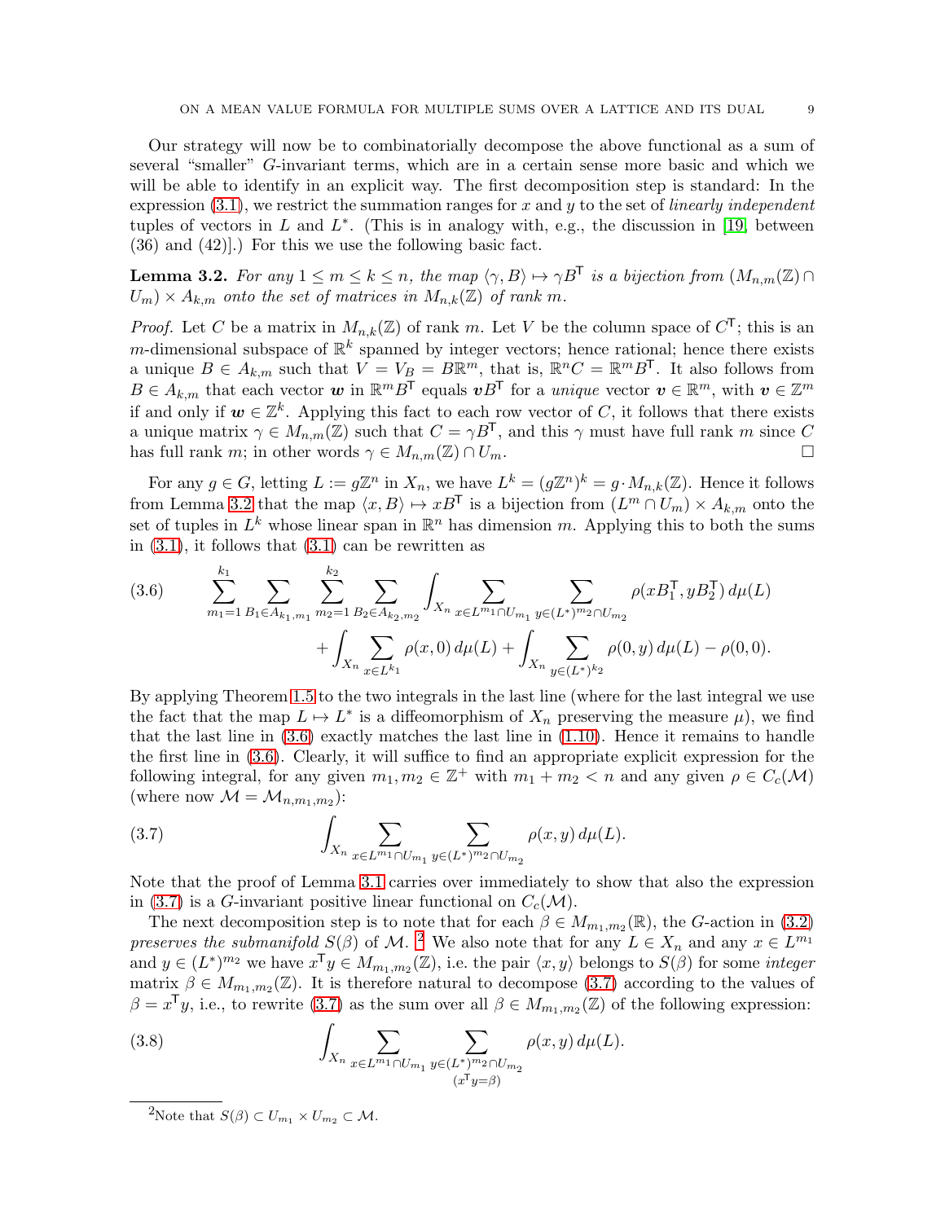Our strategy will now be to combinatorially decompose the above functional as a sum of several "smaller" $G$-invariant terms, which are in a certain sense more basic and which we will be able to identify in an explicit way. The first decomposition step is standard: In the expression (3.1), we restrict the summation ranges for $x$ and $y$ to the set of *linearly independent* tuples of vectors in $L$ and $L^*$. (This is in analogy with, e.g., the discussion in [19, between (36) and (42)].) For this we use the following basic fact.

**Lemma 3.2.** *For any $1 \leq m \leq k \leq n$, the map $\langle \gamma, B \rangle \mapsto \gamma B^{\mathsf{T}}$ is a bijection from $(M_{n,m}(\mathbb{Z}) \cap U_m) \times A_{k,m}$ onto the set of matrices in $M_{n,k}(\mathbb{Z})$ of rank $m$.*

*Proof.* Let $C$ be a matrix in $M_{n,k}(\mathbb{Z})$ of rank $m$. Let $V$ be the column space of $C^{\mathsf{T}}$; this is an $m$-dimensional subspace of $\mathbb{R}^k$ spanned by integer vectors; hence rational; hence there exists a unique $B \in A_{k,m}$ such that $V = V_B = B\mathbb{R}^m$, that is, $\mathbb{R}^n C = \mathbb{R}^m B^{\mathsf{T}}$. It also follows from $B \in A_{k,m}$ that each vector $\boldsymbol{w}$ in $\mathbb{R}^m B^{\mathsf{T}}$ equals $\boldsymbol{v} B^{\mathsf{T}}$ for a *unique* vector $\boldsymbol{v} \in \mathbb{R}^m$, with $\boldsymbol{v} \in \mathbb{Z}^m$ if and only if $\boldsymbol{w} \in \mathbb{Z}^k$. Applying this fact to each row vector of $C$, it follows that there exists a unique matrix $\gamma \in M_{n,m}(\mathbb{Z})$ such that $C = \gamma B^{\mathsf{T}}$, and this $\gamma$ must have full rank $m$ since $C$ has full rank $m$; in other words $\gamma \in M_{n,m}(\mathbb{Z}) \cap U_m$. $\square$

For any $g \in G$, letting $L := g\mathbb{Z}^n$ in $X_n$, we have $L^k = (g\mathbb{Z}^n)^k = g \cdot M_{n,k}(\mathbb{Z})$. Hence it follows from Lemma 3.2 that the map $\langle x, B \rangle \mapsto xB^{\mathsf{T}}$ is a bijection from $(L^m \cap U_m) \times A_{k,m}$ onto the set of tuples in $L^k$ whose linear span in $\mathbb{R}^n$ has dimension $m$. Applying this to both the sums in (3.1), it follows that (3.1) can be rewritten as

$$
\begin{aligned}
(3.6) \qquad & \sum_{m_1=1}^{k_1} \sum_{B_1 \in A_{k_1,m_1}} \sum_{m_2=1}^{k_2} \sum_{B_2 \in A_{k_2,m_2}} \int_{X_n} \sum_{x \in L^{m_1} \cap U_{m_1}} \sum_{y \in (L^*)^{m_2} \cap U_{m_2}} \rho(xB_1^{\mathsf{T}}, yB_2^{\mathsf{T}})\, d\mu(L) \\
& \qquad + \int_{X_n} \sum_{x \in L^{k_1}} \rho(x, 0)\, d\mu(L) + \int_{X_n} \sum_{y \in (L^*)^{k_2}} \rho(0, y)\, d\mu(L) - \rho(0,0).
\end{aligned}
$$

By applying Theorem 1.5 to the two integrals in the last line (where for the last integral we use the fact that the map $L \mapsto L^*$ is a diffeomorphism of $X_n$ preserving the measure $\mu$), we find that the last line in (3.6) exactly matches the last line in (1.10). Hence it remains to handle the first line in (3.6). Clearly, it will suffice to find an appropriate explicit expression for the following integral, for any given $m_1, m_2 \in \mathbb{Z}^+$ with $m_1 + m_2 < n$ and any given $\rho \in C_c(\mathcal{M})$ (where now $\mathcal{M} = \mathcal{M}_{n,m_1,m_2}$):

$$
(3.7) \qquad \int_{X_n} \sum_{x \in L^{m_1} \cap U_{m_1}} \sum_{y \in (L^*)^{m_2} \cap U_{m_2}} \rho(x, y)\, d\mu(L).
$$

Note that the proof of Lemma 3.1 carries over immediately to show that also the expression in (3.7) is a $G$-invariant positive linear functional on $C_c(\mathcal{M})$.

The next decomposition step is to note that for each $\beta \in M_{m_1,m_2}(\mathbb{R})$, the $G$-action in (3.2) *preserves the submanifold $S(\beta)$ of $\mathcal{M}$.* [2] We also note that for any $L \in X_n$ and any $x \in L^{m_1}$ and $y \in (L^*)^{m_2}$ we have $x^{\mathsf{T}} y \in M_{m_1,m_2}(\mathbb{Z})$, i.e. the pair $\langle x, y \rangle$ belongs to $S(\beta)$ for some *integer* matrix $\beta \in M_{m_1,m_2}(\mathbb{Z})$. It is therefore natural to decompose (3.7) according to the values of $\beta = x^{\mathsf{T}} y$, i.e., to rewrite (3.7) as the sum over all $\beta \in M_{m_1,m_2}(\mathbb{Z})$ of the following expression:

$$
(3.8) \qquad \int_{X_n} \sum_{x \in L^{m_1} \cap U_{m_1}} \sum_{\substack{y \in (L^*)^{m_2} \cap U_{m_2} \\ (x^{\mathsf{T}} y = \beta)}} \rho(x, y)\, d\mu(L).
$$

[2] Note that $S(\beta) \subset U_{m_1} \times U_{m_2} \subset \mathcal{M}$.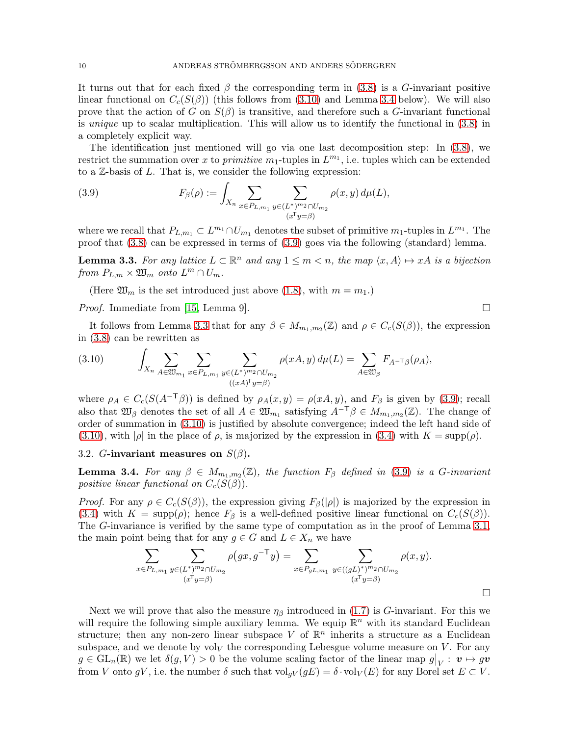It turns out that for each fixed $\beta$ the corresponding term in (3.8) is a $G$-invariant positive linear functional on $C_c(S(\beta))$ (this follows from (3.10) and Lemma 3.4 below). We will also prove that the action of $G$ on $S(\beta)$ is transitive, and therefore such a $G$-invariant functional is *unique* up to scalar multiplication. This will allow us to identify the functional in (3.8) in a completely explicit way.

The identification just mentioned will go via one last decomposition step: In (3.8), we restrict the summation over $x$ to *primitive* $m_1$-tuples in $L^{m_1}$, i.e. tuples which can be extended to a $\mathbb{Z}$-basis of $L$. That is, we consider the following expression:

$$F_\beta(\rho) := \int_{X_n} \sum_{x \in P_{L,m_1}} \sum_{\substack{y \in (L^*)^{m_2} \cap U_{m_2} \\ (x^{\mathsf{T}} y = \beta)}} \rho(x,y)\, d\mu(L), \tag{3.9}$$

where we recall that $P_{L,m_1} \subset L^{m_1} \cap U_{m_1}$ denotes the subset of primitive $m_1$-tuples in $L^{m_1}$. The proof that (3.8) can be expressed in terms of (3.9) goes via the following (standard) lemma.

**Lemma 3.3.** *For any lattice $L \subset \mathbb{R}^n$ and any $1 \leq m < n$, the map $\langle x, A\rangle \mapsto xA$ is a bijection from $P_{L,m} \times \mathfrak{W}_m$ onto $L^m \cap U_m$.*

(Here $\mathfrak{W}_m$ is the set introduced just above (1.8), with $m = m_1$.)

*Proof.* Immediate from [15, Lemma 9]. $\square$

It follows from Lemma 3.3 that for any $\beta \in M_{m_1,m_2}(\mathbb{Z})$ and $\rho \in C_c(S(\beta))$, the expression in (3.8) can be rewritten as

$$\int_{X_n} \sum_{A \in \mathfrak{W}_{m_1}} \sum_{x \in P_{L,m_1}} \sum_{\substack{y \in (L^*)^{m_2} \cap U_{m_2} \\ ((xA)^{\mathsf{T}} y = \beta)}} \rho(xA, y)\, d\mu(L) = \sum_{A \in \mathfrak{W}_\beta} F_{A^{-\mathsf{T}}\beta}(\rho_A), \tag{3.10}$$

where $\rho_A \in C_c(S(A^{-\mathsf{T}}\beta))$ is defined by $\rho_A(x,y) = \rho(xA, y)$, and $F_\beta$ is given by (3.9); recall also that $\mathfrak{W}_\beta$ denotes the set of all $A \in \mathfrak{W}_{m_1}$ satisfying $A^{-\mathsf{T}}\beta \in M_{m_1,m_2}(\mathbb{Z})$. The change of order of summation in (3.10) is justified by absolute convergence; indeed the left hand side of (3.10), with $|\rho|$ in the place of $\rho$, is majorized by the expression in (3.4) with $K = \operatorname{supp}(\rho)$.

### 3.2. $G$-invariant measures on $S(\beta)$.

**Lemma 3.4.** *For any $\beta \in M_{m_1,m_2}(\mathbb{Z})$, the function $F_\beta$ defined in (3.9) is a $G$-invariant positive linear functional on $C_c(S(\beta))$.*

*Proof.* For any $\rho \in C_c(S(\beta))$, the expression giving $F_\beta(|\rho|)$ is majorized by the expression in (3.4) with $K = \operatorname{supp}(\rho)$; hence $F_\beta$ is a well-defined positive linear functional on $C_c(S(\beta))$. The $G$-invariance is verified by the same type of computation as in the proof of Lemma 3.1, the main point being that for any $g \in G$ and $L \in X_n$ we have

$$\sum_{x \in P_{L,m_1}} \sum_{\substack{y \in (L^*)^{m_2} \cap U_{m_2} \\ (x^{\mathsf{T}} y = \beta)}} \rho\big(gx, g^{-\mathsf{T}} y\big) = \sum_{x \in P_{gL,m_1}} \sum_{\substack{y \in ((gL)^*)^{m_2} \cap U_{m_2} \\ (x^{\mathsf{T}} y = \beta)}} \rho(x,y).$$

$\square$

Next we will prove that also the measure $\eta_\beta$ introduced in (1.7) is $G$-invariant. For this we will require the following simple auxiliary lemma. We equip $\mathbb{R}^n$ with its standard Euclidean structure; then any non-zero linear subspace $V$ of $\mathbb{R}^n$ inherits a structure as a Euclidean subspace, and we denote by $\operatorname{vol}_V$ the corresponding Lebesgue volume measure on $V$. For any $g \in \mathrm{GL}_n(\mathbb{R})$ we let $\delta(g,V) > 0$ be the volume scaling factor of the linear map $g\big|_V : \boldsymbol{v} \mapsto g\boldsymbol{v}$ from $V$ onto $gV$, i.e. the number $\delta$ such that $\operatorname{vol}_{gV}(gE) = \delta \cdot \operatorname{vol}_V(E)$ for any Borel set $E \subset V$.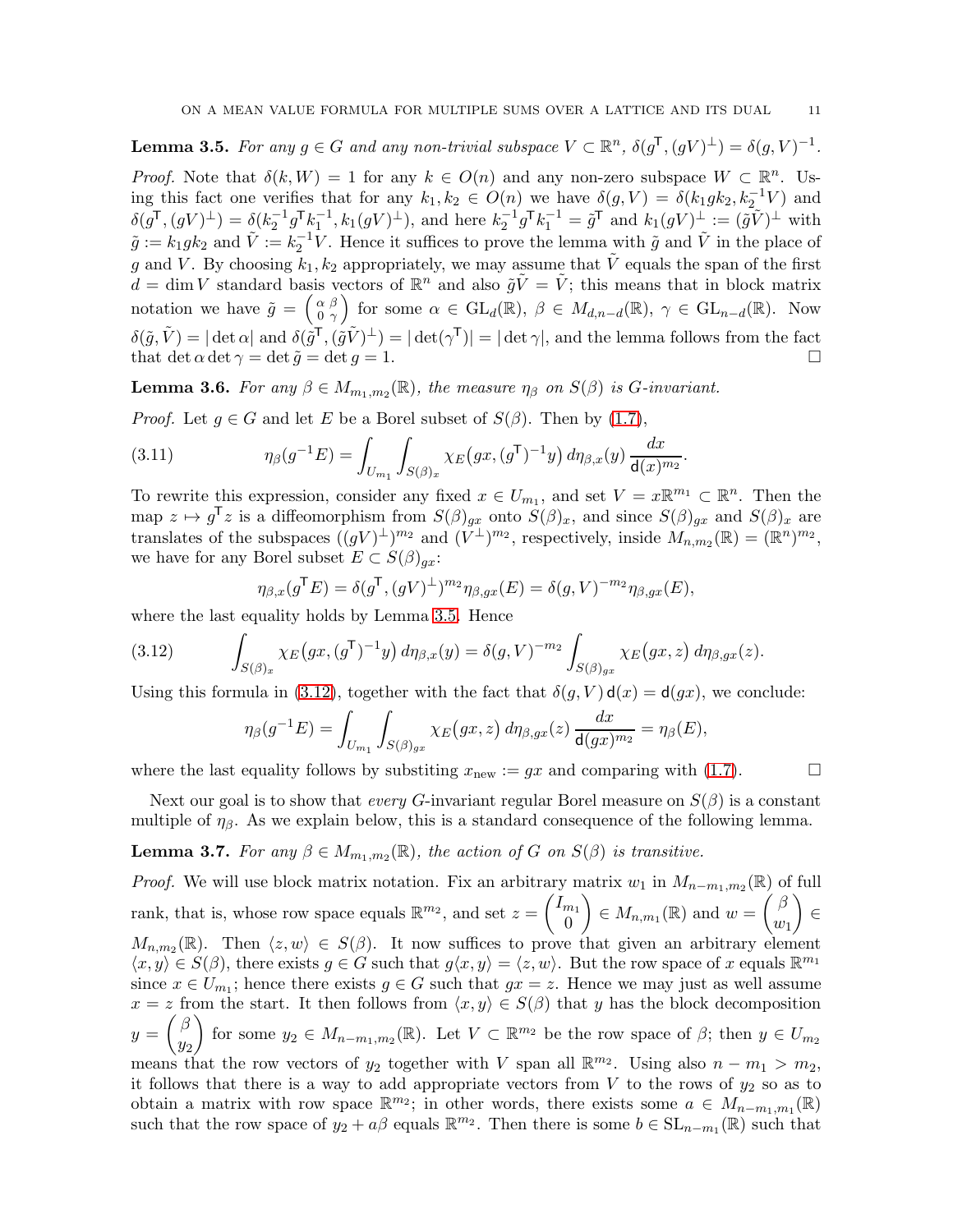**Lemma 3.5.** *For any $g \in G$ and any non-trivial subspace $V \subset \mathbb{R}^n$, $\delta(g^{\mathsf{T}}, (gV)^{\perp}) = \delta(g, V)^{-1}$.*

*Proof.* Note that $\delta(k, W) = 1$ for any $k \in O(n)$ and any non-zero subspace $W \subset \mathbb{R}^n$. Using this fact one verifies that for any $k_1, k_2 \in O(n)$ we have $\delta(g, V) = \delta(k_1 g k_2, k_2^{-1} V)$ and $\delta(g^{\mathsf{T}}, (gV)^{\perp}) = \delta(k_2^{-1} g^{\mathsf{T}} k_1^{-1}, k_1(gV)^{\perp})$, and here $k_2^{-1} g^{\mathsf{T}} k_1^{-1} = \tilde{g}^{\mathsf{T}}$ and $k_1(gV)^{\perp} := (\tilde{g}\tilde{V})^{\perp}$ with $\tilde{g} := k_1 g k_2$ and $\tilde{V} := k_2^{-1} V$. Hence it suffices to prove the lemma with $\tilde{g}$ and $\tilde{V}$ in the place of $g$ and $V$. By choosing $k_1, k_2$ appropriately, we may assume that $\tilde{V}$ equals the span of the first $d = \dim V$ standard basis vectors of $\mathbb{R}^n$ and also $\tilde{g}\tilde{V} = \tilde{V}$; this means that in block matrix notation we have $\tilde{g} = \left(\begin{smallmatrix} \alpha & \beta \\ 0 & \gamma \end{smallmatrix}\right)$ for some $\alpha \in \mathrm{GL}_d(\mathbb{R})$, $\beta \in M_{d,n-d}(\mathbb{R})$, $\gamma \in \mathrm{GL}_{n-d}(\mathbb{R})$. Now $\delta(\tilde{g}, \tilde{V}) = |\det \alpha|$ and $\delta(\tilde{g}^{\mathsf{T}}, (\tilde{g}\tilde{V})^{\perp}) = |\det(\gamma^{\mathsf{T}})| = |\det \gamma|$, and the lemma follows from the fact that $\det \alpha \det \gamma = \det \tilde{g} = \det g = 1$. $\square$

**Lemma 3.6.** *For any $\beta \in M_{m_1,m_2}(\mathbb{R})$, the measure $\eta_\beta$ on $S(\beta)$ is $G$-invariant.*

*Proof.* Let $g \in G$ and let $E$ be a Borel subset of $S(\beta)$. Then by (1.7),

$$\eta_\beta(g^{-1}E) = \int_{U_{m_1}} \int_{S(\beta)_x} \chi_E\big(gx, (g^{\mathsf{T}})^{-1} y\big)\, d\eta_{\beta,x}(y)\, \frac{dx}{\mathsf{d}(x)^{m_2}}. \tag{3.11}$$

To rewrite this expression, consider any fixed $x \in U_{m_1}$, and set $V = x\mathbb{R}^{m_1} \subset \mathbb{R}^n$. Then the map $z \mapsto g^{\mathsf{T}} z$ is a diffeomorphism from $S(\beta)_{gx}$ onto $S(\beta)_x$, and since $S(\beta)_{gx}$ and $S(\beta)_x$ are translates of the subspaces $((gV)^{\perp})^{m_2}$ and $(V^{\perp})^{m_2}$, respectively, inside $M_{n,m_2}(\mathbb{R}) = (\mathbb{R}^n)^{m_2}$, we have for any Borel subset $E \subset S(\beta)_{gx}$:

$$\eta_{\beta,x}(g^{\mathsf{T}} E) = \delta(g^{\mathsf{T}}, (gV)^{\perp})^{m_2} \eta_{\beta,gx}(E) = \delta(g, V)^{-m_2} \eta_{\beta,gx}(E),$$

where the last equality holds by Lemma 3.5. Hence

$$\int_{S(\beta)_x} \chi_E\big(gx, (g^{\mathsf{T}})^{-1} y\big)\, d\eta_{\beta,x}(y) = \delta(g, V)^{-m_2} \int_{S(\beta)_{gx}} \chi_E\big(gx, z\big)\, d\eta_{\beta,gx}(z). \tag{3.12}$$

Using this formula in (3.12), together with the fact that $\delta(g, V)\,\mathsf{d}(x) = \mathsf{d}(gx)$, we conclude:

$$\eta_\beta(g^{-1}E) = \int_{U_{m_1}} \int_{S(\beta)_{gx}} \chi_E\big(gx, z\big)\, d\eta_{\beta,gx}(z)\, \frac{dx}{\mathsf{d}(gx)^{m_2}} = \eta_\beta(E),$$

where the last equality follows by substiting $x_{\text{new}} := gx$ and comparing with (1.7). $\square$

Next our goal is to show that *every* $G$-invariant regular Borel measure on $S(\beta)$ is a constant multiple of $\eta_\beta$. As we explain below, this is a standard consequence of the following lemma.

**Lemma 3.7.** *For any $\beta \in M_{m_1,m_2}(\mathbb{R})$, the action of $G$ on $S(\beta)$ is transitive.*

*Proof.* We will use block matrix notation. Fix an arbitrary matrix $w_1$ in $M_{n-m_1,m_2}(\mathbb{R})$ of full rank, that is, whose row space equals $\mathbb{R}^{m_2}$, and set $z = \begin{pmatrix} I_{m_1} \\ 0 \end{pmatrix} \in M_{n,m_1}(\mathbb{R})$ and $w = \begin{pmatrix} \beta \\ w_1 \end{pmatrix} \in M_{n,m_2}(\mathbb{R})$. Then $\langle z, w \rangle \in S(\beta)$. It now suffices to prove that given an arbitrary element $\langle x, y \rangle \in S(\beta)$, there exists $g \in G$ such that $g\langle x, y \rangle = \langle z, w \rangle$. But the row space of $x$ equals $\mathbb{R}^{m_1}$ since $x \in U_{m_1}$; hence there exists $g \in G$ such that $gx = z$. Hence we may just as well assume $x = z$ from the start. It then follows from $\langle x, y \rangle \in S(\beta)$ that $y$ has the block decomposition $y = \begin{pmatrix} \beta \\ y_2 \end{pmatrix}$ for some $y_2 \in M_{n-m_1,m_2}(\mathbb{R})$. Let $V \subset \mathbb{R}^{m_2}$ be the row space of $\beta$; then $y \in U_{m_2}$ means that the row vectors of $y_2$ together with $V$ span all $\mathbb{R}^{m_2}$. Using also $n - m_1 > m_2$, it follows that there is a way to add appropriate vectors from $V$ to the rows of $y_2$ so as to obtain a matrix with row space $\mathbb{R}^{m_2}$; in other words, there exists some $a \in M_{n-m_1,m_1}(\mathbb{R})$ such that the row space of $y_2 + a\beta$ equals $\mathbb{R}^{m_2}$. Then there is some $b \in \mathrm{SL}_{n-m_1}(\mathbb{R})$ such that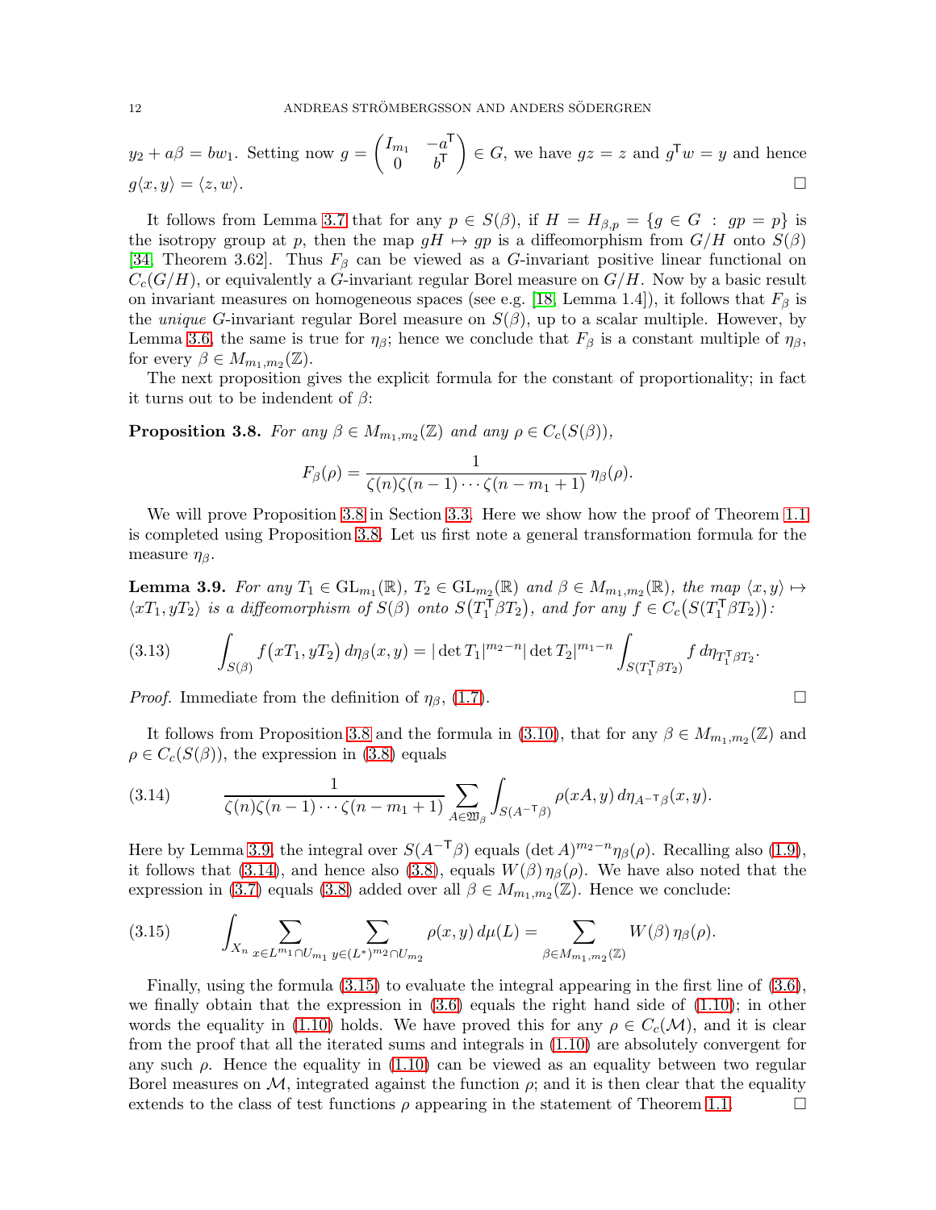$y_2 + a\beta = bw_1$. Setting now $g = \begin{pmatrix} I_{m_1} & -a^{\mathsf{T}} \\ 0 & b^{\mathsf{T}} \end{pmatrix} \in G$, we have $gz = z$ and $g^{\mathsf{T}} w = y$ and hence $g\langle x, y\rangle = \langle z, w\rangle$. $\square$

It follows from Lemma 3.7 that for any $p \in S(\beta)$, if $H = H_{\beta,p} = \{g \in G \,:\, gp = p\}$ is the isotropy group at $p$, then the map $gH \mapsto gp$ is a diffeomorphism from $G/H$ onto $S(\beta)$ [34, Theorem 3.62]. Thus $F_\beta$ can be viewed as a $G$-invariant positive linear functional on $C_c(G/H)$, or equivalently a $G$-invariant regular Borel measure on $G/H$. Now by a basic result on invariant measures on homogeneous spaces (see e.g. [18, Lemma 1.4]), it follows that $F_\beta$ is the *unique* $G$-invariant regular Borel measure on $S(\beta)$, up to a scalar multiple. However, by Lemma 3.6, the same is true for $\eta_\beta$; hence we conclude that $F_\beta$ is a constant multiple of $\eta_\beta$, for every $\beta \in M_{m_1,m_2}(\mathbb{Z})$.

The next proposition gives the explicit formula for the constant of proportionality; in fact it turns out to be indendent of $\beta$:

**Proposition 3.8.** *For any $\beta \in M_{m_1,m_2}(\mathbb{Z})$ and any $\rho \in C_c(S(\beta))$,*

$$F_\beta(\rho) = \frac{1}{\zeta(n)\zeta(n-1)\cdots\zeta(n-m_1+1)}\,\eta_\beta(\rho).$$

We will prove Proposition 3.8 in Section 3.3. Here we show how the proof of Theorem 1.1 is completed using Proposition 3.8. Let us first note a general transformation formula for the measure $\eta_\beta$.

**Lemma 3.9.** *For any $T_1 \in \mathrm{GL}_{m_1}(\mathbb{R})$, $T_2 \in \mathrm{GL}_{m_2}(\mathbb{R})$ and $\beta \in M_{m_1,m_2}(\mathbb{R})$, the map $\langle x, y\rangle \mapsto \langle xT_1, yT_2\rangle$ is a diffeomorphism of $S(\beta)$ onto $S\big(T_1^{\mathsf{T}}\beta T_2\big)$, and for any $f \in C_c\big(S(T_1^{\mathsf{T}}\beta T_2)\big)$:*

$$\int_{S(\beta)} f\big(xT_1, yT_2\big)\, d\eta_\beta(x,y) = |\det T_1|^{m_2-n}|\det T_2|^{m_1-n}\int_{S(T_1^{\mathsf{T}}\beta T_2)} f\, d\eta_{T_1^{\mathsf{T}}\beta T_2}. \tag{3.13}$$

*Proof.* Immediate from the definition of $\eta_\beta$, (1.7). $\square$

It follows from Proposition 3.8 and the formula in (3.10), that for any $\beta \in M_{m_1,m_2}(\mathbb{Z})$ and $\rho \in C_c(S(\beta))$, the expression in (3.8) equals

$$\frac{1}{\zeta(n)\zeta(n-1)\cdots\zeta(n-m_1+1)}\sum_{A\in\mathfrak{W}_\beta}\int_{S(A^{-\mathsf{T}}\beta)} \rho(xA, y)\, d\eta_{A^{-\mathsf{T}}\beta}(x,y). \tag{3.14}$$

Here by Lemma 3.9, the integral over $S(A^{-\mathsf{T}}\beta)$ equals $(\det A)^{m_2-n}\eta_\beta(\rho)$. Recalling also (1.9), it follows that (3.14), and hence also (3.8), equals $W(\beta)\,\eta_\beta(\rho)$. We have also noted that the expression in (3.7) equals (3.8) added over all $\beta \in M_{m_1,m_2}(\mathbb{Z})$. Hence we conclude:

$$\int_{X_n}\sum_{x\in L^{m_1}\cap U_{m_1}}\ \sum_{y\in (L^*)^{m_2}\cap U_{m_2}} \rho(x,y)\, d\mu(L) = \sum_{\beta\in M_{m_1,m_2}(\mathbb{Z})} W(\beta)\,\eta_\beta(\rho). \tag{3.15}$$

Finally, using the formula (3.15) to evaluate the integral appearing in the first line of (3.6), we finally obtain that the expression in (3.6) equals the right hand side of (1.10); in other words the equality in (1.10) holds. We have proved this for any $\rho \in C_c(\mathcal{M})$, and it is clear from the proof that all the iterated sums and integrals in (1.10) are absolutely convergent for any such $\rho$. Hence the equality in (1.10) can be viewed as an equality between two regular Borel measures on $\mathcal{M}$, integrated against the function $\rho$; and it is then clear that the equality extends to the class of test functions $\rho$ appearing in the statement of Theorem 1.1. $\square$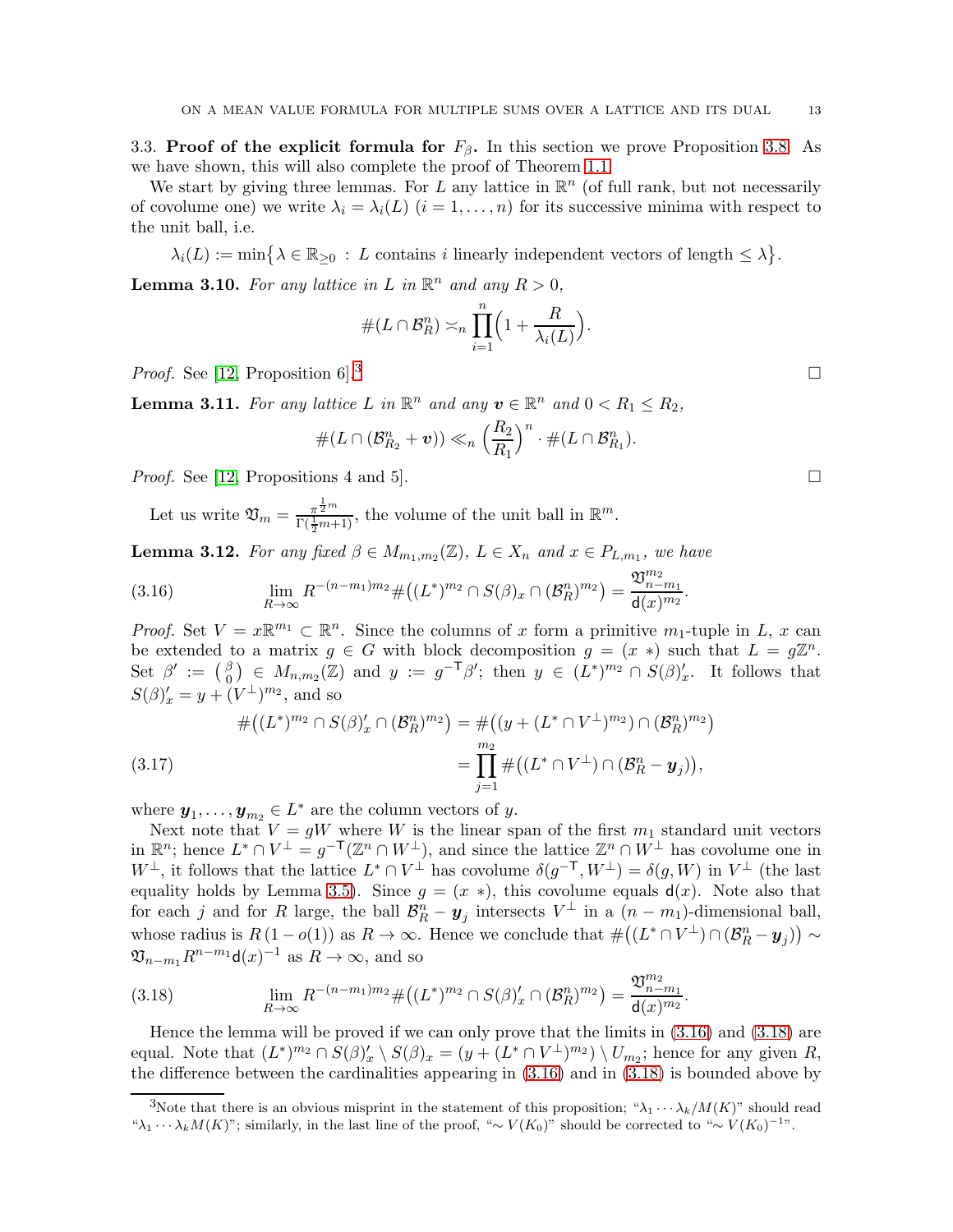3.3. **Proof of the explicit formula for $F_\beta$.** In this section we prove Proposition 3.8. As we have shown, this will also complete the proof of Theorem 1.1.

We start by giving three lemmas. For $L$ any lattice in $\mathbb{R}^n$ (of full rank, but not necessarily of covolume one) we write $\lambda_i = \lambda_i(L)$ $(i = 1, \ldots, n)$ for its successive minima with respect to the unit ball, i.e.

$$\lambda_i(L) := \min\bigl\{\lambda \in \mathbb{R}_{\geq 0} \,:\, L \text{ contains } i \text{ linearly independent vectors of length} \leq \lambda\bigr\}.$$

**Lemma 3.10.** *For any lattice in $L$ in $\mathbb{R}^n$ and any $R > 0$,*

$$\#(L \cap \mathcal{B}_R^n) \asymp_n \prod_{i=1}^{n} \Bigl(1 + \frac{R}{\lambda_i(L)}\Bigr).$$

*Proof.* See [12, Proposition 6].[3] $\square$

**Lemma 3.11.** *For any lattice $L$ in $\mathbb{R}^n$ and any $\boldsymbol{v} \in \mathbb{R}^n$ and $0 < R_1 \leq R_2$,*

$$\#(L \cap (\mathcal{B}_{R_2}^n + \boldsymbol{v})) \ll_n \Bigl(\frac{R_2}{R_1}\Bigr)^n \cdot \#(L \cap \mathcal{B}_{R_1}^n).$$

*Proof.* See [12, Propositions 4 and 5]. $\square$

Let us write $\mathfrak{V}_m = \frac{\pi^{\frac{1}{2}m}}{\Gamma(\frac{1}{2}m+1)}$, the volume of the unit ball in $\mathbb{R}^m$.

**Lemma 3.12.** *For any fixed $\beta \in M_{m_1,m_2}(\mathbb{Z})$, $L \in X_n$ and $x \in P_{L,m_1}$, we have*

$$\lim_{R\to\infty} R^{-(n-m_1)m_2} \#\bigl((L^*)^{m_2} \cap S(\beta)_x \cap (\mathcal{B}_R^n)^{m_2}\bigr) = \frac{\mathfrak{V}_{n-m_1}^{m_2}}{\mathsf{d}(x)^{m_2}}. \tag{3.16}$$

*Proof.* Set $V = x\mathbb{R}^{m_1} \subset \mathbb{R}^n$. Since the columns of $x$ form a primitive $m_1$-tuple in $L$, $x$ can be extended to a matrix $g \in G$ with block decomposition $g = (x \; *)$ such that $L = g\mathbb{Z}^n$. Set $\beta' := \binom{\beta}{0} \in M_{n,m_2}(\mathbb{Z})$ and $y := g^{-\mathsf{T}}\beta'$; then $y \in (L^*)^{m_2} \cap S(\beta)'_x$. It follows that $S(\beta)'_x = y + (V^\perp)^{m_2}$, and so

$$\begin{aligned}
\#\bigl((L^*)^{m_2} \cap S(\beta)'_x \cap (\mathcal{B}_R^n)^{m_2}\bigr) &= \#\bigl((y + (L^* \cap V^\perp)^{m_2}) \cap (\mathcal{B}_R^n)^{m_2}\bigr) \\
&= \prod_{j=1}^{m_2} \#\bigl((L^* \cap V^\perp) \cap (\mathcal{B}_R^n - \boldsymbol{y}_j)\bigr),
\end{aligned} \tag{3.17}$$

where $\boldsymbol{y}_1, \ldots, \boldsymbol{y}_{m_2} \in L^*$ are the column vectors of $y$.

Next note that $V = gW$ where $W$ is the linear span of the first $m_1$ standard unit vectors in $\mathbb{R}^n$; hence $L^* \cap V^\perp = g^{-\mathsf{T}}(\mathbb{Z}^n \cap W^\perp)$, and since the lattice $\mathbb{Z}^n \cap W^\perp$ has covolume one in $W^\perp$, it follows that the lattice $L^* \cap V^\perp$ has covolume $\delta(g^{-\mathsf{T}}, W^\perp) = \delta(g, W)$ in $V^\perp$ (the last equality holds by Lemma 3.5). Since $g = (x \; *)$, this covolume equals $\mathsf{d}(x)$. Note also that for each $j$ and for $R$ large, the ball $\mathcal{B}_R^n - \boldsymbol{y}_j$ intersects $V^\perp$ in a $(n - m_1)$-dimensional ball, whose radius is $R\,(1 - o(1))$ as $R \to \infty$. Hence we conclude that $\#\bigl((L^* \cap V^\perp) \cap (\mathcal{B}_R^n - \boldsymbol{y}_j)\bigr) \sim \mathfrak{V}_{n-m_1} R^{n-m_1} \mathsf{d}(x)^{-1}$ as $R \to \infty$, and so

$$\lim_{R\to\infty} R^{-(n-m_1)m_2} \#\bigl((L^*)^{m_2} \cap S(\beta)'_x \cap (\mathcal{B}_R^n)^{m_2}\bigr) = \frac{\mathfrak{V}_{n-m_1}^{m_2}}{\mathsf{d}(x)^{m_2}}. \tag{3.18}$$

Hence the lemma will be proved if we can only prove that the limits in (3.16) and (3.18) are equal. Note that $(L^*)^{m_2} \cap S(\beta)'_x \setminus S(\beta)_x = (y + (L^* \cap V^\perp)^{m_2}) \setminus U_{m_2}$; hence for any given $R$, the difference between the cardinalities appearing in (3.16) and in (3.18) is bounded above by

[3] Note that there is an obvious misprint in the statement of this proposition; "$\lambda_1 \cdots \lambda_k / M(K)$" should read "$\lambda_1 \cdots \lambda_k M(K)$"; similarly, in the last line of the proof, "$\sim V(K_0)$" should be corrected to "$\sim V(K_0)^{-1}$".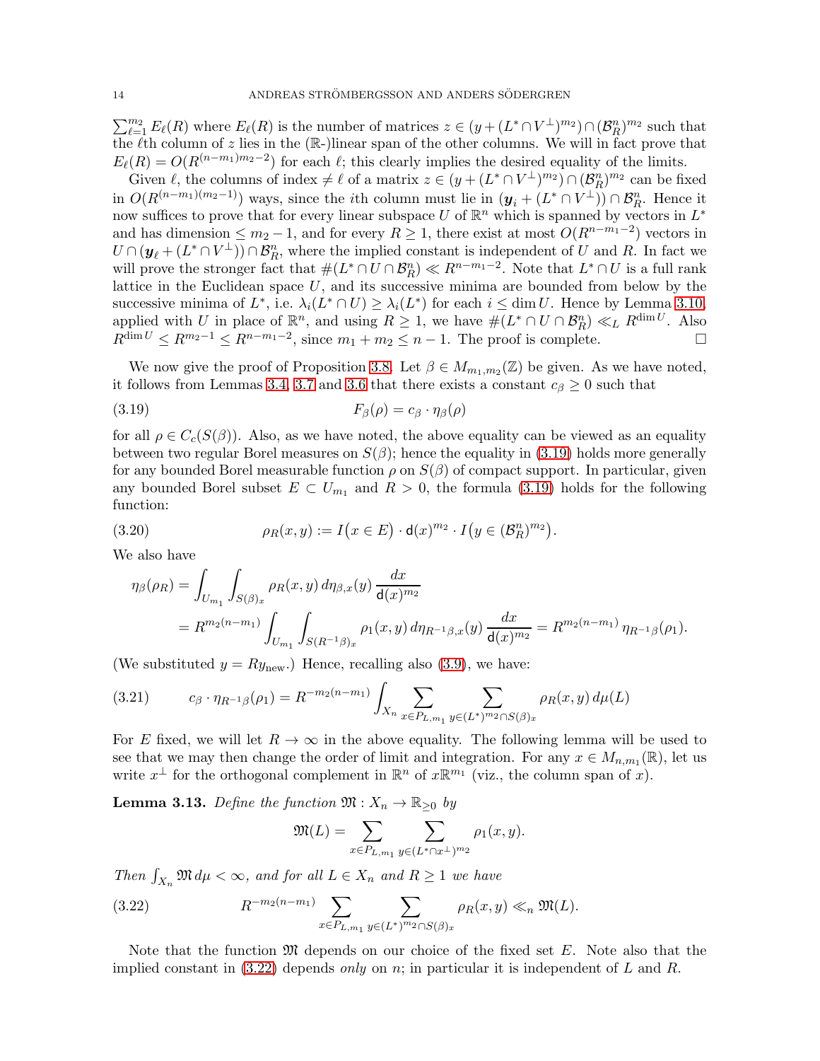$\sum_{\ell=1}^{m_2} E_\ell(R)$ where $E_\ell(R)$ is the number of matrices $z \in (y + (L^* \cap V^\perp)^{m_2}) \cap (\mathcal{B}_R^n)^{m_2}$ such that the $\ell$th column of $z$ lies in the ($\mathbb{R}$-)linear span of the other columns. We will in fact prove that $E_\ell(R) = O(R^{(n-m_1)m_2-2})$ for each $\ell$; this clearly implies the desired equality of the limits.

Given $\ell$, the columns of index $\neq \ell$ of a matrix $z \in (y + (L^* \cap V^\perp)^{m_2}) \cap (\mathcal{B}_R^n)^{m_2}$ can be fixed in $O(R^{(n-m_1)(m_2-1)})$ ways, since the $i$th column must lie in $(\boldsymbol{y}_i + (L^* \cap V^\perp)) \cap \mathcal{B}_R^n$. Hence it now suffices to prove that for every linear subspace $U$ of $\mathbb{R}^n$ which is spanned by vectors in $L^*$ and has dimension $\leq m_2 - 1$, and for every $R \geq 1$, there exist at most $O(R^{n-m_1-2})$ vectors in $U \cap (\boldsymbol{y}_\ell + (L^* \cap V^\perp)) \cap \mathcal{B}_R^n$, where the implied constant is independent of $U$ and $R$. In fact we will prove the stronger fact that $\#(L^* \cap U \cap \mathcal{B}_R^n) \ll R^{n-m_1-2}$. Note that $L^* \cap U$ is a full rank lattice in the Euclidean space $U$, and its successive minima are bounded from below by the successive minima of $L^*$, i.e. $\lambda_i(L^* \cap U) \geq \lambda_i(L^*)$ for each $i \leq \dim U$. Hence by Lemma 3.10, applied with $U$ in place of $\mathbb{R}^n$, and using $R \geq 1$, we have $\#(L^* \cap U \cap \mathcal{B}_R^n) \ll_L R^{\dim U}$. Also $R^{\dim U} \leq R^{m_2-1} \leq R^{n-m_1-2}$, since $m_1 + m_2 \leq n-1$. The proof is complete. $\square$

We now give the proof of Proposition 3.8. Let $\beta \in M_{m_1,m_2}(\mathbb{Z})$ be given. As we have noted, it follows from Lemmas 3.4, 3.7 and 3.6 that there exists a constant $c_\beta \geq 0$ such that

$$F_\beta(\rho) = c_\beta \cdot \eta_\beta(\rho) \tag{3.19}$$

for all $\rho \in C_c(S(\beta))$. Also, as we have noted, the above equality can be viewed as an equality between two regular Borel measures on $S(\beta)$; hence the equality in (3.19) holds more generally for any bounded Borel measurable function $\rho$ on $S(\beta)$ of compact support. In particular, given any bounded Borel subset $E \subset U_{m_1}$ and $R > 0$, the formula (3.19) holds for the following function:

$$\rho_R(x,y) := I\big(x \in E\big) \cdot \mathsf{d}(x)^{m_2} \cdot I\big(y \in (\mathcal{B}_R^n)^{m_2}\big). \tag{3.20}$$

We also have

$$\begin{aligned}
\eta_\beta(\rho_R) &= \int_{U_{m_1}} \int_{S(\beta)_x} \rho_R(x,y)\, d\eta_{\beta,x}(y)\, \frac{dx}{\mathsf{d}(x)^{m_2}} \\
&= R^{m_2(n-m_1)} \int_{U_{m_1}} \int_{S(R^{-1}\beta)_x} \rho_1(x,y)\, d\eta_{R^{-1}\beta,x}(y)\, \frac{dx}{\mathsf{d}(x)^{m_2}} = R^{m_2(n-m_1)}\, \eta_{R^{-1}\beta}(\rho_1).
\end{aligned}$$

(We substituted $y = Ry_{\text{new}}$.) Hence, recalling also (3.9), we have:

$$c_\beta \cdot \eta_{R^{-1}\beta}(\rho_1) = R^{-m_2(n-m_1)} \int_{X_n} \sum_{x \in P_{L,m_1}} \sum_{y \in (L^*)^{m_2} \cap S(\beta)_x} \rho_R(x,y)\, d\mu(L) \tag{3.21}$$

For $E$ fixed, we will let $R \to \infty$ in the above equality. The following lemma will be used to see that we may then change the order of limit and integration. For any $x \in M_{n,m_1}(\mathbb{R})$, let us write $x^\perp$ for the orthogonal complement in $\mathbb{R}^n$ of $x\mathbb{R}^{m_1}$ (viz., the column span of $x$).

**Lemma 3.13.** *Define the function $\mathfrak{M} : X_n \to \mathbb{R}_{\geq 0}$ by*

$$\mathfrak{M}(L) = \sum_{x \in P_{L,m_1}} \sum_{y \in (L^* \cap x^\perp)^{m_2}} \rho_1(x,y).$$

*Then $\int_{X_n} \mathfrak{M}\, d\mu < \infty$, and for all $L \in X_n$ and $R \geq 1$ we have*

$$R^{-m_2(n-m_1)} \sum_{x \in P_{L,m_1}} \sum_{y \in (L^*)^{m_2} \cap S(\beta)_x} \rho_R(x,y) \ll_n \mathfrak{M}(L). \tag{3.22}$$

Note that the function $\mathfrak{M}$ depends on our choice of the fixed set $E$. Note also that the implied constant in (3.22) depends *only* on $n$; in particular it is independent of $L$ and $R$.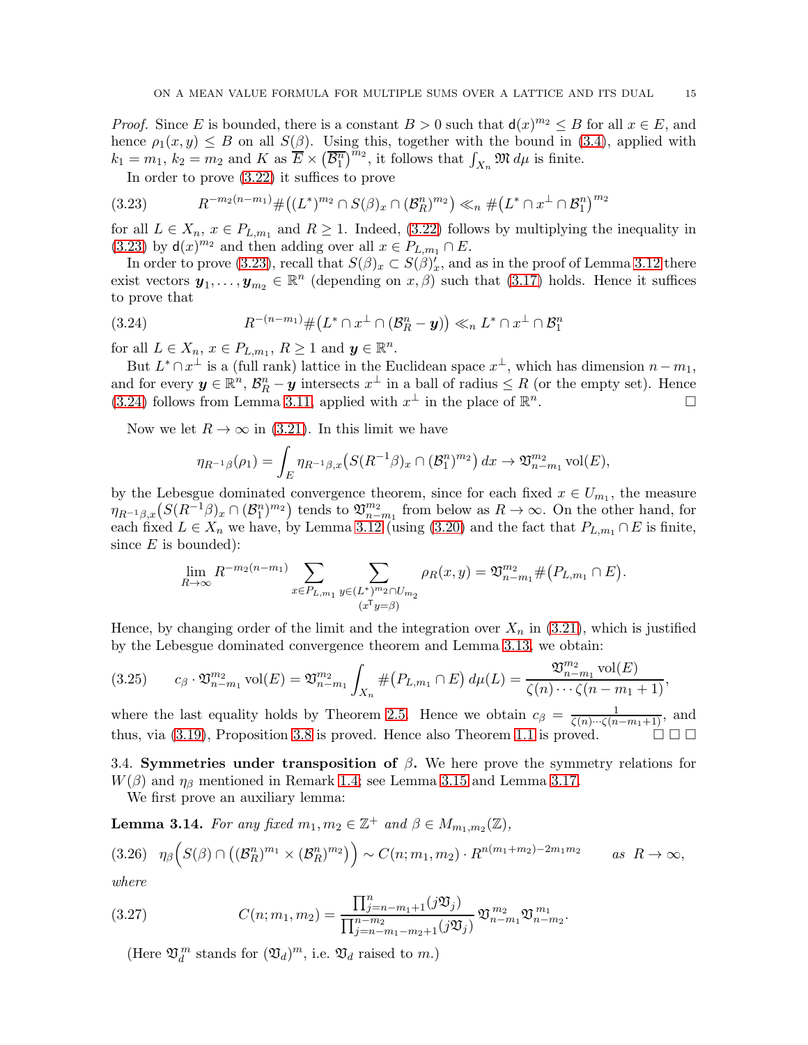*Proof.* Since $E$ is bounded, there is a constant $B > 0$ such that $\mathsf{d}(x)^{m_2} \leq B$ for all $x \in E$, and hence $\rho_1(x,y) \leq B$ on all $S(\beta)$. Using this, together with the bound in (3.4), applied with $k_1 = m_1$, $k_2 = m_2$ and $K$ as $\overline{E} \times \big(\overline{\mathcal{B}_1^n}\big)^{m_2}$, it follows that $\int_{X_n} \mathfrak{M}\, d\mu$ is finite.

In order to prove (3.22) it suffices to prove

$$R^{-m_2(n-m_1)} \#\big((L^*)^{m_2} \cap S(\beta)_x \cap (\mathcal{B}_R^n)^{m_2}\big) \ll_n \#\big(L^* \cap x^{\perp} \cap \mathcal{B}_1^n\big)^{m_2} \tag{3.23}$$

for all $L \in X_n$, $x \in P_{L,m_1}$ and $R \geq 1$. Indeed, (3.22) follows by multiplying the inequality in (3.23) by $\mathsf{d}(x)^{m_2}$ and then adding over all $x \in P_{L,m_1} \cap E$.

In order to prove (3.23), recall that $S(\beta)_x \subset S(\beta)'_x$, and as in the proof of Lemma 3.12 there exist vectors $\boldsymbol{y}_1, \ldots, \boldsymbol{y}_{m_2} \in \mathbb{R}^n$ (depending on $x, \beta$) such that (3.17) holds. Hence it suffices to prove that

$$R^{-(n-m_1)} \#\big(L^* \cap x^{\perp} \cap (\mathcal{B}_R^n - \boldsymbol{y})\big) \ll_n L^* \cap x^{\perp} \cap \mathcal{B}_1^n \tag{3.24}$$

for all $L \in X_n$, $x \in P_{L,m_1}$, $R \geq 1$ and $\boldsymbol{y} \in \mathbb{R}^n$.

But $L^* \cap x^{\perp}$ is a (full rank) lattice in the Euclidean space $x^{\perp}$, which has dimension $n - m_1$, and for every $\boldsymbol{y} \in \mathbb{R}^n$, $\mathcal{B}_R^n - \boldsymbol{y}$ intersects $x^{\perp}$ in a ball of radius $\leq R$ (or the empty set). Hence (3.24) follows from Lemma 3.11, applied with $x^{\perp}$ in the place of $\mathbb{R}^n$. $\square$

Now we let $R \to \infty$ in (3.21). In this limit we have

$$\eta_{R^{-1}\beta}(\rho_1) = \int_E \eta_{R^{-1}\beta,x}\big(S(R^{-1}\beta)_x \cap (\mathcal{B}_1^n)^{m_2}\big)\, dx \to \mathfrak{V}_{n-m_1}^{m_2} \operatorname{vol}(E),$$

by the Lebesgue dominated convergence theorem, since for each fixed $x \in U_{m_1}$, the measure $\eta_{R^{-1}\beta,x}\big(S(R^{-1}\beta)_x \cap (\mathcal{B}_1^n)^{m_2}\big)$ tends to $\mathfrak{V}_{n-m_1}^{m_2}$ from below as $R \to \infty$. On the other hand, for each fixed $L \in X_n$ we have, by Lemma 3.12 (using (3.20) and the fact that $P_{L,m_1} \cap E$ is finite, since $E$ is bounded):

$$\lim_{R \to \infty} R^{-m_2(n-m_1)} \sum_{x \in P_{L,m_1}} \sum_{\substack{y \in (L^*)^{m_2} \cap U_{m_2} \\ (x^{\mathsf{T}} y = \beta)}} \rho_R(x,y) = \mathfrak{V}_{n-m_1}^{m_2} \#\big(P_{L,m_1} \cap E\big).$$

Hence, by changing order of the limit and the integration over $X_n$ in (3.21), which is justified by the Lebesgue dominated convergence theorem and Lemma 3.13, we obtain:

$$c_\beta \cdot \mathfrak{V}_{n-m_1}^{m_2} \operatorname{vol}(E) = \mathfrak{V}_{n-m_1}^{m_2} \int_{X_n} \#\big(P_{L,m_1} \cap E\big)\, d\mu(L) = \frac{\mathfrak{V}_{n-m_1}^{m_2} \operatorname{vol}(E)}{\zeta(n) \cdots \zeta(n-m_1+1)}, \tag{3.25}$$

where the last equality holds by Theorem 2.5. Hence we obtain $c_\beta = \frac{1}{\zeta(n) \cdots \zeta(n-m_1+1)}$, and thus, via (3.19), Proposition 3.8 is proved. Hence also Theorem 1.1 is proved. $\square\ \square\ \square$

3.4. **Symmetries under transposition of $\beta$.** We here prove the symmetry relations for $W(\beta)$ and $\eta_\beta$ mentioned in Remark 1.4; see Lemma 3.15 and Lemma 3.17.

We first prove an auxiliary lemma:

**Lemma 3.14.** *For any fixed $m_1, m_2 \in \mathbb{Z}^+$ and $\beta \in M_{m_1,m_2}(\mathbb{Z})$,*

$$\eta_\beta\Big(S(\beta) \cap \big((\mathcal{B}_R^n)^{m_1} \times (\mathcal{B}_R^n)^{m_2}\big)\Big) \sim C(n; m_1, m_2) \cdot R^{n(m_1+m_2) - 2m_1 m_2} \qquad \text{as } R \to \infty, \tag{3.26}$$

*where*

$$C(n; m_1, m_2) = \frac{\prod_{j=n-m_1+1}^{n} (j \mathfrak{V}_j)}{\prod_{j=n-m_1-m_2+1}^{n-m_2} (j \mathfrak{V}_j)} \mathfrak{V}_{n-m_1}^{m_2} \mathfrak{V}_{n-m_2}^{m_1}. \tag{3.27}$$

(Here $\mathfrak{V}_d^m$ stands for $(\mathfrak{V}_d)^m$, i.e. $\mathfrak{V}_d$ raised to $m$.)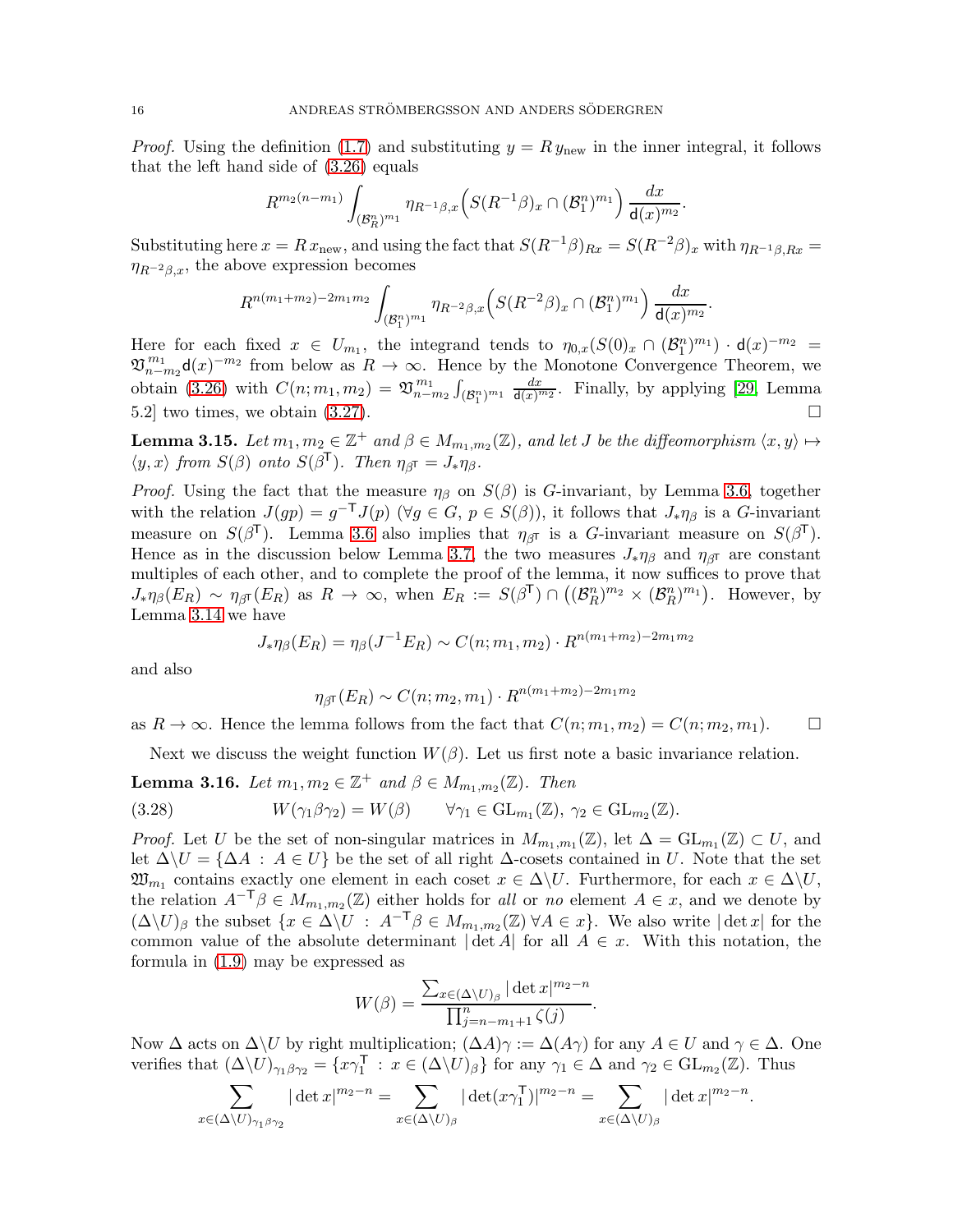*Proof.* Using the definition (1.7) and substituting $y = R\, y_{\text{new}}$ in the inner integral, it follows that the left hand side of (3.26) equals

$$R^{m_2(n-m_1)} \int_{(\mathcal{B}_R^n)^{m_1}} \eta_{R^{-1}\beta,x}\Big(S(R^{-1}\beta)_x \cap (\mathcal{B}_1^n)^{m_1}\Big)\, \frac{dx}{\mathsf{d}(x)^{m_2}}.$$

Substituting here $x = R\, x_{\text{new}}$, and using the fact that $S(R^{-1}\beta)_{Rx} = S(R^{-2}\beta)_x$ with $\eta_{R^{-1}\beta,Rx} = \eta_{R^{-2}\beta,x}$, the above expression becomes

$$R^{n(m_1+m_2)-2m_1m_2} \int_{(\mathcal{B}_1^n)^{m_1}} \eta_{R^{-2}\beta,x}\Big(S(R^{-2}\beta)_x \cap (\mathcal{B}_1^n)^{m_1}\Big)\, \frac{dx}{\mathsf{d}(x)^{m_2}}.$$

Here for each fixed $x \in U_{m_1}$, the integrand tends to $\eta_{0,x}(S(0)_x \cap (\mathcal{B}_1^n)^{m_1}) \cdot \mathsf{d}(x)^{-m_2} = \mathfrak{V}_{n-m_2}^{m_1}\mathsf{d}(x)^{-m_2}$ from below as $R \to \infty$. Hence by the Monotone Convergence Theorem, we obtain (3.26) with $C(n; m_1, m_2) = \mathfrak{V}_{n-m_2}^{m_1} \int_{(\mathcal{B}_1^n)^{m_1}} \frac{dx}{\mathsf{d}(x)^{m_2}}$. Finally, by applying [29, Lemma 5.2] two times, we obtain (3.27). $\square$

**Lemma 3.15.** *Let $m_1, m_2 \in \mathbb{Z}^+$ and $\beta \in M_{m_1,m_2}(\mathbb{Z})$, and let $J$ be the diffeomorphism $\langle x, y\rangle \mapsto \langle y, x\rangle$ from $S(\beta)$ onto $S(\beta^{\mathsf{T}})$. Then $\eta_{\beta^{\mathsf{T}}} = J_*\eta_\beta$.*

*Proof.* Using the fact that the measure $\eta_\beta$ on $S(\beta)$ is $G$-invariant, by Lemma 3.6, together with the relation $J(gp) = g^{-\mathsf{T}}J(p)$ ($\forall g \in G$, $p \in S(\beta)$), it follows that $J_*\eta_\beta$ is a $G$-invariant measure on $S(\beta^{\mathsf{T}})$. Lemma 3.6 also implies that $\eta_{\beta^{\mathsf{T}}}$ is a $G$-invariant measure on $S(\beta^{\mathsf{T}})$. Hence as in the discussion below Lemma 3.7, the two measures $J_*\eta_\beta$ and $\eta_{\beta^{\mathsf{T}}}$ are constant multiples of each other, and to complete the proof of the lemma, it now suffices to prove that $J_*\eta_\beta(E_R) \sim \eta_{\beta^{\mathsf{T}}}(E_R)$ as $R \to \infty$, when $E_R := S(\beta^{\mathsf{T}}) \cap \big((\mathcal{B}_R^n)^{m_2} \times (\mathcal{B}_R^n)^{m_1}\big)$. However, by Lemma 3.14 we have

$$J_*\eta_\beta(E_R) = \eta_\beta(J^{-1}E_R) \sim C(n; m_1, m_2) \cdot R^{n(m_1+m_2)-2m_1m_2}$$

and also

$$\eta_{\beta^{\mathsf{T}}}(E_R) \sim C(n; m_2, m_1) \cdot R^{n(m_1+m_2)-2m_1m_2}$$

as $R \to \infty$. Hence the lemma follows from the fact that $C(n; m_1, m_2) = C(n; m_2, m_1)$. $\square$

Next we discuss the weight function $W(\beta)$. Let us first note a basic invariance relation.

**Lemma 3.16.** *Let $m_1, m_2 \in \mathbb{Z}^+$ and $\beta \in M_{m_1,m_2}(\mathbb{Z})$. Then*

$$W(\gamma_1\beta\gamma_2) = W(\beta) \qquad \forall \gamma_1 \in \mathrm{GL}_{m_1}(\mathbb{Z}),\ \gamma_2 \in \mathrm{GL}_{m_2}(\mathbb{Z}). \tag{3.28}$$

*Proof.* Let $U$ be the set of non-singular matrices in $M_{m_1,m_1}(\mathbb{Z})$, let $\Delta = \mathrm{GL}_{m_1}(\mathbb{Z}) \subset U$, and let $\Delta\backslash U = \{\Delta A : A \in U\}$ be the set of all right $\Delta$-cosets contained in $U$. Note that the set $\mathfrak{W}_{m_1}$ contains exactly one element in each coset $x \in \Delta\backslash U$. Furthermore, for each $x \in \Delta\backslash U$, the relation $A^{-\mathsf{T}}\beta \in M_{m_1,m_2}(\mathbb{Z})$ either holds for *all* or *no* element $A \in x$, and we denote by $(\Delta\backslash U)_\beta$ the subset $\{x \in \Delta\backslash U : A^{-\mathsf{T}}\beta \in M_{m_1,m_2}(\mathbb{Z})\ \forall A \in x\}$. We also write $|\det x|$ for the common value of the absolute determinant $|\det A|$ for all $A \in x$. With this notation, the formula in (1.9) may be expressed as

$$W(\beta) = \frac{\sum_{x \in (\Delta\backslash U)_\beta} |\det x|^{m_2-n}}{\prod_{j=n-m_1+1}^{n} \zeta(j)}.$$

Now $\Delta$ acts on $\Delta\backslash U$ by right multiplication; $(\Delta A)\gamma := \Delta(A\gamma)$ for any $A \in U$ and $\gamma \in \Delta$. One verifies that $(\Delta\backslash U)_{\gamma_1\beta\gamma_2} = \{x\gamma_1^{\mathsf{T}} : x \in (\Delta\backslash U)_\beta\}$ for any $\gamma_1 \in \Delta$ and $\gamma_2 \in \mathrm{GL}_{m_2}(\mathbb{Z})$. Thus

$$\sum_{x \in (\Delta\backslash U)_{\gamma_1\beta\gamma_2}} |\det x|^{m_2-n} = \sum_{x \in (\Delta\backslash U)_\beta} |\det(x\gamma_1^{\mathsf{T}})|^{m_2-n} = \sum_{x \in (\Delta\backslash U)_\beta} |\det x|^{m_2-n}.$$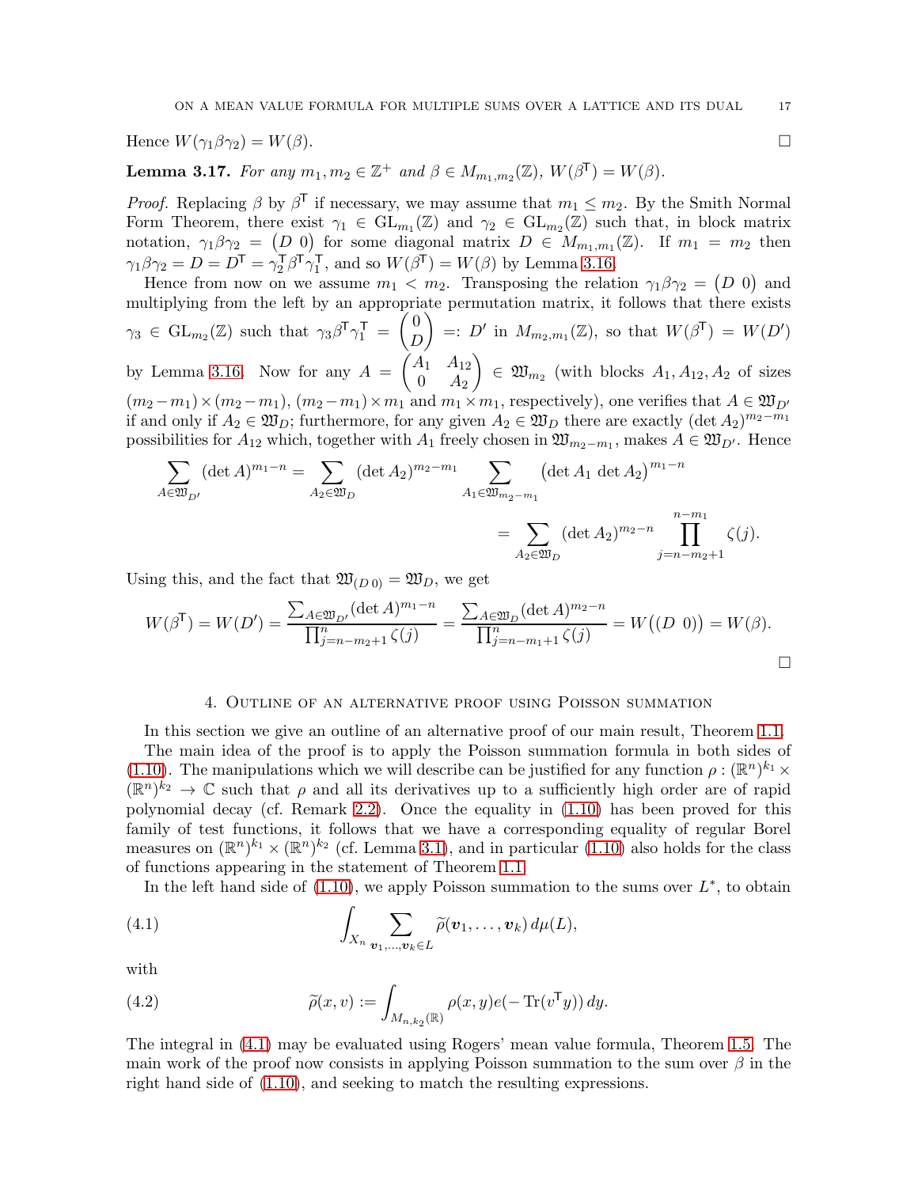Hence $W(\gamma_1\beta\gamma_2) = W(\beta)$. □

**Lemma 3.17.** *For any $m_1, m_2 \in \mathbb{Z}^+$ and $\beta \in M_{m_1,m_2}(\mathbb{Z})$, $W(\beta^\mathsf{T}) = W(\beta)$.*

*Proof.* Replacing $\beta$ by $\beta^\mathsf{T}$ if necessary, we may assume that $m_1 \leq m_2$. By the Smith Normal Form Theorem, there exist $\gamma_1 \in \mathrm{GL}_{m_1}(\mathbb{Z})$ and $\gamma_2 \in \mathrm{GL}_{m_2}(\mathbb{Z})$ such that, in block matrix notation, $\gamma_1\beta\gamma_2 = \begin{pmatrix} D & 0 \end{pmatrix}$ for some diagonal matrix $D \in M_{m_1,m_1}(\mathbb{Z})$. If $m_1 = m_2$ then $\gamma_1\beta\gamma_2 = D = D^\mathsf{T} = \gamma_2^\mathsf{T}\beta^\mathsf{T}\gamma_1^\mathsf{T}$, and so $W(\beta^\mathsf{T}) = W(\beta)$ by Lemma 3.16.

Hence from now on we assume $m_1 < m_2$. Transposing the relation $\gamma_1\beta\gamma_2 = \begin{pmatrix} D & 0 \end{pmatrix}$ and multiplying from the left by an appropriate permutation matrix, it follows that there exists $\gamma_3 \in \mathrm{GL}_{m_2}(\mathbb{Z})$ such that $\gamma_3\beta^\mathsf{T}\gamma_1^\mathsf{T} = \begin{pmatrix} 0 \\ D \end{pmatrix} =: D'$ in $M_{m_2,m_1}(\mathbb{Z})$, so that $W(\beta^\mathsf{T}) = W(D')$ by Lemma 3.16. Now for any $A = \begin{pmatrix} A_1 & A_{12} \\ 0 & A_2 \end{pmatrix} \in \mathfrak{W}_{m_2}$ (with blocks $A_1, A_{12}, A_2$ of sizes $(m_2-m_1)\times(m_2-m_1)$, $(m_2-m_1)\times m_1$ and $m_1\times m_1$, respectively), one verifies that $A \in \mathfrak{W}_{D'}$ if and only if $A_2 \in \mathfrak{W}_D$; furthermore, for any given $A_2 \in \mathfrak{W}_D$ there are exactly $(\det A_2)^{m_2-m_1}$ possibilities for $A_{12}$ which, together with $A_1$ freely chosen in $\mathfrak{W}_{m_2-m_1}$, makes $A \in \mathfrak{W}_{D'}$. Hence

$$\sum_{A\in\mathfrak{W}_{D'}} (\det A)^{m_1-n} = \sum_{A_2\in\mathfrak{W}_D} (\det A_2)^{m_2-m_1} \sum_{A_1\in\mathfrak{W}_{m_2-m_1}} \big(\det A_1 \, \det A_2\big)^{m_1-n}$$

$$= \sum_{A_2\in\mathfrak{W}_D} (\det A_2)^{m_2-n} \prod_{j=n-m_2+1}^{n-m_1} \zeta(j).$$

Using this, and the fact that $\mathfrak{W}_{(D\ 0)} = \mathfrak{W}_D$, we get

$$W(\beta^\mathsf{T}) = W(D') = \frac{\sum_{A\in\mathfrak{W}_{D'}} (\det A)^{m_1-n}}{\prod_{j=n-m_2+1}^{n} \zeta(j)} = \frac{\sum_{A\in\mathfrak{W}_D} (\det A)^{m_2-n}}{\prod_{j=n-m_1+1}^{n} \zeta(j)} = W\big((D\ \ 0)\big) = W(\beta).$$

□

## 4. Outline of an alternative proof using Poisson summation

In this section we give an outline of an alternative proof of our main result, Theorem 1.1.

The main idea of the proof is to apply the Poisson summation formula in both sides of (1.10). The manipulations which we will describe can be justified for any function $\rho : (\mathbb{R}^n)^{k_1} \times (\mathbb{R}^n)^{k_2} \to \mathbb{C}$ such that $\rho$ and all its derivatives up to a sufficiently high order are of rapid polynomial decay (cf. Remark 2.2). Once the equality in (1.10) has been proved for this family of test functions, it follows that we have a corresponding equality of regular Borel measures on $(\mathbb{R}^n)^{k_1} \times (\mathbb{R}^n)^{k_2}$ (cf. Lemma 3.1), and in particular (1.10) also holds for the class of functions appearing in the statement of Theorem 1.1.

In the left hand side of (1.10), we apply Poisson summation to the sums over $L^*$, to obtain

$$\int_{X_n} \sum_{\boldsymbol{v}_1,\ldots,\boldsymbol{v}_k\in L} \widetilde{\rho}(\boldsymbol{v}_1,\ldots,\boldsymbol{v}_k)\, d\mu(L), \tag{4.1}$$

with

$$\widetilde{\rho}(x,v) := \int_{M_{n,k_2}(\mathbb{R})} \rho(x,y) e(-\operatorname{Tr}(v^\mathsf{T} y))\, dy. \tag{4.2}$$

The integral in (4.1) may be evaluated using Rogers' mean value formula, Theorem 1.5. The main work of the proof now consists in applying Poisson summation to the sum over $\beta$ in the right hand side of (1.10), and seeking to match the resulting expressions.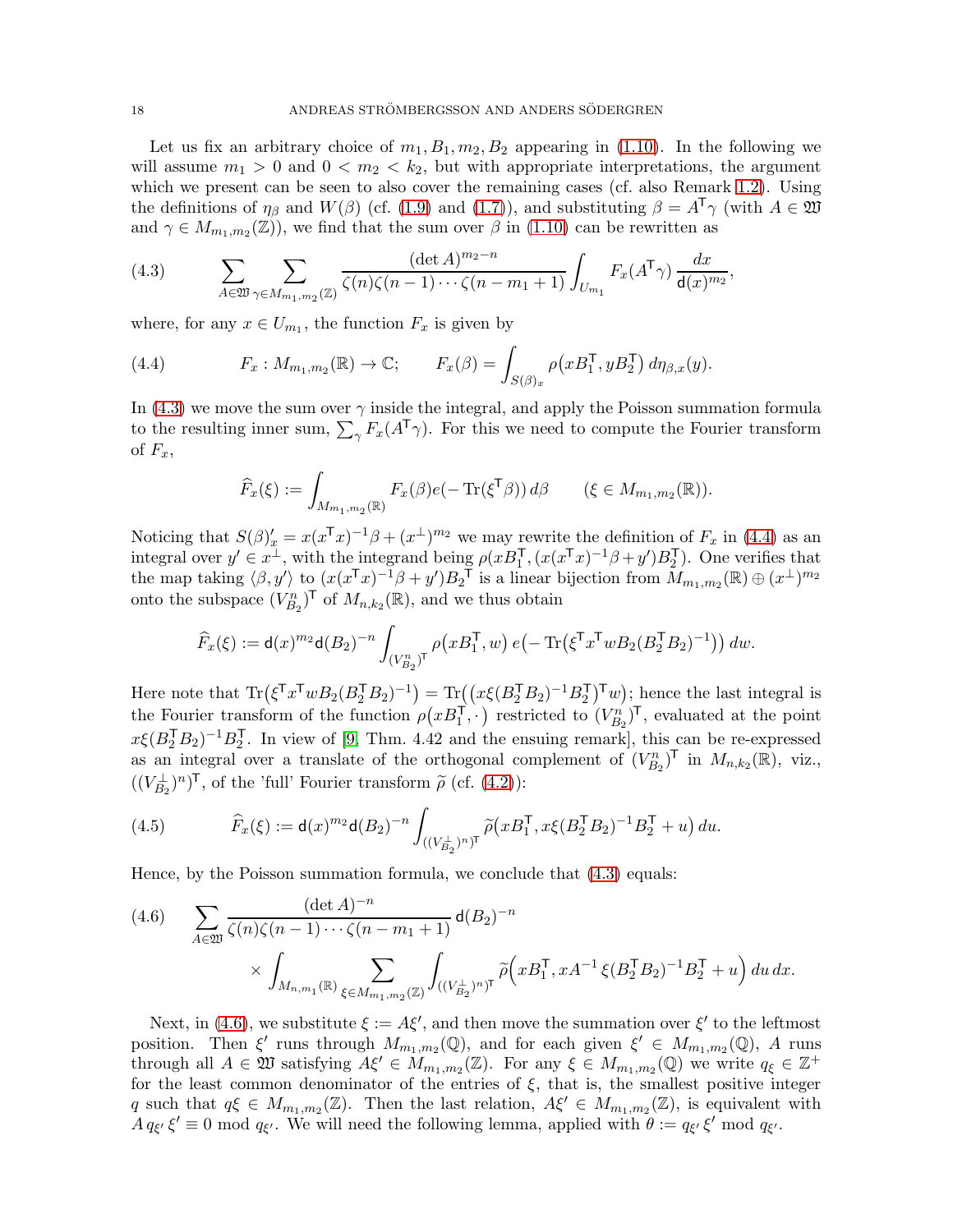Let us fix an arbitrary choice of $m_1, B_1, m_2, B_2$ appearing in (1.10). In the following we will assume $m_1 > 0$ and $0 < m_2 < k_2$, but with appropriate interpretations, the argument which we present can be seen to also cover the remaining cases (cf. also Remark 1.2). Using the definitions of $\eta_\beta$ and $W(\beta)$ (cf. (1.9) and (1.7)), and substituting $\beta = A^{\mathsf T}\gamma$ (with $A \in \mathfrak{W}$ and $\gamma \in M_{m_1,m_2}(\mathbb{Z})$), we find that the sum over $\beta$ in (1.10) can be rewritten as

$$\sum_{A\in\mathfrak{W}} \sum_{\gamma\in M_{m_1,m_2}(\mathbb{Z})} \frac{(\det A)^{m_2-n}}{\zeta(n)\zeta(n-1)\cdots\zeta(n-m_1+1)} \int_{U_{m_1}} F_x(A^{\mathsf T}\gamma)\,\frac{dx}{\mathsf{d}(x)^{m_2}}, \tag{4.3}$$

where, for any $x \in U_{m_1}$, the function $F_x$ is given by

$$F_x : M_{m_1,m_2}(\mathbb{R}) \to \mathbb{C}; \qquad F_x(\beta) = \int_{S(\beta)_x} \rho\big(xB_1^{\mathsf T}, yB_2^{\mathsf T}\big)\,d\eta_{\beta,x}(y). \tag{4.4}$$

In (4.3) we move the sum over $\gamma$ inside the integral, and apply the Poisson summation formula to the resulting inner sum, $\sum_\gamma F_x(A^{\mathsf T}\gamma)$. For this we need to compute the Fourier transform of $F_x$,

$$\widehat{F}_x(\xi) := \int_{M_{m_1,m_2}(\mathbb{R})} F_x(\beta) e\big(-\operatorname{Tr}(\xi^{\mathsf T}\beta)\big)\,d\beta \qquad (\xi \in M_{m_1,m_2}(\mathbb{R})).$$

Noticing that $S(\beta)'_x = x(x^{\mathsf T}x)^{-1}\beta + (x^\perp)^{m_2}$ we may rewrite the definition of $F_x$ in (4.4) as an integral over $y' \in x^\perp$, with the integrand being $\rho(xB_1^{\mathsf T}, (x(x^{\mathsf T}x)^{-1}\beta + y')B_2^{\mathsf T})$. One verifies that the map taking $\langle \beta, y'\rangle$ to $(x(x^{\mathsf T}x)^{-1}\beta + y')B_2^{\mathsf T}$ is a linear bijection from $M_{m_1,m_2}(\mathbb{R}) \oplus (x^\perp)^{m_2}$ onto the subspace $(V_{B_2}^n)^{\mathsf T}$ of $M_{n,k_2}(\mathbb{R})$, and we thus obtain

$$\widehat{F}_x(\xi) := \mathsf{d}(x)^{m_2}\mathsf{d}(B_2)^{-n} \int_{(V_{B_2}^n)^{\mathsf T}} \rho\big(xB_1^{\mathsf T}, w\big)\, e\big(-\operatorname{Tr}\big(\xi^{\mathsf T}x^{\mathsf T}wB_2(B_2^{\mathsf T}B_2)^{-1}\big)\big)\,dw.$$

Here note that $\operatorname{Tr}\big(\xi^{\mathsf T}x^{\mathsf T}wB_2(B_2^{\mathsf T}B_2)^{-1}\big) = \operatorname{Tr}\big(\big(x\xi(B_2^{\mathsf T}B_2)^{-1}B_2^{\mathsf T}\big)^{\mathsf T}w\big)$; hence the last integral is the Fourier transform of the function $\rho\big(xB_1^{\mathsf T}, \cdot\big)$ restricted to $(V_{B_2}^n)^{\mathsf T}$, evaluated at the point $x\xi(B_2^{\mathsf T}B_2)^{-1}B_2^{\mathsf T}$. In view of [9, Thm. 4.42 and the ensuing remark], this can be re-expressed as an integral over a translate of the orthogonal complement of $(V_{B_2}^n)^{\mathsf T}$ in $M_{n,k_2}(\mathbb{R})$, viz., $((V_{B_2}^\perp)^n)^{\mathsf T}$, of the 'full' Fourier transform $\widetilde{\rho}$ (cf. (4.2)):

$$\widehat{F}_x(\xi) := \mathsf{d}(x)^{m_2}\mathsf{d}(B_2)^{-n} \int_{((V_{B_2}^\perp)^n)^{\mathsf T}} \widetilde{\rho}\big(xB_1^{\mathsf T}, x\xi(B_2^{\mathsf T}B_2)^{-1}B_2^{\mathsf T} + u\big)\,du. \tag{4.5}$$

Hence, by the Poisson summation formula, we conclude that (4.3) equals:

$$\sum_{A\in\mathfrak{W}} \frac{(\det A)^{-n}}{\zeta(n)\zeta(n-1)\cdots\zeta(n-m_1+1)}\,\mathsf{d}(B_2)^{-n} \times \int_{M_{n,m_1}(\mathbb{R})} \sum_{\xi\in M_{m_1,m_2}(\mathbb{Z})} \int_{((V_{B_2}^\perp)^n)^{\mathsf T}} \widetilde{\rho}\Big(xB_1^{\mathsf T}, xA^{-1}\,\xi(B_2^{\mathsf T}B_2)^{-1}B_2^{\mathsf T} + u\Big)\,du\,dx. \tag{4.6}$$

Next, in (4.6), we substitute $\xi := A\xi'$, and then move the summation over $\xi'$ to the leftmost position. Then $\xi'$ runs through $M_{m_1,m_2}(\mathbb{Q})$, and for each given $\xi' \in M_{m_1,m_2}(\mathbb{Q})$, $A$ runs through all $A \in \mathfrak{W}$ satisfying $A\xi' \in M_{m_1,m_2}(\mathbb{Z})$. For any $\xi \in M_{m_1,m_2}(\mathbb{Q})$ we write $q_\xi \in \mathbb{Z}^+$ for the least common denominator of the entries of $\xi$, that is, the smallest positive integer $q$ such that $q\xi \in M_{m_1,m_2}(\mathbb{Z})$. Then the last relation, $A\xi' \in M_{m_1,m_2}(\mathbb{Z})$, is equivalent with $A\,q_{\xi'}\,\xi' \equiv 0 \bmod q_{\xi'}$. We will need the following lemma, applied with $\theta := q_{\xi'}\,\xi' \bmod q_{\xi'}$.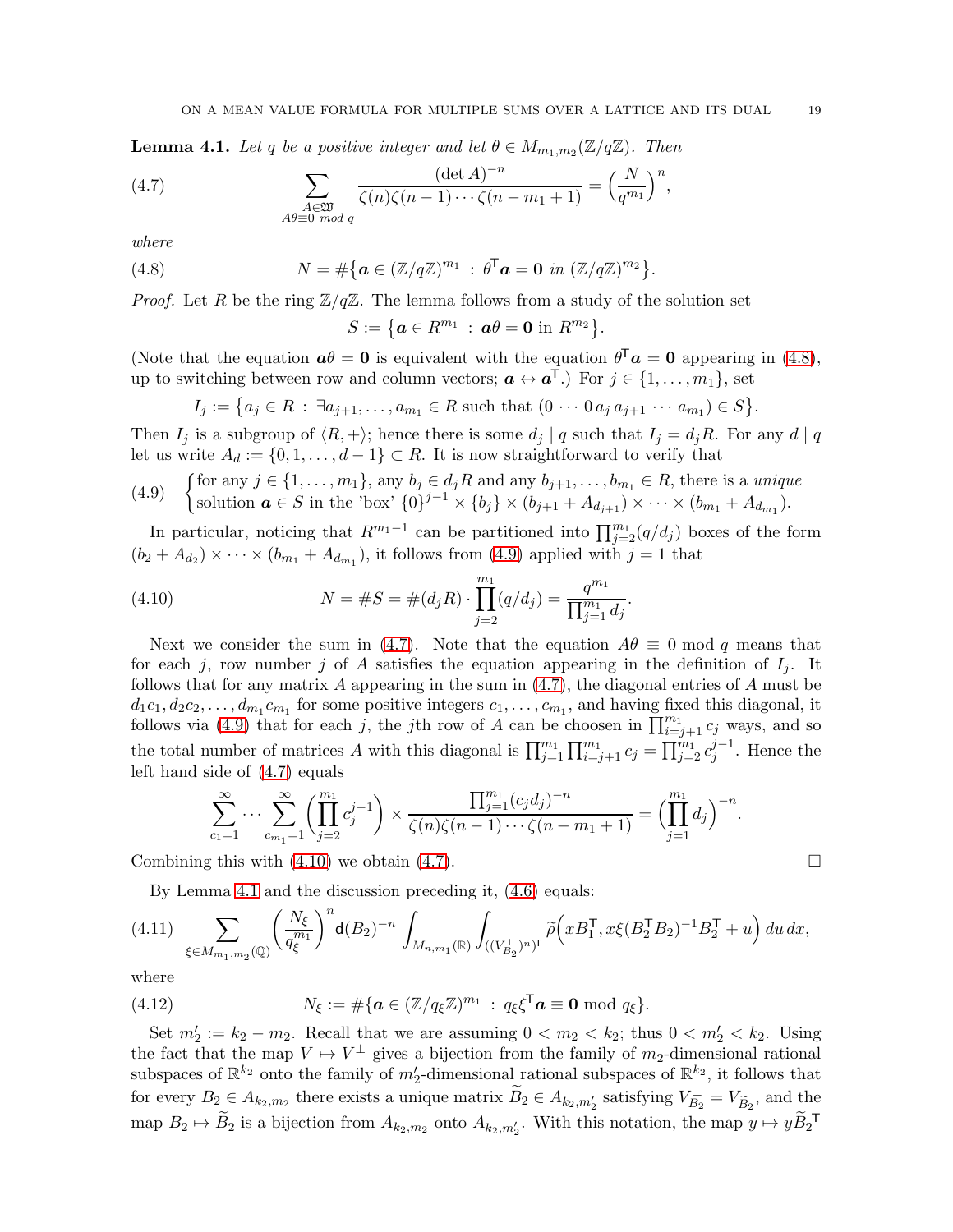**Lemma 4.1.** *Let $q$ be a positive integer and let $\theta \in M_{m_1,m_2}(\mathbb{Z}/q\mathbb{Z})$. Then*

$$\sum_{\substack{A \in \mathfrak{W} \\ A\theta \equiv 0 \bmod q}} \frac{(\det A)^{-n}}{\zeta(n)\zeta(n-1)\cdots\zeta(n-m_1+1)} = \Big(\frac{N}{q^{m_1}}\Big)^n, \tag{4.7}$$

*where*

$$N = \#\big\{\boldsymbol{a} \in (\mathbb{Z}/q\mathbb{Z})^{m_1} \,:\, \theta^{\mathsf{T}}\boldsymbol{a} = \boldsymbol{0} \text{ in } (\mathbb{Z}/q\mathbb{Z})^{m_2}\big\}. \tag{4.8}$$

*Proof.* Let $R$ be the ring $\mathbb{Z}/q\mathbb{Z}$. The lemma follows from a study of the solution set

$$S := \big\{\boldsymbol{a} \in R^{m_1} \,:\, \boldsymbol{a}\theta = \boldsymbol{0} \text{ in } R^{m_2}\big\}.$$

(Note that the equation $\boldsymbol{a}\theta = \boldsymbol{0}$ is equivalent with the equation $\theta^{\mathsf{T}}\boldsymbol{a} = \boldsymbol{0}$ appearing in (4.8), up to switching between row and column vectors; $\boldsymbol{a} \leftrightarrow \boldsymbol{a}^{\mathsf{T}}$.) For $j \in \{1, \ldots, m_1\}$, set

$$I_j := \big\{a_j \in R \,:\, \exists a_{j+1}, \ldots, a_{m_1} \in R \text{ such that } (0 \cdots 0 \, a_j \, a_{j+1} \cdots a_{m_1}) \in S\big\}.$$

Then $I_j$ is a subgroup of $\langle R, + \rangle$; hence there is some $d_j \mid q$ such that $I_j = d_j R$. For any $d \mid q$ let us write $A_d := \{0, 1, \ldots, d-1\} \subset R$. It is now straightforward to verify that

$$\begin{cases} \text{for any } j \in \{1, \ldots, m_1\}, \text{ any } b_j \in d_j R \text{ and any } b_{j+1}, \ldots, b_{m_1} \in R, \text{ there is a } \textit{unique} \\ \text{solution } \boldsymbol{a} \in S \text{ in the 'box' } \{0\}^{j-1} \times \{b_j\} \times (b_{j+1} + A_{d_{j+1}}) \times \cdots \times (b_{m_1} + A_{d_{m_1}}). \end{cases} \tag{4.9}$$

In particular, noticing that $R^{m_1-1}$ can be partitioned into $\prod_{j=2}^{m_1}(q/d_j)$ boxes of the form $(b_2 + A_{d_2}) \times \cdots \times (b_{m_1} + A_{d_{m_1}})$, it follows from (4.9) applied with $j = 1$ that

$$N = \#S = \#(d_1 R) \cdot \prod_{j=2}^{m_1}(q/d_j) = \frac{q^{m_1}}{\prod_{j=1}^{m_1} d_j}. \tag{4.10}$$

Next we consider the sum in (4.7). Note that the equation $A\theta \equiv 0 \bmod q$ means that for each $j$, row number $j$ of $A$ satisfies the equation appearing in the definition of $I_j$. It follows that for any matrix $A$ appearing in the sum in (4.7), the diagonal entries of $A$ must be $d_1c_1, d_2c_2, \ldots, d_{m_1}c_{m_1}$ for some positive integers $c_1, \ldots, c_{m_1}$, and having fixed this diagonal, it follows via (4.9) that for each $j$, the $j$th row of $A$ can be choosen in $\prod_{i=j+1}^{m_1} c_j$ ways, and so the total number of matrices $A$ with this diagonal is $\prod_{j=1}^{m_1}\prod_{i=j+1}^{m_1} c_j = \prod_{j=2}^{m_1} c_j^{j-1}$. Hence the left hand side of (4.7) equals

$$\sum_{c_1=1}^{\infty} \cdots \sum_{c_{m_1}=1}^{\infty} \Big(\prod_{j=2}^{m_1} c_j^{j-1}\Big) \times \frac{\prod_{j=1}^{m_1}(c_j d_j)^{-n}}{\zeta(n)\zeta(n-1)\cdots\zeta(n-m_1+1)} = \Big(\prod_{j=1}^{m_1} d_j\Big)^{-n}.$$

Combining this with (4.10) we obtain (4.7). $\square$

By Lemma 4.1 and the discussion preceding it, (4.6) equals:

$$\sum_{\xi \in M_{m_1,m_2}(\mathbb{Q})} \Big(\frac{N_\xi}{q_\xi^{m_1}}\Big)^n \mathsf{d}(B_2)^{-n} \int_{M_{n,m_1}(\mathbb{R})} \int_{((V_{B_2}^{\perp})^n)^{\mathsf{T}}} \widetilde{\rho}\Big(xB_1^{\mathsf{T}}, x\xi(B_2^{\mathsf{T}}B_2)^{-1}B_2^{\mathsf{T}} + u\Big)\, du\, dx, \tag{4.11}$$

where

$$N_\xi := \#\{\boldsymbol{a} \in (\mathbb{Z}/q_\xi\mathbb{Z})^{m_1} \,:\, q_\xi \xi^{\mathsf{T}}\boldsymbol{a} \equiv \boldsymbol{0} \bmod q_\xi\}. \tag{4.12}$$

Set $m_2' := k_2 - m_2$. Recall that we are assuming $0 < m_2 < k_2$; thus $0 < m_2' < k_2$. Using the fact that the map $V \mapsto V^{\perp}$ gives a bijection from the family of $m_2$-dimensional rational subspaces of $\mathbb{R}^{k_2}$ onto the family of $m_2'$-dimensional rational subspaces of $\mathbb{R}^{k_2}$, it follows that for every $B_2 \in A_{k_2,m_2}$ there exists a unique matrix $\widetilde{B}_2 \in A_{k_2,m_2'}$ satisfying $V_{B_2}^{\perp} = V_{\widetilde{B}_2}$, and the map $B_2 \mapsto \widetilde{B}_2$ is a bijection from $A_{k_2,m_2}$ onto $A_{k_2,m_2'}$. With this notation, the map $y \mapsto y\widetilde{B}_2^{\mathsf{T}}$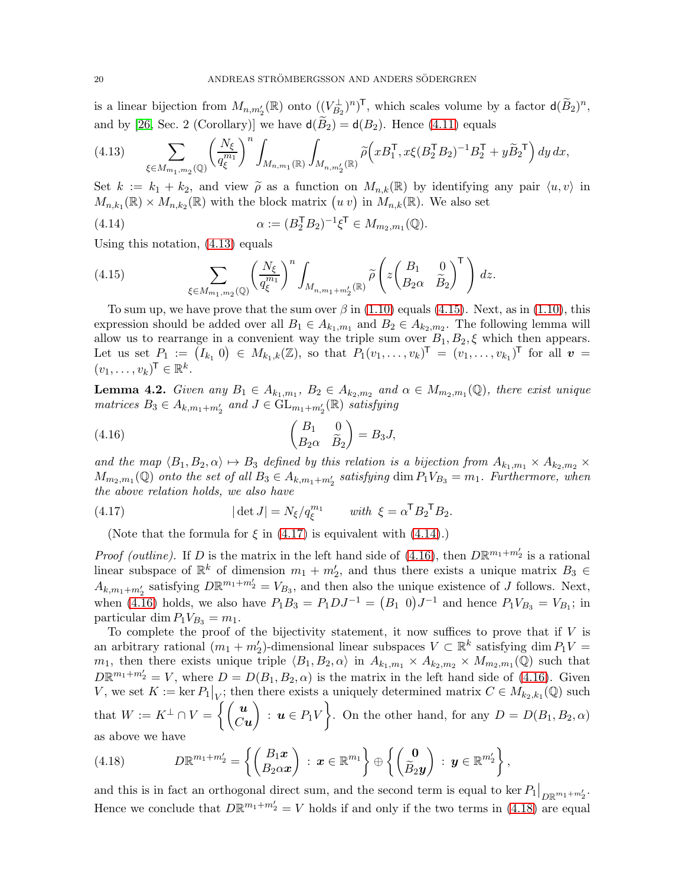is a linear bijection from $M_{n,m_2'}(\mathbb{R})$ onto $((V_{B_2}^{\perp})^n)^{\mathsf{T}}$, which scales volume by a factor $\mathsf{d}(\widetilde{B}_2)^n$, and by [26, Sec. 2 (Corollary)] we have $\mathsf{d}(\widetilde{B}_2) = \mathsf{d}(B_2)$. Hence (4.11) equals

$$\sum_{\xi \in M_{m_1,m_2}(\mathbb{Q})} \left(\frac{N_\xi}{q_\xi^{m_1}}\right)^n \int_{M_{n,m_1}(\mathbb{R})} \int_{M_{n,m_2'}(\mathbb{R})} \widetilde{\rho}\Big(xB_1^{\mathsf{T}}, x\xi(B_2^{\mathsf{T}}B_2)^{-1}B_2^{\mathsf{T}} + y\widetilde{B}_2{}^{\mathsf{T}}\Big)\, dy\, dx, \tag{4.13}$$

Set $k := k_1 + k_2$, and view $\widetilde{\rho}$ as a function on $M_{n,k}(\mathbb{R})$ by identifying any pair $\langle u, v\rangle$ in $M_{n,k_1}(\mathbb{R}) \times M_{n,k_2}(\mathbb{R})$ with the block matrix $\begin{pmatrix} u & v\end{pmatrix}$ in $M_{n,k}(\mathbb{R})$. We also set

$$\alpha := (B_2^{\mathsf{T}}B_2)^{-1}\xi^{\mathsf{T}} \in M_{m_2,m_1}(\mathbb{Q}). \tag{4.14}$$

Using this notation, (4.13) equals

$$\sum_{\xi \in M_{m_1,m_2}(\mathbb{Q})} \left(\frac{N_\xi}{q_\xi^{m_1}}\right)^n \int_{M_{n,m_1+m_2'}(\mathbb{R})} \widetilde{\rho}\left(z\begin{pmatrix} B_1 & 0 \\ B_2\alpha & \widetilde{B}_2\end{pmatrix}^{\mathsf{T}}\right) dz. \tag{4.15}$$

To sum up, we have prove that the sum over $\beta$ in (1.10) equals (4.15). Next, as in (1.10), this expression should be added over all $B_1 \in A_{k_1,m_1}$ and $B_2 \in A_{k_2,m_2}$. The following lemma will allow us to rearrange in a convenient way the triple sum over $B_1, B_2, \xi$ which then appears. Let us set $P_1 := \begin{pmatrix} I_{k_1} & 0\end{pmatrix} \in M_{k_1,k}(\mathbb{Z})$, so that $P_1(v_1,\ldots,v_k)^{\mathsf{T}} = (v_1,\ldots,v_{k_1})^{\mathsf{T}}$ for all $\boldsymbol{v} = (v_1,\ldots,v_k)^{\mathsf{T}} \in \mathbb{R}^k$.

**Lemma 4.2.** *Given any $B_1 \in A_{k_1,m_1}$, $B_2 \in A_{k_2,m_2}$ and $\alpha \in M_{m_2,m_1}(\mathbb{Q})$, there exist unique matrices $B_3 \in A_{k,m_1+m_2'}$ and $J \in \mathrm{GL}_{m_1+m_2'}(\mathbb{R})$ satisfying*

$$\begin{pmatrix} B_1 & 0 \\ B_2\alpha & \widetilde{B}_2\end{pmatrix} = B_3 J, \tag{4.16}$$

*and the map $\langle B_1, B_2, \alpha\rangle \mapsto B_3$ defined by this relation is a bijection from $A_{k_1,m_1} \times A_{k_2,m_2} \times M_{m_2,m_1}(\mathbb{Q})$ onto the set of all $B_3 \in A_{k,m_1+m_2'}$ satisfying $\dim P_1 V_{B_3} = m_1$. Furthermore, when the above relation holds, we also have*

$$|\det J| = N_\xi / q_\xi^{m_1} \qquad \text{with } \xi = \alpha^{\mathsf{T}} B_2{}^{\mathsf{T}} B_2. \tag{4.17}$$

(Note that the formula for $\xi$ in (4.17) is equivalent with (4.14).)

*Proof (outline).* If $D$ is the matrix in the left hand side of (4.16), then $D\mathbb{R}^{m_1+m_2'}$ is a rational linear subspace of $\mathbb{R}^k$ of dimension $m_1 + m_2'$, and thus there exists a unique matrix $B_3 \in A_{k,m_1+m_2'}$ satisfying $D\mathbb{R}^{m_1+m_2'} = V_{B_3}$, and then also the unique existence of $J$ follows. Next, when (4.16) holds, we also have $P_1 B_3 = P_1 D J^{-1} = \begin{pmatrix} B_1 & 0\end{pmatrix} J^{-1}$ and hence $P_1 V_{B_3} = V_{B_1}$; in particular $\dim P_1 V_{B_3} = m_1$.

To complete the proof of the bijectivity statement, it now suffices to prove that if $V$ is an arbitrary rational $(m_1 + m_2')$-dimensional linear subspaces $V \subset \mathbb{R}^k$ satisfying $\dim P_1 V = m_1$, then there exists unique triple $\langle B_1, B_2, \alpha\rangle$ in $A_{k_1,m_1} \times A_{k_2,m_2} \times M_{m_2,m_1}(\mathbb{Q})$ such that $D\mathbb{R}^{m_1+m_2'} = V$, where $D = D(B_1, B_2, \alpha)$ is the matrix in the left hand side of (4.16). Given $V$, we set $K := \ker P_1\big|_V$; then there exists a uniquely determined matrix $C \in M_{k_2,k_1}(\mathbb{Q})$ such that $W := K^{\perp} \cap V = \left\{\begin{pmatrix} \boldsymbol{u} \\ C\boldsymbol{u}\end{pmatrix} : \boldsymbol{u} \in P_1 V\right\}$. On the other hand, for any $D = D(B_1, B_2, \alpha)$ as above we have

$$D\mathbb{R}^{m_1+m_2'} = \left\{\begin{pmatrix} B_1\boldsymbol{x} \\ B_2\alpha\boldsymbol{x}\end{pmatrix} : \boldsymbol{x} \in \mathbb{R}^{m_1}\right\} \oplus \left\{\begin{pmatrix} \boldsymbol{0} \\ \widetilde{B}_2\boldsymbol{y}\end{pmatrix} : \boldsymbol{y} \in \mathbb{R}^{m_2'}\right\}, \tag{4.18}$$

and this is in fact an orthogonal direct sum, and the second term is equal to $\ker P_1\big|_{D\mathbb{R}^{m_1+m_2'}}$. Hence we conclude that $D\mathbb{R}^{m_1+m_2'} = V$ holds if and only if the two terms in (4.18) are equal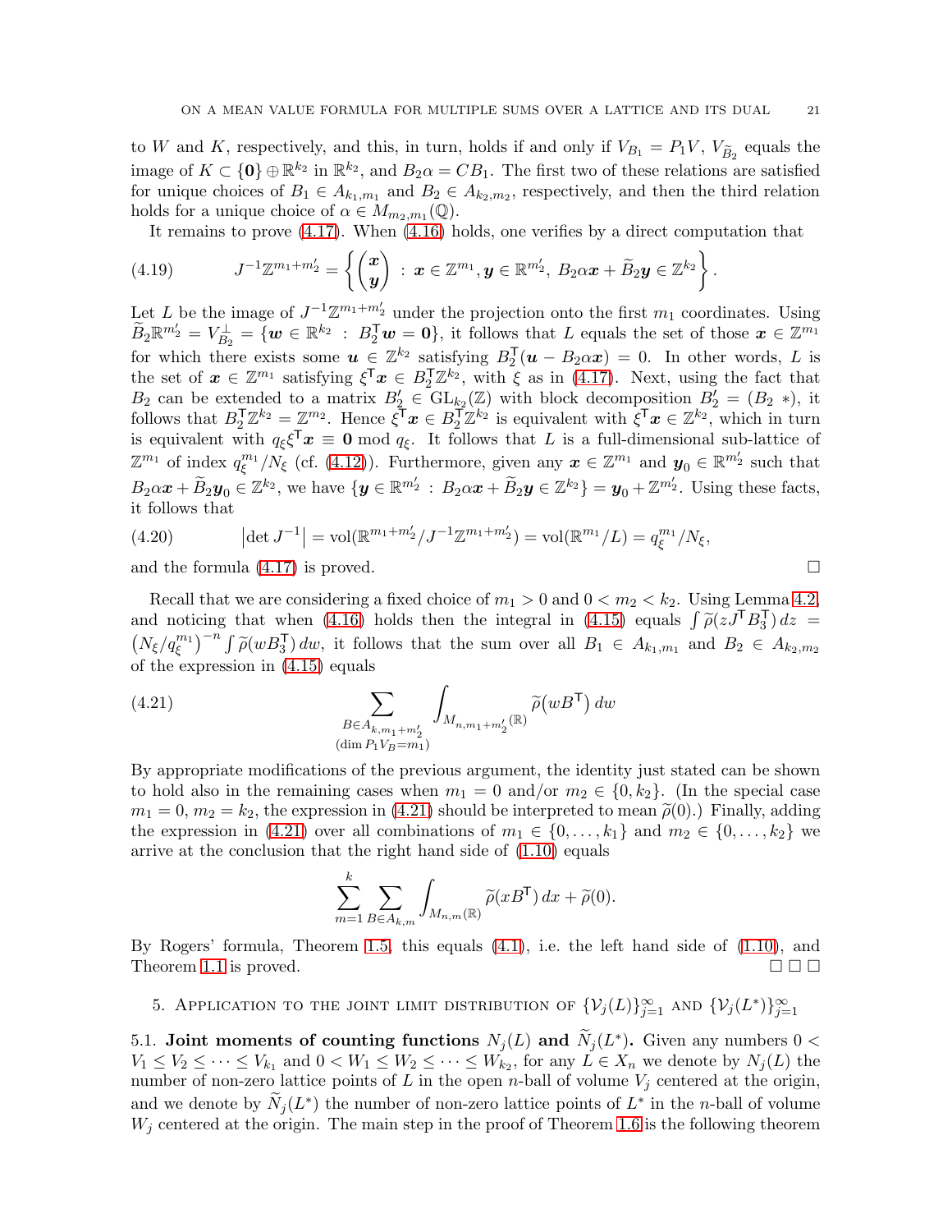to $W$ and $K$, respectively, and this, in turn, holds if and only if $V_{B_1} = P_1 V$, $V_{\widetilde{B}_2}$ equals the image of $K \subset \{\mathbf{0}\} \oplus \mathbb{R}^{k_2}$ in $\mathbb{R}^{k_2}$, and $B_2\alpha = CB_1$. The first two of these relations are satisfied for unique choices of $B_1 \in A_{k_1,m_1}$ and $B_2 \in A_{k_2,m_2}$, respectively, and then the third relation holds for a unique choice of $\alpha \in M_{m_2,m_1}(\mathbb{Q})$.

It remains to prove (4.17). When (4.16) holds, one verifies by a direct computation that

$$J^{-1}\mathbb{Z}^{m_1+m_2'} = \left\{ \begin{pmatrix} \boldsymbol{x} \\ \boldsymbol{y} \end{pmatrix} \,:\, \boldsymbol{x} \in \mathbb{Z}^{m_1}, \boldsymbol{y} \in \mathbb{R}^{m_2'},\, B_2\alpha\boldsymbol{x} + \widetilde{B}_2\boldsymbol{y} \in \mathbb{Z}^{k_2} \right\}. \tag{4.19}$$

Let $L$ be the image of $J^{-1}\mathbb{Z}^{m_1+m_2'}$ under the projection onto the first $m_1$ coordinates. Using $\widetilde{B}_2\mathbb{R}^{m_2'} = V_{B_2}^{\perp} = \{\boldsymbol{w} \in \mathbb{R}^{k_2} \,:\, B_2^{\mathsf{T}}\boldsymbol{w} = \mathbf{0}\}$, it follows that $L$ equals the set of those $\boldsymbol{x} \in \mathbb{Z}^{m_1}$ for which there exists some $\boldsymbol{u} \in \mathbb{Z}^{k_2}$ satisfying $B_2^{\mathsf{T}}(\boldsymbol{u} - B_2\alpha\boldsymbol{x}) = 0$. In other words, $L$ is the set of $\boldsymbol{x} \in \mathbb{Z}^{m_1}$ satisfying $\xi^{\mathsf{T}}\boldsymbol{x} \in B_2^{\mathsf{T}}\mathbb{Z}^{k_2}$, with $\xi$ as in (4.17). Next, using the fact that $B_2$ can be extended to a matrix $B_2' \in \mathrm{GL}_{k_2}(\mathbb{Z})$ with block decomposition $B_2' = (B_2 \, *)$, it follows that $B_2^{\mathsf{T}}\mathbb{Z}^{k_2} = \mathbb{Z}^{m_2}$. Hence $\xi^{\mathsf{T}}\boldsymbol{x} \in B_2^{\mathsf{T}}\mathbb{Z}^{k_2}$ is equivalent with $\xi^{\mathsf{T}}\boldsymbol{x} \in \mathbb{Z}^{k_2}$, which in turn is equivalent with $q_\xi\xi^{\mathsf{T}}\boldsymbol{x} \equiv \mathbf{0} \bmod q_\xi$. It follows that $L$ is a full-dimensional sub-lattice of $\mathbb{Z}^{m_1}$ of index $q_\xi^{m_1}/N_\xi$ (cf. (4.12)). Furthermore, given any $\boldsymbol{x} \in \mathbb{Z}^{m_1}$ and $\boldsymbol{y}_0 \in \mathbb{R}^{m_2'}$ such that $B_2\alpha\boldsymbol{x} + \widetilde{B}_2\boldsymbol{y}_0 \in \mathbb{Z}^{k_2}$, we have $\{\boldsymbol{y} \in \mathbb{R}^{m_2'} \,:\, B_2\alpha\boldsymbol{x} + \widetilde{B}_2\boldsymbol{y} \in \mathbb{Z}^{k_2}\} = \boldsymbol{y}_0 + \mathbb{Z}^{m_2'}$. Using these facts, it follows that

$$\left|\det J^{-1}\right| = \mathrm{vol}(\mathbb{R}^{m_1+m_2'}/J^{-1}\mathbb{Z}^{m_1+m_2'}) = \mathrm{vol}(\mathbb{R}^{m_1}/L) = q_\xi^{m_1}/N_\xi, \tag{4.20}$$

and the formula (4.17) is proved. □

Recall that we are considering a fixed choice of $m_1 > 0$ and $0 < m_2 < k_2$. Using Lemma 4.2, and noticing that when (4.16) holds then the integral in (4.15) equals $\int \widetilde{\rho}(zJ^{\mathsf{T}}B_3^{\mathsf{T}})\,dz = \left(N_\xi/q_\xi^{m_1}\right)^{-n}\int \widetilde{\rho}(wB_3^{\mathsf{T}})\,dw$, it follows that the sum over all $B_1 \in A_{k_1,m_1}$ and $B_2 \in A_{k_2,m_2}$ of the expression in (4.15) equals

$$\sum_{\substack{B \in A_{k,m_1+m_2'} \\ (\dim P_1 V_B = m_1)}} \int_{M_{n,m_1+m_2'}(\mathbb{R})} \widetilde{\rho}\big(wB^{\mathsf{T}}\big)\,dw \tag{4.21}$$

By appropriate modifications of the previous argument, the identity just stated can be shown to hold also in the remaining cases when $m_1 = 0$ and/or $m_2 \in \{0, k_2\}$. (In the special case $m_1 = 0$, $m_2 = k_2$, the expression in (4.21) should be interpreted to mean $\widetilde{\rho}(0)$.) Finally, adding the expression in (4.21) over all combinations of $m_1 \in \{0, \ldots, k_1\}$ and $m_2 \in \{0, \ldots, k_2\}$ we arrive at the conclusion that the right hand side of (1.10) equals

$$\sum_{m=1}^{k} \sum_{B \in A_{k,m}} \int_{M_{n,m}(\mathbb{R})} \widetilde{\rho}(xB^{\mathsf{T}})\,dx + \widetilde{\rho}(0).$$

By Rogers' formula, Theorem 1.5, this equals (4.1), i.e. the left hand side of (1.10), and Theorem 1.1 is proved. □ □ □

## 5. Application to the joint limit distribution of $\{\mathcal{V}_j(L)\}_{j=1}^{\infty}$ and $\{\mathcal{V}_j(L^*)\}_{j=1}^{\infty}$

### 5.1. Joint moments of counting functions $N_j(L)$ and $\widetilde{N}_j(L^*)$.

Given any numbers $0 < V_1 \leq V_2 \leq \cdots \leq V_{k_1}$ and $0 < W_1 \leq W_2 \leq \cdots \leq W_{k_2}$, for any $L \in X_n$ we denote by $N_j(L)$ the number of non-zero lattice points of $L$ in the open $n$-ball of volume $V_j$ centered at the origin, and we denote by $\widetilde{N}_j(L^*)$ the number of non-zero lattice points of $L^*$ in the $n$-ball of volume $W_j$ centered at the origin. The main step in the proof of Theorem 1.6 is the following theorem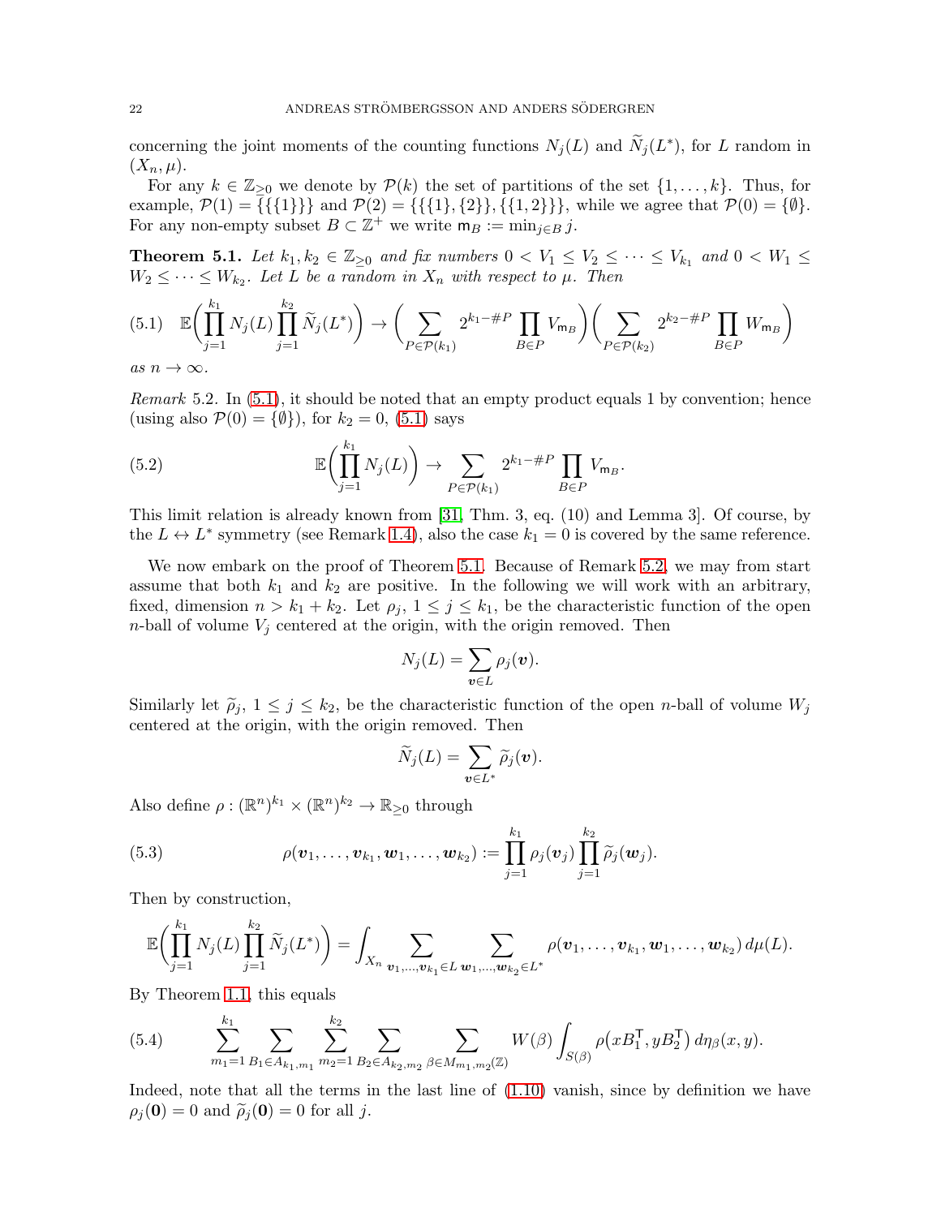concerning the joint moments of the counting functions $N_j(L)$ and $\widetilde{N}_j(L^*)$, for $L$ random in $(X_n, \mu)$.

For any $k \in \mathbb{Z}_{\geq 0}$ we denote by $\mathcal{P}(k)$ the set of partitions of the set $\{1, \ldots, k\}$. Thus, for example, $\mathcal{P}(1) = \{\{\{1\}\}\}$ and $\mathcal{P}(2) = \{\{\{1\}, \{2\}\}, \{\{1, 2\}\}\}$, while we agree that $\mathcal{P}(0) = \{\emptyset\}$. For any non-empty subset $B \subset \mathbb{Z}^+$ we write $\mathsf{m}_B := \min_{j \in B} j$.

**Theorem 5.1.** *Let $k_1, k_2 \in \mathbb{Z}_{\geq 0}$ and fix numbers $0 < V_1 \leq V_2 \leq \cdots \leq V_{k_1}$ and $0 < W_1 \leq W_2 \leq \cdots \leq W_{k_2}$. Let $L$ be a random in $X_n$ with respect to $\mu$. Then*

$$\mathbb{E}\bigg(\prod_{j=1}^{k_1} N_j(L) \prod_{j=1}^{k_2} \widetilde{N}_j(L^*)\bigg) \to \bigg(\sum_{P \in \mathcal{P}(k_1)} 2^{k_1 - \#P} \prod_{B \in P} V_{\mathsf{m}_B}\bigg)\bigg(\sum_{P \in \mathcal{P}(k_2)} 2^{k_2 - \#P} \prod_{B \in P} W_{\mathsf{m}_B}\bigg) \tag{5.1}$$

*as $n \to \infty$.*

*Remark* 5.2. In (5.1), it should be noted that an empty product equals 1 by convention; hence (using also $\mathcal{P}(0) = \{\emptyset\}$), for $k_2 = 0$, (5.1) says

$$\mathbb{E}\bigg(\prod_{j=1}^{k_1} N_j(L)\bigg) \to \sum_{P \in \mathcal{P}(k_1)} 2^{k_1 - \#P} \prod_{B \in P} V_{\mathsf{m}_B}. \tag{5.2}$$

This limit relation is already known from [31, Thm. 3, eq. (10) and Lemma 3]. Of course, by the $L \leftrightarrow L^*$ symmetry (see Remark 1.4), also the case $k_1 = 0$ is covered by the same reference.

We now embark on the proof of Theorem 5.1. Because of Remark 5.2, we may from start assume that both $k_1$ and $k_2$ are positive. In the following we will work with an arbitrary, fixed, dimension $n > k_1 + k_2$. Let $\rho_j$, $1 \leq j \leq k_1$, be the characteristic function of the open $n$-ball of volume $V_j$ centered at the origin, with the origin removed. Then

$$N_j(L) = \sum_{\boldsymbol{v} \in L} \rho_j(\boldsymbol{v}).$$

Similarly let $\widetilde{\rho}_j$, $1 \leq j \leq k_2$, be the characteristic function of the open $n$-ball of volume $W_j$ centered at the origin, with the origin removed. Then

$$\widetilde{N}_j(L) = \sum_{\boldsymbol{v} \in L^*} \widetilde{\rho}_j(\boldsymbol{v}).$$

Also define $\rho : (\mathbb{R}^n)^{k_1} \times (\mathbb{R}^n)^{k_2} \to \mathbb{R}_{\geq 0}$ through

$$\rho(\boldsymbol{v}_1, \ldots, \boldsymbol{v}_{k_1}, \boldsymbol{w}_1, \ldots, \boldsymbol{w}_{k_2}) := \prod_{j=1}^{k_1} \rho_j(\boldsymbol{v}_j) \prod_{j=1}^{k_2} \widetilde{\rho}_j(\boldsymbol{w}_j). \tag{5.3}$$

Then by construction,

$$\mathbb{E}\bigg(\prod_{j=1}^{k_1} N_j(L) \prod_{j=1}^{k_2} \widetilde{N}_j(L^*)\bigg) = \int_{X_n} \sum_{\boldsymbol{v}_1, \ldots, \boldsymbol{v}_{k_1} \in L} \sum_{\boldsymbol{w}_1, \ldots, \boldsymbol{w}_{k_2} \in L^*} \rho(\boldsymbol{v}_1, \ldots, \boldsymbol{v}_{k_1}, \boldsymbol{w}_1, \ldots, \boldsymbol{w}_{k_2}) \, d\mu(L).$$

By Theorem 1.1, this equals

$$\sum_{m_1=1}^{k_1} \sum_{B_1 \in A_{k_1, m_1}} \sum_{m_2=1}^{k_2} \sum_{B_2 \in A_{k_2, m_2}} \sum_{\beta \in M_{m_1, m_2}(\mathbb{Z})} W(\beta) \int_{S(\beta)} \rho\big(x B_1^{\mathsf{T}}, y B_2^{\mathsf{T}}\big) \, d\eta_\beta(x, y). \tag{5.4}$$

Indeed, note that all the terms in the last line of (1.10) vanish, since by definition we have $\rho_j(\mathbf{0}) = 0$ and $\widetilde{\rho}_j(\mathbf{0}) = 0$ for all $j$.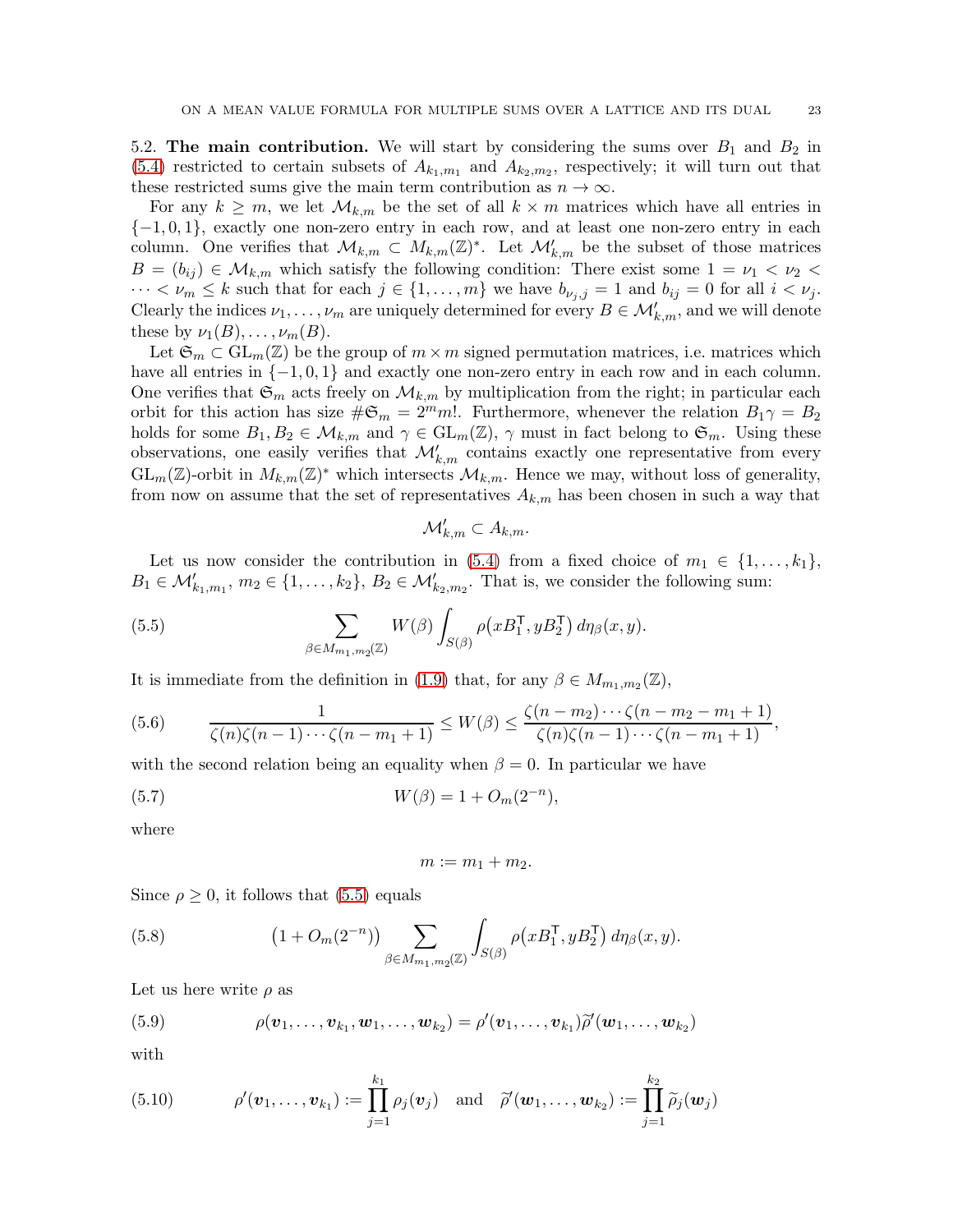**5.2. The main contribution.** We will start by considering the sums over $B_1$ and $B_2$ in (5.4) restricted to certain subsets of $A_{k_1,m_1}$ and $A_{k_2,m_2}$, respectively; it will turn out that these restricted sums give the main term contribution as $n \to \infty$.

For any $k \geq m$, we let $\mathcal{M}_{k,m}$ be the set of all $k \times m$ matrices which have all entries in $\{-1, 0, 1\}$, exactly one non-zero entry in each row, and at least one non-zero entry in each column. One verifies that $\mathcal{M}_{k,m} \subset M_{k,m}(\mathbb{Z})^*$. Let $\mathcal{M}'_{k,m}$ be the subset of those matrices $B = (b_{ij}) \in \mathcal{M}_{k,m}$ which satisfy the following condition: There exist some $1 = \nu_1 < \nu_2 < \cdots < \nu_m \leq k$ such that for each $j \in \{1, \ldots, m\}$ we have $b_{\nu_j,j} = 1$ and $b_{ij} = 0$ for all $i < \nu_j$. Clearly the indices $\nu_1, \ldots, \nu_m$ are uniquely determined for every $B \in \mathcal{M}'_{k,m}$, and we will denote these by $\nu_1(B), \ldots, \nu_m(B)$.

Let $\mathfrak{S}_m \subset \mathrm{GL}_m(\mathbb{Z})$ be the group of $m \times m$ signed permutation matrices, i.e. matrices which have all entries in $\{-1, 0, 1\}$ and exactly one non-zero entry in each row and in each column. One verifies that $\mathfrak{S}_m$ acts freely on $\mathcal{M}_{k,m}$ by multiplication from the right; in particular each orbit for this action has size $\#\mathfrak{S}_m = 2^m m!$. Furthermore, whenever the relation $B_1\gamma = B_2$ holds for some $B_1, B_2 \in \mathcal{M}_{k,m}$ and $\gamma \in \mathrm{GL}_m(\mathbb{Z})$, $\gamma$ must in fact belong to $\mathfrak{S}_m$. Using these observations, one easily verifies that $\mathcal{M}'_{k,m}$ contains exactly one representative from every $\mathrm{GL}_m(\mathbb{Z})$-orbit in $M_{k,m}(\mathbb{Z})^*$ which intersects $\mathcal{M}_{k,m}$. Hence we may, without loss of generality, from now on assume that the set of representatives $A_{k,m}$ has been chosen in such a way that

$$\mathcal{M}'_{k,m} \subset A_{k,m}.$$

Let us now consider the contribution in (5.4) from a fixed choice of $m_1 \in \{1, \ldots, k_1\}$, $B_1 \in \mathcal{M}'_{k_1,m_1}$, $m_2 \in \{1, \ldots, k_2\}$, $B_2 \in \mathcal{M}'_{k_2,m_2}$. That is, we consider the following sum:

$$\sum_{\beta \in M_{m_1,m_2}(\mathbb{Z})} W(\beta) \int_{S(\beta)} \rho\big(xB_1^{\mathsf{T}}, yB_2^{\mathsf{T}}\big)\, d\eta_\beta(x,y). \tag{5.5}$$

It is immediate from the definition in (1.9) that, for any $\beta \in M_{m_1,m_2}(\mathbb{Z})$,

$$\frac{1}{\zeta(n)\zeta(n-1)\cdots\zeta(n-m_1+1)} \leq W(\beta) \leq \frac{\zeta(n-m_2)\cdots\zeta(n-m_2-m_1+1)}{\zeta(n)\zeta(n-1)\cdots\zeta(n-m_1+1)}, \tag{5.6}$$

with the second relation being an equality when $\beta = 0$. In particular we have

$$W(\beta) = 1 + O_m(2^{-n}), \tag{5.7}$$

where

$$m := m_1 + m_2.$$

Since $\rho \geq 0$, it follows that (5.5) equals

$$\big(1 + O_m(2^{-n})\big) \sum_{\beta \in M_{m_1,m_2}(\mathbb{Z})} \int_{S(\beta)} \rho\big(xB_1^{\mathsf{T}}, yB_2^{\mathsf{T}}\big)\, d\eta_\beta(x,y). \tag{5.8}$$

Let us here write $\rho$ as

$$\rho(\boldsymbol{v}_1, \ldots, \boldsymbol{v}_{k_1}, \boldsymbol{w}_1, \ldots, \boldsymbol{w}_{k_2}) = \rho'(\boldsymbol{v}_1, \ldots, \boldsymbol{v}_{k_1})\widetilde{\rho}'(\boldsymbol{w}_1, \ldots, \boldsymbol{w}_{k_2}) \tag{5.9}$$

with

$$\rho'(\boldsymbol{v}_1, \ldots, \boldsymbol{v}_{k_1}) := \prod_{j=1}^{k_1} \rho_j(\boldsymbol{v}_j) \quad \text{and} \quad \widetilde{\rho}'(\boldsymbol{w}_1, \ldots, \boldsymbol{w}_{k_2}) := \prod_{j=1}^{k_2} \widetilde{\rho}_j(\boldsymbol{w}_j) \tag{5.10}$$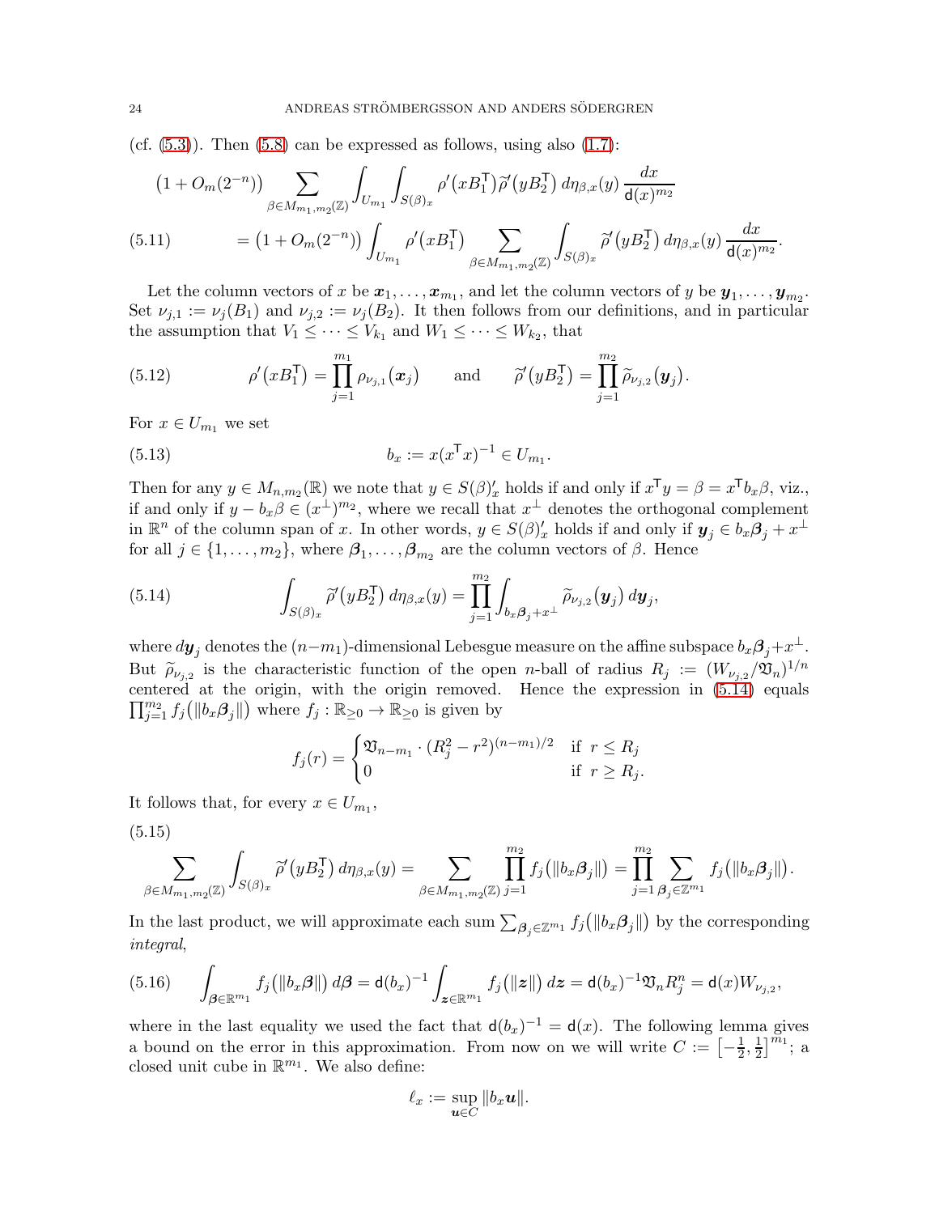(cf. (5.3)). Then (5.8) can be expressed as follows, using also (1.7):

$$\big(1+O_m(2^{-n})\big)\sum_{\beta\in M_{m_1,m_2}(\mathbb{Z})}\int_{U_{m_1}}\int_{S(\beta)_x}\rho'\big(xB_1^{\mathsf{T}}\big)\widetilde{\rho}'\big(yB_2^{\mathsf{T}}\big)\,d\eta_{\beta,x}(y)\,\frac{dx}{\mathsf{d}(x)^{m_2}}$$

$$= \big(1+O_m(2^{-n})\big)\int_{U_{m_1}}\rho'\big(xB_1^{\mathsf{T}}\big)\sum_{\beta\in M_{m_1,m_2}(\mathbb{Z})}\int_{S(\beta)_x}\widetilde{\rho}'\big(yB_2^{\mathsf{T}}\big)\,d\eta_{\beta,x}(y)\,\frac{dx}{\mathsf{d}(x)^{m_2}}. \tag{5.11}$$

Let the column vectors of $x$ be $\boldsymbol{x}_1,\ldots,\boldsymbol{x}_{m_1}$, and let the column vectors of $y$ be $\boldsymbol{y}_1,\ldots,\boldsymbol{y}_{m_2}$. Set $\nu_{j,1}:=\nu_j(B_1)$ and $\nu_{j,2}:=\nu_j(B_2)$. It then follows from our definitions, and in particular the assumption that $V_1\leq\cdots\leq V_{k_1}$ and $W_1\leq\cdots\leq W_{k_2}$, that

$$\rho'\big(xB_1^{\mathsf{T}}\big)=\prod_{j=1}^{m_1}\rho_{\nu_{j,1}}(\boldsymbol{x}_j)\qquad\text{and}\qquad \widetilde{\rho}'\big(yB_2^{\mathsf{T}}\big)=\prod_{j=1}^{m_2}\widetilde{\rho}_{\nu_{j,2}}(\boldsymbol{y}_j). \tag{5.12}$$

For $x\in U_{m_1}$ we set

$$b_x := x(x^{\mathsf{T}}x)^{-1}\in U_{m_1}. \tag{5.13}$$

Then for any $y\in M_{n,m_2}(\mathbb{R})$ we note that $y\in S(\beta)'_x$ holds if and only if $x^{\mathsf{T}}y=\beta=x^{\mathsf{T}}b_x\beta$, viz., if and only if $y-b_x\beta\in(x^\perp)^{m_2}$, where we recall that $x^\perp$ denotes the orthogonal complement in $\mathbb{R}^n$ of the column span of $x$. In other words, $y\in S(\beta)'_x$ holds if and only if $\boldsymbol{y}_j\in b_x\boldsymbol{\beta}_j+x^\perp$ for all $j\in\{1,\ldots,m_2\}$, where $\boldsymbol{\beta}_1,\ldots,\boldsymbol{\beta}_{m_2}$ are the column vectors of $\beta$. Hence

$$\int_{S(\beta)_x}\widetilde{\rho}'\big(yB_2^{\mathsf{T}}\big)\,d\eta_{\beta,x}(y)=\prod_{j=1}^{m_2}\int_{b_x\boldsymbol{\beta}_j+x^\perp}\widetilde{\rho}_{\nu_{j,2}}(\boldsymbol{y}_j)\,d\boldsymbol{y}_j, \tag{5.14}$$

where $d\boldsymbol{y}_j$ denotes the $(n-m_1)$-dimensional Lebesgue measure on the affine subspace $b_x\boldsymbol{\beta}_j+x^\perp$. But $\widetilde{\rho}_{\nu_{j,2}}$ is the characteristic function of the open $n$-ball of radius $R_j:=(W_{\nu_{j,2}}/\mathfrak{V}_n)^{1/n}$ centered at the origin, with the origin removed. Hence the expression in (5.14) equals $\prod_{j=1}^{m_2}f_j\big(\|b_x\boldsymbol{\beta}_j\|\big)$ where $f_j:\mathbb{R}_{\geq0}\to\mathbb{R}_{\geq0}$ is given by

$$f_j(r)=\begin{cases}\mathfrak{V}_{n-m_1}\cdot(R_j^2-r^2)^{(n-m_1)/2} & \text{if } r\leq R_j\\ 0 & \text{if } r\geq R_j.\end{cases}$$

It follows that, for every $x\in U_{m_1}$,

$$\sum_{\beta\in M_{m_1,m_2}(\mathbb{Z})}\int_{S(\beta)_x}\widetilde{\rho}'\big(yB_2^{\mathsf{T}}\big)\,d\eta_{\beta,x}(y)=\sum_{\beta\in M_{m_1,m_2}(\mathbb{Z})}\prod_{j=1}^{m_2}f_j\big(\|b_x\boldsymbol{\beta}_j\|\big)=\prod_{j=1}^{m_2}\sum_{\boldsymbol{\beta}_j\in\mathbb{Z}^{m_1}}f_j\big(\|b_x\boldsymbol{\beta}_j\|\big). \tag{5.15}$$

In the last product, we will approximate each sum $\sum_{\boldsymbol{\beta}_j\in\mathbb{Z}^{m_1}}f_j\big(\|b_x\boldsymbol{\beta}_j\|\big)$ by the corresponding *integral*,

$$\int_{\boldsymbol{\beta}\in\mathbb{R}^{m_1}}f_j\big(\|b_x\boldsymbol{\beta}\|\big)\,d\boldsymbol{\beta}=\mathsf{d}(b_x)^{-1}\int_{\boldsymbol{z}\in\mathbb{R}^{m_1}}f_j\big(\|\boldsymbol{z}\|\big)\,d\boldsymbol{z}=\mathsf{d}(b_x)^{-1}\mathfrak{V}_nR_j^n=\mathsf{d}(x)W_{\nu_{j,2}}, \tag{5.16}$$

where in the last equality we used the fact that $\mathsf{d}(b_x)^{-1}=\mathsf{d}(x)$. The following lemma gives a bound on the error in this approximation. From now on we will write $C:=\big[-\frac12,\frac12\big]^{m_1}$; a closed unit cube in $\mathbb{R}^{m_1}$. We also define:

$$\ell_x:=\sup_{\boldsymbol{u}\in C}\|b_x\boldsymbol{u}\|.$$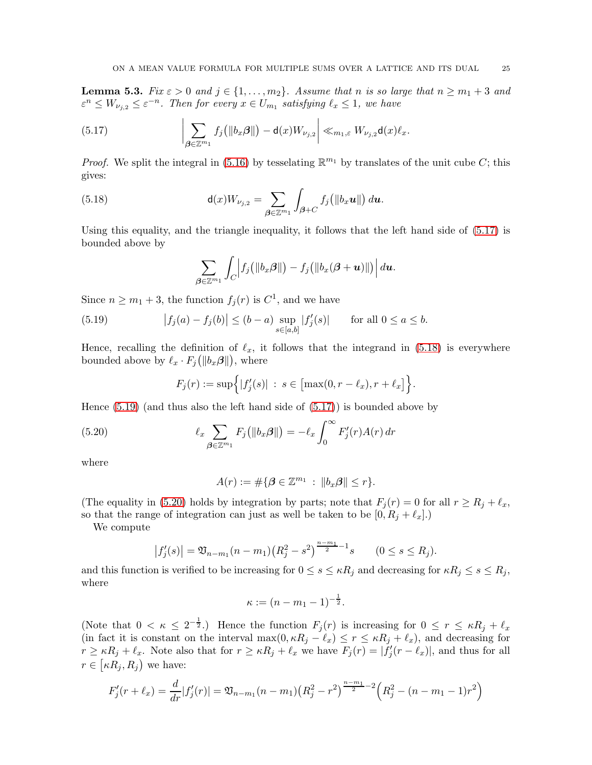**Lemma 5.3.** *Fix $\varepsilon > 0$ and $j \in \{1, \dots, m_2\}$. Assume that $n$ is so large that $n \geq m_1 + 3$ and $\varepsilon^n \leq W_{\nu_{j,2}} \leq \varepsilon^{-n}$. Then for every $x \in U_{m_1}$ satisfying $\ell_x \leq 1$, we have*

$$\left| \sum_{\boldsymbol{\beta} \in \mathbb{Z}^{m_1}} f_j\big(\|b_x \boldsymbol{\beta}\|\big) - \mathsf{d}(x) W_{\nu_{j,2}} \right| \ll_{m_1,\varepsilon} W_{\nu_{j,2}} \mathsf{d}(x) \ell_x. \tag{5.17}$$

*Proof.* We split the integral in (5.16) by tesselating $\mathbb{R}^{m_1}$ by translates of the unit cube $C$; this gives:

$$\mathsf{d}(x) W_{\nu_{j,2}} = \sum_{\boldsymbol{\beta} \in \mathbb{Z}^{m_1}} \int_{\boldsymbol{\beta}+C} f_j\big(\|b_x \boldsymbol{u}\|\big)\, d\boldsymbol{u}. \tag{5.18}$$

Using this equality, and the triangle inequality, it follows that the left hand side of (5.17) is bounded above by

$$\sum_{\boldsymbol{\beta} \in \mathbb{Z}^{m_1}} \int_C \Big| f_j\big(\|b_x \boldsymbol{\beta}\|\big) - f_j\big(\|b_x(\boldsymbol{\beta} + \boldsymbol{u})\|\big) \Big|\, d\boldsymbol{u}.$$

Since $n \geq m_1 + 3$, the function $f_j(r)$ is $C^1$, and we have

$$\big|f_j(a) - f_j(b)\big| \leq (b-a) \sup_{s \in [a,b]} |f_j'(s)| \qquad \text{for all } 0 \leq a \leq b. \tag{5.19}$$

Hence, recalling the definition of $\ell_x$, it follows that the integrand in (5.18) is everywhere bounded above by $\ell_x \cdot F_j\big(\|b_x \boldsymbol{\beta}\|\big)$, where

$$F_j(r) := \sup\Big\{ |f_j'(s)| \,:\, s \in \big[\max(0, r - \ell_x), r + \ell_x\big] \Big\}.$$

Hence (5.19) (and thus also the left hand side of (5.17)) is bounded above by

$$\ell_x \sum_{\boldsymbol{\beta} \in \mathbb{Z}^{m_1}} F_j\big(\|b_x \boldsymbol{\beta}\|\big) = -\ell_x \int_0^\infty F_j'(r) A(r)\, dr \tag{5.20}$$

where

$$A(r) := \#\{\boldsymbol{\beta} \in \mathbb{Z}^{m_1} \,:\, \|b_x \boldsymbol{\beta}\| \leq r\}.$$

(The equality in (5.20) holds by integration by parts; note that $F_j(r) = 0$ for all $r \geq R_j + \ell_x$, so that the range of integration can just as well be taken to be $[0, R_j + \ell_x]$.)

We compute

$$\big|f_j'(s)\big| = \mathfrak{V}_{n-m_1}(n - m_1)\big(R_j^2 - s^2\big)^{\frac{n-m_1}{2}-1} s \qquad (0 \leq s \leq R_j).$$

and this function is verified to be increasing for $0 \leq s \leq \kappa R_j$ and decreasing for $\kappa R_j \leq s \leq R_j$, where

$$\kappa := (n - m_1 - 1)^{-\frac{1}{2}}.$$

(Note that $0 < \kappa \leq 2^{-\frac{1}{2}}$.) Hence the function $F_j(r)$ is increasing for $0 \leq r \leq \kappa R_j + \ell_x$ (in fact it is constant on the interval $\max(0, \kappa R_j - \ell_x) \leq r \leq \kappa R_j + \ell_x$), and decreasing for $r \geq \kappa R_j + \ell_x$. Note also that for $r \geq \kappa R_j + \ell_x$ we have $F_j(r) = |f_j'(r - \ell_x)|$, and thus for all $r \in \big[\kappa R_j, R_j\big)$ we have:

$$F_j'(r + \ell_x) = \frac{d}{dr}|f_j'(r)| = \mathfrak{V}_{n-m_1}(n - m_1)\big(R_j^2 - r^2\big)^{\frac{n-m_1}{2}-2}\Big(R_j^2 - (n - m_1 - 1) r^2\Big)$$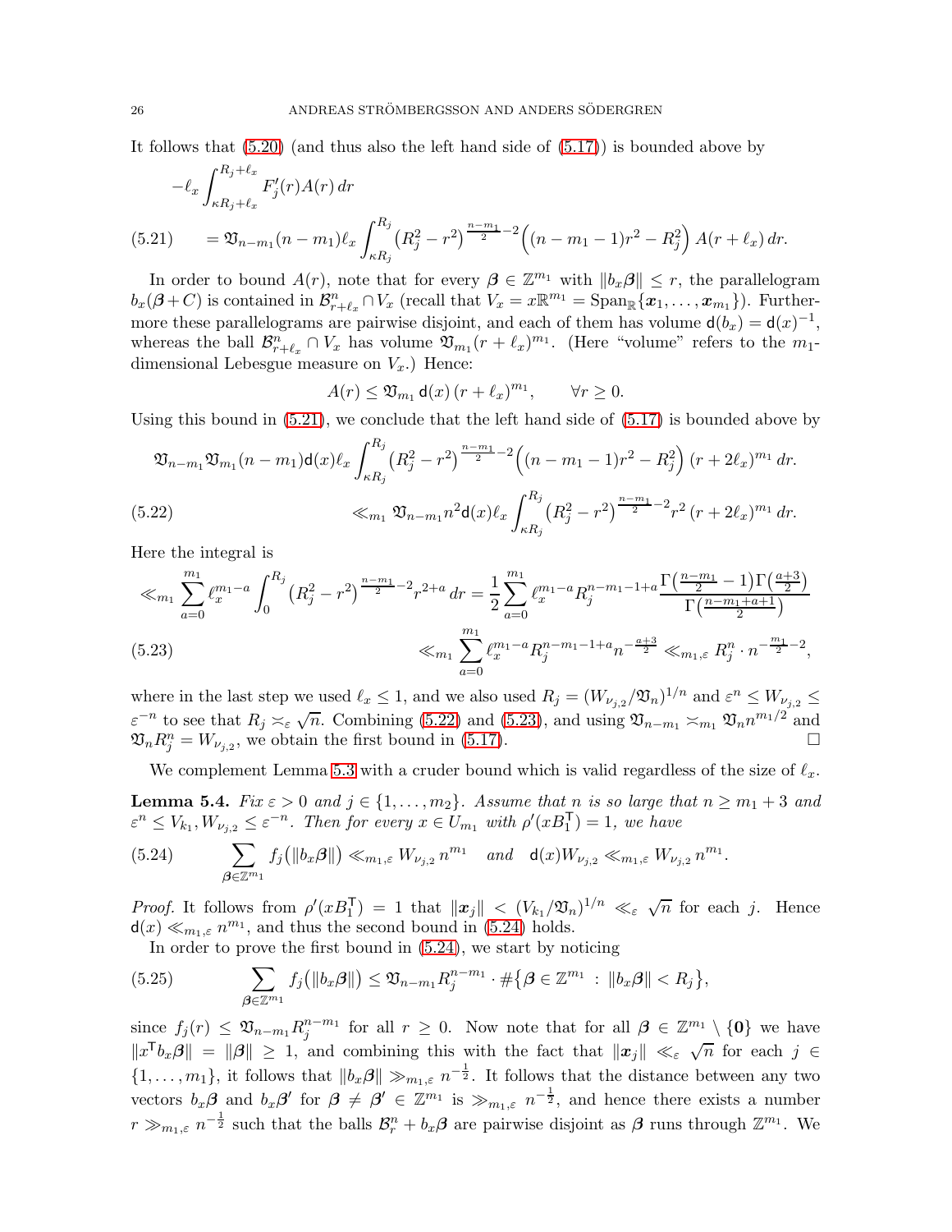It follows that (5.20) (and thus also the left hand side of (5.17)) is bounded above by

$$
\begin{aligned}
&-\ell_x \int_{\kappa R_j+\ell_x}^{R_j+\ell_x} F_j'(r) A(r)\, dr \\
(5.21) \qquad &= \mathfrak{V}_{n-m_1}(n-m_1)\ell_x \int_{\kappa R_j}^{R_j} \big(R_j^2 - r^2\big)^{\frac{n-m_1}{2}-2}\Big((n-m_1-1)r^2 - R_j^2\Big)\, A(r+\ell_x)\, dr.
\end{aligned}
$$

In order to bound $A(r)$, note that for every $\boldsymbol{\beta} \in \mathbb{Z}^{m_1}$ with $\|b_x\boldsymbol{\beta}\| \leq r$, the parallelogram $b_x(\boldsymbol{\beta}+C)$ is contained in $\mathcal{B}^n_{r+\ell_x} \cap V_x$ (recall that $V_x = x\mathbb{R}^{m_1} = \operatorname{Span}_{\mathbb{R}}\{\boldsymbol{x}_1, \ldots, \boldsymbol{x}_{m_1}\}$). Furthermore these parallelograms are pairwise disjoint, and each of them has volume $\mathsf{d}(b_x) = \mathsf{d}(x)^{-1}$, whereas the ball $\mathcal{B}^n_{r+\ell_x} \cap V_x$ has volume $\mathfrak{V}_{m_1}(r+\ell_x)^{m_1}$. (Here "volume" refers to the $m_1$-dimensional Lebesgue measure on $V_x$.) Hence:

$$
A(r) \leq \mathfrak{V}_{m_1}\, \mathsf{d}(x)\, (r+\ell_x)^{m_1}, \qquad \forall r \geq 0.
$$

Using this bound in (5.21), we conclude that the left hand side of (5.17) is bounded above by

$$
\begin{aligned}
&\mathfrak{V}_{n-m_1}\mathfrak{V}_{m_1}(n-m_1)\mathsf{d}(x)\ell_x \int_{\kappa R_j}^{R_j} \big(R_j^2 - r^2\big)^{\frac{n-m_1}{2}-2}\Big((n-m_1-1)r^2 - R_j^2\Big)\, (r+2\ell_x)^{m_1}\, dr. \\
(5.22) \qquad &\ll_{m_1} \mathfrak{V}_{n-m_1} n^2 \mathsf{d}(x)\ell_x \int_{\kappa R_j}^{R_j} \big(R_j^2 - r^2\big)^{\frac{n-m_1}{2}-2} r^2\, (r+2\ell_x)^{m_1}\, dr.
\end{aligned}
$$

Here the integral is

$$
\begin{aligned}
&\ll_{m_1} \sum_{a=0}^{m_1} \ell_x^{m_1-a} \int_0^{R_j} \big(R_j^2 - r^2\big)^{\frac{n-m_1}{2}-2} r^{2+a}\, dr = \frac{1}{2}\sum_{a=0}^{m_1} \ell_x^{m_1-a} R_j^{n-m_1-1+a} \frac{\Gamma\big(\frac{n-m_1}{2}-1\big)\Gamma\big(\frac{a+3}{2}\big)}{\Gamma\big(\frac{n-m_1+a+1}{2}\big)} \\
(5.23) \qquad &\ll_{m_1} \sum_{a=0}^{m_1} \ell_x^{m_1-a} R_j^{n-m_1-1+a} n^{-\frac{a+3}{2}} \ll_{m_1,\varepsilon} R_j^n \cdot n^{-\frac{m_1}{2}-2},
\end{aligned}
$$

where in the last step we used $\ell_x \leq 1$, and we also used $R_j = (W_{\nu_{j,2}}/\mathfrak{V}_n)^{1/n}$ and $\varepsilon^n \leq W_{\nu_{j,2}} \leq \varepsilon^{-n}$ to see that $R_j \asymp_\varepsilon \sqrt{n}$. Combining (5.22) and (5.23), and using $\mathfrak{V}_{n-m_1} \asymp_{m_1} \mathfrak{V}_n n^{m_1/2}$ and $\mathfrak{V}_n R_j^n = W_{\nu_{j,2}}$, we obtain the first bound in (5.17). $\square$

We complement Lemma 5.3 with a cruder bound which is valid regardless of the size of $\ell_x$.

**Lemma 5.4.** *Fix $\varepsilon > 0$ and $j \in \{1, \ldots, m_2\}$. Assume that $n$ is so large that $n \geq m_1 + 3$ and $\varepsilon^n \leq V_{k_1}, W_{\nu_{j,2}} \leq \varepsilon^{-n}$. Then for every $x \in U_{m_1}$ with $\rho'(xB_1^{\mathsf{T}}) = 1$, we have*

$$
(5.24) \qquad \sum_{\boldsymbol{\beta}\in\mathbb{Z}^{m_1}} f_j\big(\|b_x\boldsymbol{\beta}\|\big) \ll_{m_1,\varepsilon} W_{\nu_{j,2}}\, n^{m_1} \quad \textit{and} \quad \mathsf{d}(x) W_{\nu_{j,2}} \ll_{m_1,\varepsilon} W_{\nu_{j,2}}\, n^{m_1}.
$$

*Proof.* It follows from $\rho'(xB_1^{\mathsf{T}}) = 1$ that $\|\boldsymbol{x}_j\| < (V_{k_1}/\mathfrak{V}_n)^{1/n} \ll_\varepsilon \sqrt{n}$ for each $j$. Hence $\mathsf{d}(x) \ll_{m_1,\varepsilon} n^{m_1}$, and thus the second bound in (5.24) holds.

In order to prove the first bound in (5.24), we start by noticing

$$
(5.25) \qquad \sum_{\boldsymbol{\beta}\in\mathbb{Z}^{m_1}} f_j\big(\|b_x\boldsymbol{\beta}\|\big) \leq \mathfrak{V}_{n-m_1} R_j^{n-m_1} \cdot \#\big\{\boldsymbol{\beta} \in \mathbb{Z}^{m_1} \,:\, \|b_x\boldsymbol{\beta}\| < R_j\big\},
$$

since $f_j(r) \leq \mathfrak{V}_{n-m_1} R_j^{n-m_1}$ for all $r \geq 0$. Now note that for all $\boldsymbol{\beta} \in \mathbb{Z}^{m_1} \setminus \{\mathbf{0}\}$ we have $\|x^{\mathsf{T}} b_x \boldsymbol{\beta}\| = \|\boldsymbol{\beta}\| \geq 1$, and combining this with the fact that $\|\boldsymbol{x}_j\| \ll_\varepsilon \sqrt{n}$ for each $j \in \{1, \ldots, m_1\}$, it follows that $\|b_x\boldsymbol{\beta}\| \gg_{m_1,\varepsilon} n^{-\frac{1}{2}}$. It follows that the distance between any two vectors $b_x\boldsymbol{\beta}$ and $b_x\boldsymbol{\beta}'$ for $\boldsymbol{\beta} \neq \boldsymbol{\beta}' \in \mathbb{Z}^{m_1}$ is $\gg_{m_1,\varepsilon} n^{-\frac{1}{2}}$, and hence there exists a number $r \gg_{m_1,\varepsilon} n^{-\frac{1}{2}}$ such that the balls $\mathcal{B}^n_r + b_x\boldsymbol{\beta}$ are pairwise disjoint as $\boldsymbol{\beta}$ runs through $\mathbb{Z}^{m_1}$. We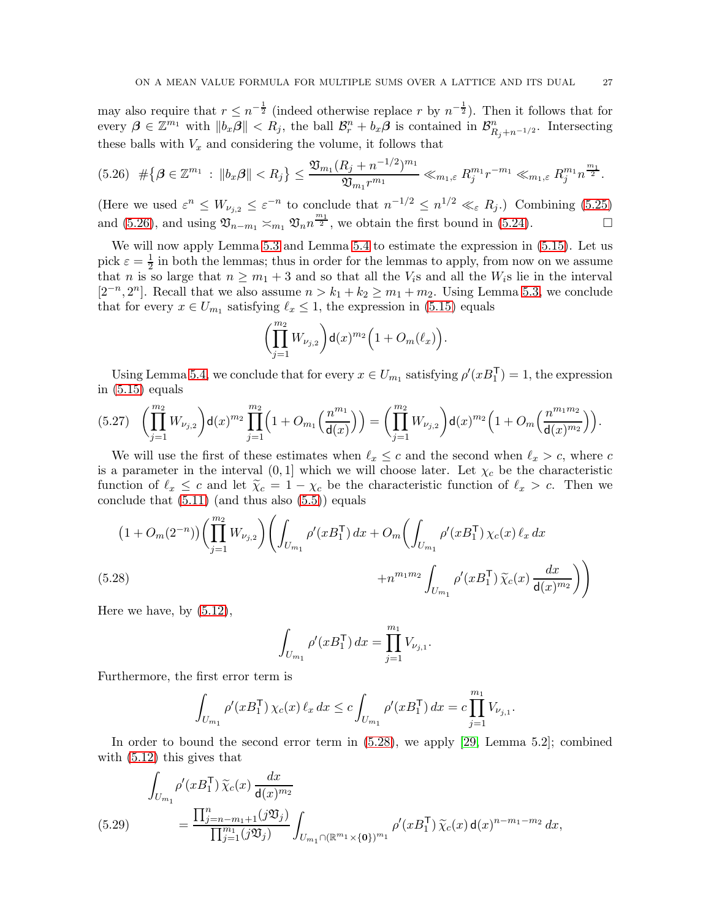may also require that $r \leq n^{-\frac{1}{2}}$ (indeed otherwise replace $r$ by $n^{-\frac{1}{2}}$). Then it follows that for every $\boldsymbol{\beta} \in \mathbb{Z}^{m_1}$ with $\|b_x\boldsymbol{\beta}\| < R_j$, the ball $\mathcal{B}_r^n + b_x\boldsymbol{\beta}$ is contained in $\mathcal{B}^n_{R_j+n^{-1/2}}$. Intersecting these balls with $V_x$ and considering the volume, it follows that

$$\#\{\boldsymbol{\beta} \in \mathbb{Z}^{m_1} \,:\, \|b_x\boldsymbol{\beta}\| < R_j\} \leq \frac{\mathfrak{V}_{m_1}(R_j + n^{-1/2})^{m_1}}{\mathfrak{V}_{m_1} r^{m_1}} \ll_{m_1,\varepsilon} R_j^{m_1} r^{-m_1} \ll_{m_1,\varepsilon} R_j^{m_1} n^{\frac{m_1}{2}}. \tag{5.26}$$

(Here we used $\varepsilon^n \leq W_{\nu_{j,2}} \leq \varepsilon^{-n}$ to conclude that $n^{-1/2} \leq n^{1/2} \ll_\varepsilon R_j$.) Combining (5.25) and (5.26), and using $\mathfrak{V}_{n-m_1} \asymp_{m_1} \mathfrak{V}_n n^{\frac{m_1}{2}}$, we obtain the first bound in (5.24). $\square$

We will now apply Lemma 5.3 and Lemma 5.4 to estimate the expression in (5.15). Let us pick $\varepsilon = \frac{1}{2}$ in both the lemmas; thus in order for the lemmas to apply, from now on we assume that $n$ is so large that $n \geq m_1 + 3$ and so that all the $V_i$s and all the $W_i$s lie in the interval $[2^{-n}, 2^n]$. Recall that we also assume $n > k_1 + k_2 \geq m_1 + m_2$. Using Lemma 5.3, we conclude that for every $x \in U_{m_1}$ satisfying $\ell_x \leq 1$, the expression in (5.15) equals

$$\Big(\prod_{j=1}^{m_2} W_{\nu_{j,2}}\Big) \mathsf{d}(x)^{m_2} \Big(1 + O_m(\ell_x)\Big).$$

Using Lemma 5.4, we conclude that for every $x \in U_{m_1}$ satisfying $\rho'(xB_1^{\mathsf{T}}) = 1$, the expression in (5.15) equals

$$\Big(\prod_{j=1}^{m_2} W_{\nu_{j,2}}\Big) \mathsf{d}(x)^{m_2} \prod_{j=1}^{m_2}\Big(1 + O_{m_1}\Big(\frac{n^{m_1}}{\mathsf{d}(x)}\Big)\Big) = \Big(\prod_{j=1}^{m_2} W_{\nu_{j,2}}\Big) \mathsf{d}(x)^{m_2} \Big(1 + O_m\Big(\frac{n^{m_1 m_2}}{\mathsf{d}(x)^{m_2}}\Big)\Big). \tag{5.27}$$

We will use the first of these estimates when $\ell_x \leq c$ and the second when $\ell_x > c$, where $c$ is a parameter in the interval $(0, 1]$ which we will choose later. Let $\chi_c$ be the characteristic function of $\ell_x \leq c$ and let $\widetilde{\chi}_c = 1 - \chi_c$ be the characteristic function of $\ell_x > c$. Then we conclude that (5.11) (and thus also (5.5)) equals

$$\begin{aligned}\big(1 + O_m(2^{-n})\big)\Big(\prod_{j=1}^{m_2} W_{\nu_{j,2}}\Big)\bigg(\int_{U_{m_1}} \rho'(xB_1^{\mathsf{T}})\, dx + O_m\bigg(\int_{U_{m_1}} \rho'(xB_1^{\mathsf{T}})\, \chi_c(x)\, \ell_x\, dx \\ + n^{m_1 m_2} \int_{U_{m_1}} \rho'(xB_1^{\mathsf{T}})\, \widetilde{\chi}_c(x)\, \frac{dx}{\mathsf{d}(x)^{m_2}}\bigg)\bigg)\end{aligned} \tag{5.28}$$

Here we have, by (5.12),

$$\int_{U_{m_1}} \rho'(xB_1^{\mathsf{T}})\, dx = \prod_{j=1}^{m_1} V_{\nu_{j,1}}.$$

Furthermore, the first error term is

$$\int_{U_{m_1}} \rho'(xB_1^{\mathsf{T}})\, \chi_c(x)\, \ell_x\, dx \leq c \int_{U_{m_1}} \rho'(xB_1^{\mathsf{T}})\, dx = c \prod_{j=1}^{m_1} V_{\nu_{j,1}}.$$

In order to bound the second error term in (5.28), we apply [29, Lemma 5.2]; combined with (5.12) this gives that

$$\begin{aligned}&\int_{U_{m_1}} \rho'(xB_1^{\mathsf{T}})\, \widetilde{\chi}_c(x)\, \frac{dx}{\mathsf{d}(x)^{m_2}} \\ &\qquad = \frac{\prod_{j=n-m_1+1}^{n}(j\mathfrak{V}_j)}{\prod_{j=1}^{m_1}(j\mathfrak{V}_j)} \int_{U_{m_1} \cap (\mathbb{R}^{m_1} \times \{\mathbf{0}\})^{m_1}} \rho'(xB_1^{\mathsf{T}})\, \widetilde{\chi}_c(x)\, \mathsf{d}(x)^{n-m_1-m_2}\, dx,\end{aligned} \tag{5.29}$$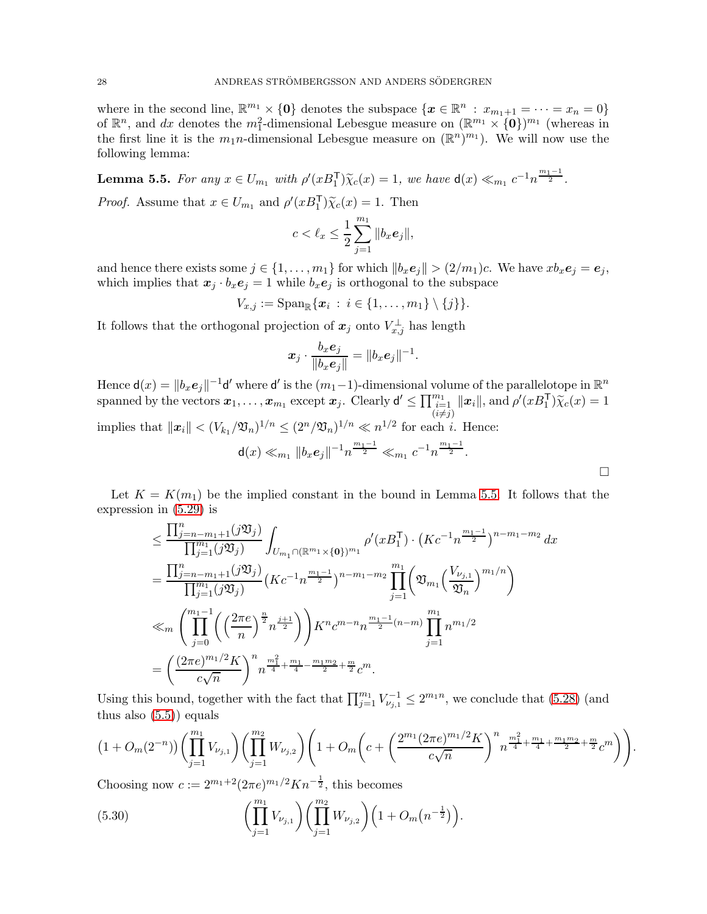where in the second line, $\mathbb{R}^{m_1} \times \{\mathbf{0}\}$ denotes the subspace $\{\boldsymbol{x} \in \mathbb{R}^n : x_{m_1+1} = \cdots = x_n = 0\}$ of $\mathbb{R}^n$, and $dx$ denotes the $m_1^2$-dimensional Lebesgue measure on $(\mathbb{R}^{m_1} \times \{\mathbf{0}\})^{m_1}$ (whereas in the first line it is the $m_1 n$-dimensional Lebesgue measure on $(\mathbb{R}^n)^{m_1}$). We will now use the following lemma:

**Lemma 5.5.** *For any $x \in U_{m_1}$ with $\rho'(xB_1^{\mathsf{T}})\widetilde{\chi}_c(x) = 1$, we have $\mathsf{d}(x) \ll_{m_1} c^{-1} n^{\frac{m_1-1}{2}}$.*

*Proof.* Assume that $x \in U_{m_1}$ and $\rho'(xB_1^{\mathsf{T}})\widetilde{\chi}_c(x) = 1$. Then

$$c < \ell_x \leq \frac{1}{2}\sum_{j=1}^{m_1} \|b_x \boldsymbol{e}_j\|,$$

and hence there exists some $j \in \{1, \ldots, m_1\}$ for which $\|b_x \boldsymbol{e}_j\| > (2/m_1)c$. We have $x b_x \boldsymbol{e}_j = \boldsymbol{e}_j$, which implies that $\boldsymbol{x}_j \cdot b_x \boldsymbol{e}_j = 1$ while $b_x \boldsymbol{e}_j$ is orthogonal to the subspace

$$V_{x,j} := \mathrm{Span}_{\mathbb{R}}\{\boldsymbol{x}_i : i \in \{1, \ldots, m_1\} \setminus \{j\}\}.$$

It follows that the orthogonal projection of $\boldsymbol{x}_j$ onto $V_{x,j}^{\perp}$ has length

$$\boldsymbol{x}_j \cdot \frac{b_x \boldsymbol{e}_j}{\|b_x \boldsymbol{e}_j\|} = \|b_x \boldsymbol{e}_j\|^{-1}.$$

Hence $\mathsf{d}(x) = \|b_x \boldsymbol{e}_j\|^{-1}\mathsf{d}'$ where $\mathsf{d}'$ is the $(m_1-1)$-dimensional volume of the parallelotope in $\mathbb{R}^n$ spanned by the vectors $\boldsymbol{x}_1, \ldots, \boldsymbol{x}_{m_1}$ except $\boldsymbol{x}_j$. Clearly $\mathsf{d}' \leq \prod_{\substack{i=1 \\ (i \neq j)}}^{m_1} \|\boldsymbol{x}_i\|$, and $\rho'(xB_1^{\mathsf{T}})\widetilde{\chi}_c(x) = 1$ implies that $\|\boldsymbol{x}_i\| < (V_{k_1}/\mathfrak{V}_n)^{1/n} \leq (2^n/\mathfrak{V}_n)^{1/n} \ll n^{1/2}$ for each $i$. Hence:

$$\mathsf{d}(x) \ll_{m_1} \|b_x \boldsymbol{e}_j\|^{-1} n^{\frac{m_1-1}{2}} \ll_{m_1} c^{-1} n^{\frac{m_1-1}{2}}.$$

$\square$

Let $K = K(m_1)$ be the implied constant in the bound in Lemma 5.5. It follows that the expression in (5.29) is

$$\begin{aligned}
&\leq \frac{\prod_{j=n-m_1+1}^{n}(j\mathfrak{V}_j)}{\prod_{j=1}^{m_1}(j\mathfrak{V}_j)} \int_{U_{m_1} \cap (\mathbb{R}^{m_1} \times \{\mathbf{0}\})^{m_1}} \rho'(xB_1^{\mathsf{T}}) \cdot \big(Kc^{-1} n^{\frac{m_1-1}{2}}\big)^{n-m_1-m_2}\, dx \\
&= \frac{\prod_{j=n-m_1+1}^{n}(j\mathfrak{V}_j)}{\prod_{j=1}^{m_1}(j\mathfrak{V}_j)} \big(Kc^{-1} n^{\frac{m_1-1}{2}}\big)^{n-m_1-m_2} \prod_{j=1}^{m_1}\bigg(\mathfrak{V}_{m_1}\Big(\frac{V_{\nu_{j,1}}}{\mathfrak{V}_n}\Big)^{m_1/n}\bigg) \\
&\ll_m \left(\prod_{j=0}^{m_1-1}\bigg(\Big(\frac{2\pi e}{n}\Big)^{\frac{n}{2}} n^{\frac{j+1}{2}}\bigg)\right) K^n c^{m-n} n^{\frac{m_1-1}{2}(n-m)} \prod_{j=1}^{m_1} n^{m_1/2} \\
&= \bigg(\frac{(2\pi e)^{m_1/2}K}{c\sqrt{n}}\bigg)^n n^{\frac{m_1^2}{4}+\frac{m_1}{4}-\frac{m_1 m_2}{2}+\frac{m}{2}} c^m.
\end{aligned}$$

Using this bound, together with the fact that $\prod_{j=1}^{m_1} V_{\nu_{j,1}}^{-1} \leq 2^{m_1 n}$, we conclude that (5.28) (and thus also (5.5)) equals

$$\big(1+O_m(2^{-n})\big)\bigg(\prod_{j=1}^{m_1} V_{\nu_{j,1}}\bigg)\bigg(\prod_{j=1}^{m_2} W_{\nu_{j,2}}\bigg)\left(1+O_m\bigg(c+\Big(\frac{2^{m_1}(2\pi e)^{m_1/2}K}{c\sqrt{n}}\Big)^n n^{\frac{m_1^2}{4}+\frac{m_1}{4}+\frac{m_1 m_2}{2}+\frac{m}{2}} c^m\bigg)\right).$$

Choosing now $c := 2^{m_1+2}(2\pi e)^{m_1/2} K n^{-\frac{1}{2}}$, this becomes

$$\bigg(\prod_{j=1}^{m_1} V_{\nu_{j,1}}\bigg)\bigg(\prod_{j=1}^{m_2} W_{\nu_{j,2}}\bigg)\Big(1+O_m\big(n^{-\frac{1}{2}}\big)\Big). \tag{5.30}$$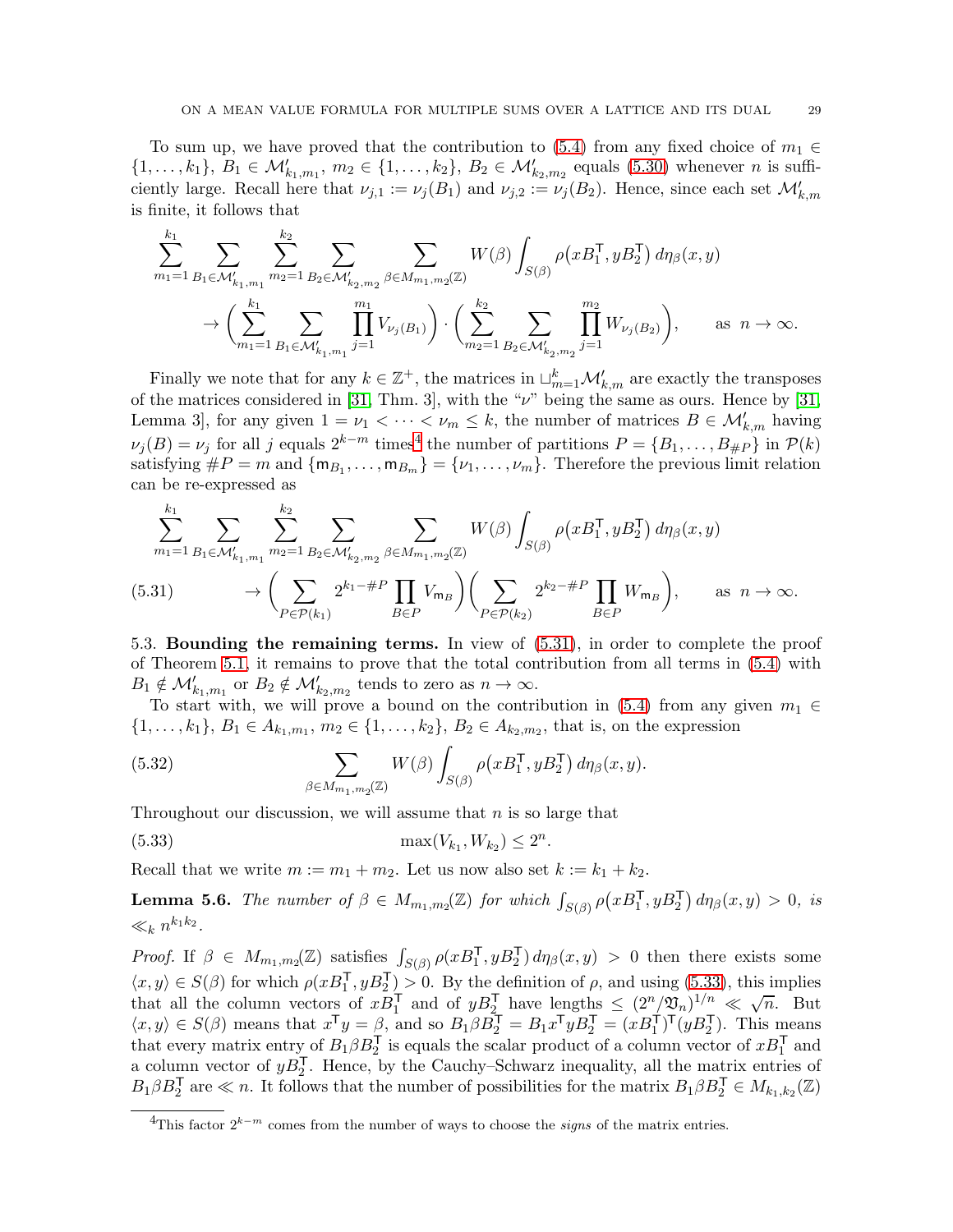To sum up, we have proved that the contribution to (5.4) from any fixed choice of $m_1 \in \{1, \ldots, k_1\}$, $B_1 \in \mathcal{M}'_{k_1,m_1}$, $m_2 \in \{1, \ldots, k_2\}$, $B_2 \in \mathcal{M}'_{k_2,m_2}$ equals (5.30) whenever $n$ is sufficiently large. Recall here that $\nu_{j,1} := \nu_j(B_1)$ and $\nu_{j,2} := \nu_j(B_2)$. Hence, since each set $\mathcal{M}'_{k,m}$ is finite, it follows that

$$
\sum_{m_1=1}^{k_1} \sum_{B_1 \in \mathcal{M}'_{k_1,m_1}} \sum_{m_2=1}^{k_2} \sum_{B_2 \in \mathcal{M}'_{k_2,m_2}} \sum_{\beta \in M_{m_1,m_2}(\mathbb{Z})} W(\beta) \int_{S(\beta)} \rho\big(xB_1^\mathsf{T}, yB_2^\mathsf{T}\big)\, d\eta_\beta(x,y)
$$

$$
\to \Big( \sum_{m_1=1}^{k_1} \sum_{B_1 \in \mathcal{M}'_{k_1,m_1}} \prod_{j=1}^{m_1} V_{\nu_j(B_1)} \Big) \cdot \Big( \sum_{m_2=1}^{k_2} \sum_{B_2 \in \mathcal{M}'_{k_2,m_2}} \prod_{j=1}^{m_2} W_{\nu_j(B_2)} \Big), \qquad \text{as } n \to \infty.
$$

Finally we note that for any $k \in \mathbb{Z}^+$, the matrices in $\sqcup_{m=1}^k \mathcal{M}'_{k,m}$ are exactly the transposes of the matrices considered in [31, Thm. 3], with the "$\nu$" being the same as ours. Hence by [31, Lemma 3], for any given $1 = \nu_1 < \cdots < \nu_m \leq k$, the number of matrices $B \in \mathcal{M}'_{k,m}$ having $\nu_j(B) = \nu_j$ for all $j$ equals $2^{k-m}$ times[4] the number of partitions $P = \{B_1, \ldots, B_{\#P}\}$ in $\mathcal{P}(k)$ satisfying $\#P = m$ and $\{\mathsf{m}_{B_1}, \ldots, \mathsf{m}_{B_m}\} = \{\nu_1, \ldots, \nu_m\}$. Therefore the previous limit relation can be re-expressed as

$$
\sum_{m_1=1}^{k_1} \sum_{B_1 \in \mathcal{M}'_{k_1,m_1}} \sum_{m_2=1}^{k_2} \sum_{B_2 \in \mathcal{M}'_{k_2,m_2}} \sum_{\beta \in M_{m_1,m_2}(\mathbb{Z})} W(\beta) \int_{S(\beta)} \rho\big(xB_1^\mathsf{T}, yB_2^\mathsf{T}\big)\, d\eta_\beta(x,y)
$$

$$
\to \Big( \sum_{P \in \mathcal{P}(k_1)} 2^{k_1 - \#P} \prod_{B \in P} V_{\mathsf{m}_B} \Big) \Big( \sum_{P \in \mathcal{P}(k_2)} 2^{k_2 - \#P} \prod_{B \in P} W_{\mathsf{m}_B} \Big), \qquad \text{as } n \to \infty. \tag{5.31}
$$

5.3. **Bounding the remaining terms.** In view of (5.31), in order to complete the proof of Theorem 5.1, it remains to prove that the total contribution from all terms in (5.4) with $B_1 \notin \mathcal{M}'_{k_1,m_1}$ or $B_2 \notin \mathcal{M}'_{k_2,m_2}$ tends to zero as $n \to \infty$.

To start with, we will prove a bound on the contribution in (5.4) from any given $m_1 \in \{1, \ldots, k_1\}$, $B_1 \in A_{k_1,m_1}$, $m_2 \in \{1, \ldots, k_2\}$, $B_2 \in A_{k_2,m_2}$, that is, on the expression

$$
\sum_{\beta \in M_{m_1,m_2}(\mathbb{Z})} W(\beta) \int_{S(\beta)} \rho\big(xB_1^\mathsf{T}, yB_2^\mathsf{T}\big)\, d\eta_\beta(x,y). \tag{5.32}
$$

Throughout our discussion, we will assume that $n$ is so large that

$$
\max(V_{k_1}, W_{k_2}) \leq 2^n. \tag{5.33}
$$

Recall that we write $m := m_1 + m_2$. Let us now also set $k := k_1 + k_2$.

**Lemma 5.6.** *The number of $\beta \in M_{m_1,m_2}(\mathbb{Z})$ for which $\int_{S(\beta)} \rho\big(xB_1^\mathsf{T}, yB_2^\mathsf{T}\big)\, d\eta_\beta(x,y) > 0$, is $\ll_k n^{k_1 k_2}$.*

*Proof.* If $\beta \in M_{m_1,m_2}(\mathbb{Z})$ satisfies $\int_{S(\beta)} \rho(xB_1^\mathsf{T}, yB_2^\mathsf{T})\, d\eta_\beta(x,y) > 0$ then there exists some $\langle x, y \rangle \in S(\beta)$ for which $\rho(xB_1^\mathsf{T}, yB_2^\mathsf{T}) > 0$. By the definition of $\rho$, and using (5.33), this implies that all the column vectors of $xB_1^\mathsf{T}$ and of $yB_2^\mathsf{T}$ have lengths $\leq (2^n/\mathfrak{V}_n)^{1/n} \ll \sqrt{n}$. But $\langle x, y \rangle \in S(\beta)$ means that $x^\mathsf{T} y = \beta$, and so $B_1 \beta B_2^\mathsf{T} = B_1 x^\mathsf{T} y B_2^\mathsf{T} = (xB_1^\mathsf{T})^\mathsf{T}(yB_2^\mathsf{T})$. This means that every matrix entry of $B_1 \beta B_2^\mathsf{T}$ is equals the scalar product of a column vector of $xB_1^\mathsf{T}$ and a column vector of $yB_2^\mathsf{T}$. Hence, by the Cauchy–Schwarz inequality, all the matrix entries of $B_1 \beta B_2^\mathsf{T}$ are $\ll n$. It follows that the number of possibilities for the matrix $B_1 \beta B_2^\mathsf{T} \in M_{k_1,k_2}(\mathbb{Z})$

[4] This factor $2^{k-m}$ comes from the number of ways to choose the *signs* of the matrix entries.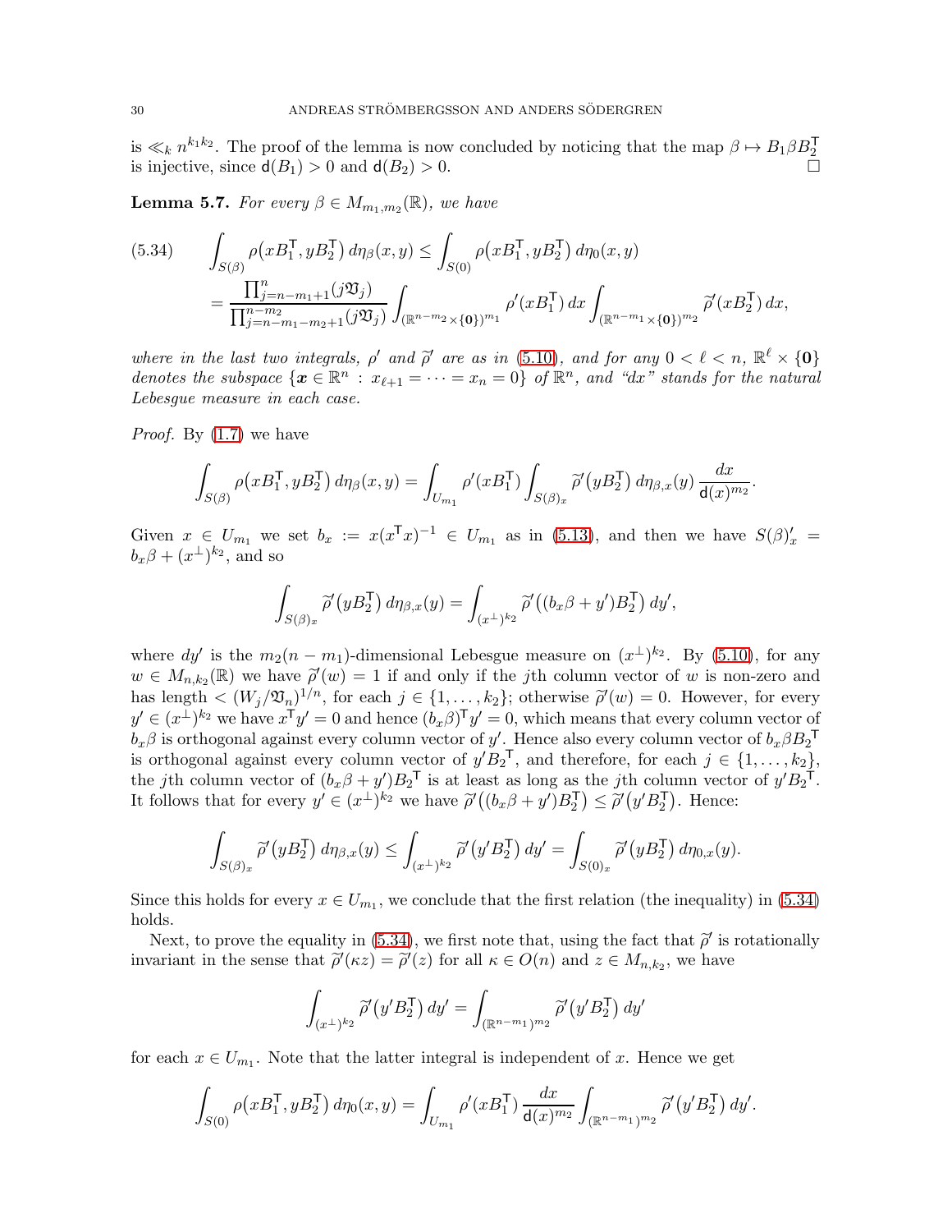is $\ll_k n^{k_1k_2}$. The proof of the lemma is now concluded by noticing that the map $\beta \mapsto B_1\beta B_2^{\mathsf{T}}$ is injective, since $\mathsf{d}(B_1) > 0$ and $\mathsf{d}(B_2) > 0$. $\square$

**Lemma 5.7.** *For every $\beta \in M_{m_1,m_2}(\mathbb{R})$, we have*

$$\begin{aligned}
(5.34)\qquad \int_{S(\beta)} \rho\big(xB_1^{\mathsf{T}}, yB_2^{\mathsf{T}}\big)\, d\eta_\beta(x,y) &\leq \int_{S(0)} \rho\big(xB_1^{\mathsf{T}}, yB_2^{\mathsf{T}}\big)\, d\eta_0(x,y) \\
&= \frac{\prod_{j=n-m_1+1}^{n}(j\mathfrak{V}_j)}{\prod_{j=n-m_1-m_2+1}^{n-m_2}(j\mathfrak{V}_j)} \int_{(\mathbb{R}^{n-m_2}\times\{\mathbf{0}\})^{m_1}} \rho'(xB_1^{\mathsf{T}})\, dx \int_{(\mathbb{R}^{n-m_1}\times\{\mathbf{0}\})^{m_2}} \widetilde{\rho}'(xB_2^{\mathsf{T}})\, dx,
\end{aligned}$$

*where in the last two integrals, $\rho'$ and $\widetilde{\rho}'$ are as in (5.10), and for any $0 < \ell < n$, $\mathbb{R}^\ell \times \{\mathbf{0}\}$ denotes the subspace $\{\boldsymbol{x} \in \mathbb{R}^n : x_{\ell+1} = \cdots = x_n = 0\}$ of $\mathbb{R}^n$, and "$dx$" stands for the natural Lebesgue measure in each case.*

*Proof.* By (1.7) we have

$$\int_{S(\beta)} \rho\big(xB_1^{\mathsf{T}}, yB_2^{\mathsf{T}}\big)\, d\eta_\beta(x,y) = \int_{U_{m_1}} \rho'(xB_1^{\mathsf{T}}) \int_{S(\beta)_x} \widetilde{\rho}'\big(yB_2^{\mathsf{T}}\big)\, d\eta_{\beta,x}(y)\, \frac{dx}{\mathsf{d}(x)^{m_2}}.$$

Given $x \in U_{m_1}$ we set $b_x := x(x^{\mathsf{T}}x)^{-1} \in U_{m_1}$ as in (5.13), and then we have $S(\beta)'_x = b_x\beta + (x^\perp)^{k_2}$, and so

$$\int_{S(\beta)_x} \widetilde{\rho}'\big(yB_2^{\mathsf{T}}\big)\, d\eta_{\beta,x}(y) = \int_{(x^\perp)^{k_2}} \widetilde{\rho}'\big((b_x\beta + y')B_2^{\mathsf{T}}\big)\, dy',$$

where $dy'$ is the $m_2(n-m_1)$-dimensional Lebesgue measure on $(x^\perp)^{k_2}$. By (5.10), for any $w \in M_{n,k_2}(\mathbb{R})$ we have $\widetilde{\rho}'(w) = 1$ if and only if the $j$th column vector of $w$ is non-zero and has length $< (W_j/\mathfrak{V}_n)^{1/n}$, for each $j \in \{1,\ldots,k_2\}$; otherwise $\widetilde{\rho}'(w) = 0$. However, for every $y' \in (x^\perp)^{k_2}$ we have $x^{\mathsf{T}}y' = 0$ and hence $(b_x\beta)^{\mathsf{T}}y' = 0$, which means that every column vector of $b_x\beta$ is orthogonal against every column vector of $y'$. Hence also every column vector of $b_x\beta B_2^{\mathsf{T}}$ is orthogonal against every column vector of $y'B_2^{\mathsf{T}}$, and therefore, for each $j \in \{1,\ldots,k_2\}$, the $j$th column vector of $(b_x\beta + y')B_2^{\mathsf{T}}$ is at least as long as the $j$th column vector of $y'B_2^{\mathsf{T}}$. It follows that for every $y' \in (x^\perp)^{k_2}$ we have $\widetilde{\rho}'\big((b_x\beta + y')B_2^{\mathsf{T}}\big) \leq \widetilde{\rho}'\big(y'B_2^{\mathsf{T}}\big)$. Hence:

$$\int_{S(\beta)_x} \widetilde{\rho}'\big(yB_2^{\mathsf{T}}\big)\, d\eta_{\beta,x}(y) \leq \int_{(x^\perp)^{k_2}} \widetilde{\rho}'\big(y'B_2^{\mathsf{T}}\big)\, dy' = \int_{S(0)_x} \widetilde{\rho}'\big(yB_2^{\mathsf{T}}\big)\, d\eta_{0,x}(y).$$

Since this holds for every $x \in U_{m_1}$, we conclude that the first relation (the inequality) in (5.34) holds.

Next, to prove the equality in (5.34), we first note that, using the fact that $\widetilde{\rho}'$ is rotationally invariant in the sense that $\widetilde{\rho}'(\kappa z) = \widetilde{\rho}'(z)$ for all $\kappa \in O(n)$ and $z \in M_{n,k_2}$, we have

$$\int_{(x^\perp)^{k_2}} \widetilde{\rho}'\big(y'B_2^{\mathsf{T}}\big)\, dy' = \int_{(\mathbb{R}^{n-m_1})^{m_2}} \widetilde{\rho}'\big(y'B_2^{\mathsf{T}}\big)\, dy'$$

for each $x \in U_{m_1}$. Note that the latter integral is independent of $x$. Hence we get

$$\int_{S(0)} \rho\big(xB_1^{\mathsf{T}}, yB_2^{\mathsf{T}}\big)\, d\eta_0(x,y) = \int_{U_{m_1}} \rho'\big(xB_1^{\mathsf{T}}\big)\, \frac{dx}{\mathsf{d}(x)^{m_2}} \int_{(\mathbb{R}^{n-m_1})^{m_2}} \widetilde{\rho}'\big(y'B_2^{\mathsf{T}}\big)\, dy'.$$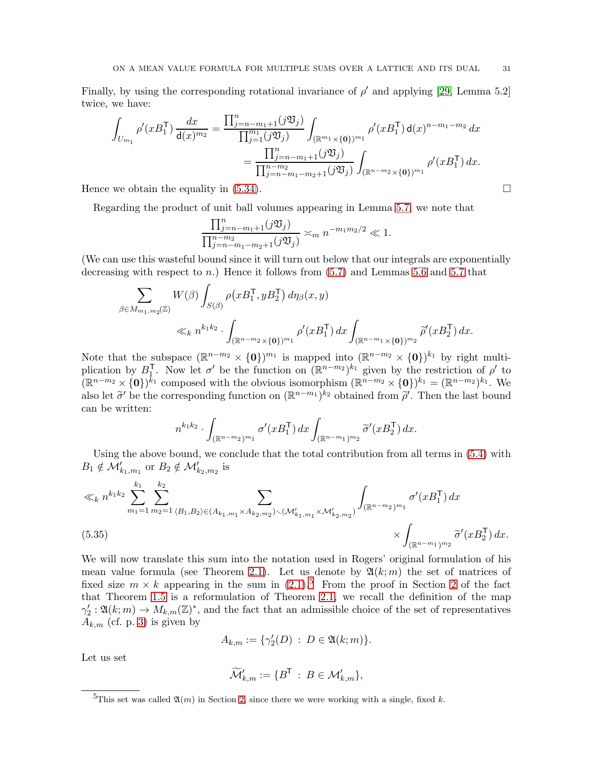Finally, by using the corresponding rotational invariance of $\rho'$ and applying [29, Lemma 5.2] twice, we have:

$$\int_{U_{m_1}} \rho'(xB_1^{\mathsf{T}})\,\frac{dx}{\mathsf{d}(x)^{m_2}} = \frac{\prod_{j=n-m_1+1}^{n}(j\mathfrak{V}_j)}{\prod_{j=1}^{m_1}(j\mathfrak{V}_j)} \int_{(\mathbb{R}^{m_1}\times\{\mathbf{0}\})^{m_1}} \rho'(xB_1^{\mathsf{T}})\,\mathsf{d}(x)^{n-m_1-m_2}\,dx$$
$$= \frac{\prod_{j=n-m_1+1}^{n}(j\mathfrak{V}_j)}{\prod_{j=n-m_1-m_2+1}^{n-m_2}(j\mathfrak{V}_j)} \int_{(\mathbb{R}^{n-m_2}\times\{\mathbf{0}\})^{m_1}} \rho'(xB_1^{\mathsf{T}})\,dx.$$

Hence we obtain the equality in (5.34). $\square$

Regarding the product of unit ball volumes appearing in Lemma 5.7, we note that

$$\frac{\prod_{j=n-m_1+1}^{n}(j\mathfrak{V}_j)}{\prod_{j=n-m_1-m_2+1}^{n-m_2}(j\mathfrak{V}_j)} \asymp_m n^{-m_1m_2/2} \ll 1.$$

(We can use this wasteful bound since it will turn out below that our integrals are exponentially decreasing with respect to $n$.) Hence it follows from (5.7) and Lemmas 5.6 and 5.7 that

$$\sum_{\beta\in M_{m_1,m_2}(\mathbb{Z})} W(\beta)\int_{S(\beta)} \rho\big(xB_1^{\mathsf{T}}, yB_2^{\mathsf{T}}\big)\,d\eta_\beta(x,y)$$
$$\ll_k n^{k_1k_2}\cdot \int_{(\mathbb{R}^{n-m_2}\times\{\mathbf{0}\})^{m_1}} \rho'(xB_1^{\mathsf{T}})\,dx \int_{(\mathbb{R}^{n-m_1}\times\{\mathbf{0}\})^{m_2}} \widetilde{\rho}'(xB_2^{\mathsf{T}})\,dx.$$

Note that the subspace $(\mathbb{R}^{n-m_2}\times\{\mathbf{0}\})^{m_1}$ is mapped into $(\mathbb{R}^{n-m_2}\times\{\mathbf{0}\})^{k_1}$ by right multiplication by $B_1^{\mathsf{T}}$. Now let $\sigma'$ be the function on $(\mathbb{R}^{n-m_2})^{k_1}$ given by the restriction of $\rho'$ to $(\mathbb{R}^{n-m_2}\times\{\mathbf{0}\})^{k_1}$ composed with the obvious isomorphism $(\mathbb{R}^{n-m_2}\times\{\mathbf{0}\})^{k_1} = (\mathbb{R}^{n-m_2})^{k_1}$. We also let $\widetilde{\sigma}'$ be the corresponding function on $(\mathbb{R}^{n-m_1})^{k_2}$ obtained from $\widetilde{\rho}'$. Then the last bound can be written:

$$n^{k_1k_2}\cdot \int_{(\mathbb{R}^{n-m_2})^{m_1}} \sigma'(xB_1^{\mathsf{T}})\,dx \int_{(\mathbb{R}^{n-m_1})^{m_2}} \widetilde{\sigma}'(xB_2^{\mathsf{T}})\,dx.$$

Using the above bound, we conclude that the total contribution from all terms in (5.4) with $B_1\notin \mathcal{M}'_{k_1,m_1}$ or $B_2\notin\mathcal{M}'_{k_2,m_2}$ is

$$\ll_k n^{k_1k_2}\sum_{m_1=1}^{k_1}\sum_{m_2=1}^{k_2}\sum_{\langle B_1,B_2\rangle\in(A_{k_1,m_1}\times A_{k_2,m_2})\smallsetminus(\mathcal{M}'_{k_1,m_1}\times\mathcal{M}'_{k_2,m_2})} \int_{(\mathbb{R}^{n-m_2})^{m_1}} \sigma'(xB_1^{\mathsf{T}})\,dx$$
$$\times\int_{(\mathbb{R}^{n-m_1})^{m_2}} \widetilde{\sigma}'(xB_2^{\mathsf{T}})\,dx. \tag{5.35}$$

We will now translate this sum into the notation used in Rogers' original formulation of his mean value formula (see Theorem 2.1). Let us denote by $\mathfrak{A}(k;m)$ the set of matrices of fixed size $m\times k$ appearing in the sum in (2.1).[5] From the proof in Section 2 of the fact that Theorem 1.5 is a reformulation of Theorem 2.1, we recall the definition of the map $\gamma_2' : \mathfrak{A}(k;m)\to M_{k,m}(\mathbb{Z})^*$, and the fact that an admissible choice of the set of representatives $A_{k,m}$ (cf. p. 3) is given by

$$A_{k,m} := \{\gamma_2'(D) \,:\, D\in\mathfrak{A}(k;m)\}.$$

Let us set

$$\widetilde{\mathcal{M}}'_{k,m} := \{B^{\mathsf{T}} \,:\, B\in\mathcal{M}'_{k,m}\},$$

[5] This set was called $\mathfrak{A}(m)$ in Section 2, since there we were working with a single, fixed $k$.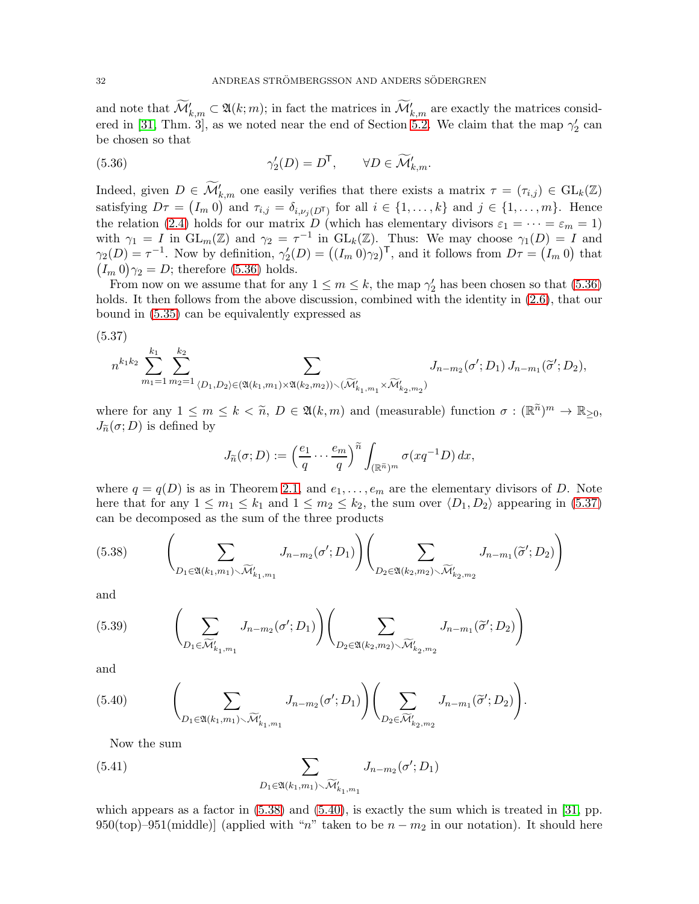and note that $\widetilde{\mathcal{M}}'_{k,m} \subset \mathfrak{A}(k;m)$; in fact the matrices in $\widetilde{\mathcal{M}}'_{k,m}$ are exactly the matrices considered in [31, Thm. 3], as we noted near the end of Section 5.2. We claim that the map $\gamma_2'$ can be chosen so that

$$\gamma_2'(D) = D^{\mathsf{T}}, \qquad \forall D \in \widetilde{\mathcal{M}}'_{k,m}. \tag{5.36}$$

Indeed, given $D \in \widetilde{\mathcal{M}}'_{k,m}$ one easily verifies that there exists a matrix $\tau = (\tau_{i,j}) \in \mathrm{GL}_k(\mathbb{Z})$ satisfying $D\tau = \begin{pmatrix} I_m & 0 \end{pmatrix}$ and $\tau_{i,j} = \delta_{i,\nu_j(D^{\mathsf{T}})}$ for all $i \in \{1, \ldots, k\}$ and $j \in \{1, \ldots, m\}$. Hence the relation (2.4) holds for our matrix $D$ (which has elementary divisors $\varepsilon_1 = \cdots = \varepsilon_m = 1$) with $\gamma_1 = I$ in $\mathrm{GL}_m(\mathbb{Z})$ and $\gamma_2 = \tau^{-1}$ in $\mathrm{GL}_k(\mathbb{Z})$. Thus: We may choose $\gamma_1(D) = I$ and $\gamma_2(D) = \tau^{-1}$. Now by definition, $\gamma_2'(D) = \big((I_m\, 0)\gamma_2\big)^{\mathsf{T}}$, and it follows from $D\tau = \begin{pmatrix} I_m & 0 \end{pmatrix}$ that $\begin{pmatrix} I_m & 0 \end{pmatrix}\gamma_2 = D$; therefore (5.36) holds.

From now on we assume that for any $1 \leq m \leq k$, the map $\gamma_2'$ has been chosen so that (5.36) holds. It then follows from the above discussion, combined with the identity in (2.6), that our bound in (5.35) can be equivalently expressed as

$$n^{k_1 k_2} \sum_{m_1=1}^{k_1} \sum_{m_2=1}^{k_2} \sum_{\langle D_1, D_2 \rangle \in (\mathfrak{A}(k_1,m_1) \times \mathfrak{A}(k_2,m_2)) \smallsetminus (\widetilde{\mathcal{M}}'_{k_1,m_1} \times \widetilde{\mathcal{M}}'_{k_2,m_2})} J_{n-m_2}(\sigma'; D_1)\, J_{n-m_1}(\widetilde{\sigma}'; D_2), \tag{5.37}$$

where for any $1 \leq m \leq k < \widetilde{n}$, $D \in \mathfrak{A}(k,m)$ and (measurable) function $\sigma : (\mathbb{R}^{\widetilde{n}})^m \to \mathbb{R}_{\geq 0}$, $J_{\widetilde{n}}(\sigma; D)$ is defined by

$$J_{\widetilde{n}}(\sigma; D) := \Big(\frac{e_1}{q} \cdots \frac{e_m}{q}\Big)^{\widetilde{n}} \int_{(\mathbb{R}^{\widetilde{n}})^m} \sigma(x q^{-1} D)\, dx,$$

where $q = q(D)$ is as in Theorem 2.1, and $e_1, \ldots, e_m$ are the elementary divisors of $D$. Note here that for any $1 \leq m_1 \leq k_1$ and $1 \leq m_2 \leq k_2$, the sum over $\langle D_1, D_2 \rangle$ appearing in (5.37) can be decomposed as the sum of the three products

$$\Bigg( \sum_{D_1 \in \mathfrak{A}(k_1,m_1) \smallsetminus \widetilde{\mathcal{M}}'_{k_1,m_1}} J_{n-m_2}(\sigma'; D_1) \Bigg) \Bigg( \sum_{D_2 \in \mathfrak{A}(k_2,m_2) \smallsetminus \widetilde{\mathcal{M}}'_{k_2,m_2}} J_{n-m_1}(\widetilde{\sigma}'; D_2) \Bigg) \tag{5.38}$$

and

$$\Bigg( \sum_{D_1 \in \widetilde{\mathcal{M}}'_{k_1,m_1}} J_{n-m_2}(\sigma'; D_1) \Bigg) \Bigg( \sum_{D_2 \in \mathfrak{A}(k_2,m_2) \smallsetminus \widetilde{\mathcal{M}}'_{k_2,m_2}} J_{n-m_1}(\widetilde{\sigma}'; D_2) \Bigg) \tag{5.39}$$

and

$$\Bigg( \sum_{D_1 \in \mathfrak{A}(k_1,m_1) \smallsetminus \widetilde{\mathcal{M}}'_{k_1,m_1}} J_{n-m_2}(\sigma'; D_1) \Bigg) \Bigg( \sum_{D_2 \in \widetilde{\mathcal{M}}'_{k_2,m_2}} J_{n-m_1}(\widetilde{\sigma}'; D_2) \Bigg). \tag{5.40}$$

Now the sum

$$\sum_{D_1 \in \mathfrak{A}(k_1,m_1) \smallsetminus \widetilde{\mathcal{M}}'_{k_1,m_1}} J_{n-m_2}(\sigma'; D_1) \tag{5.41}$$

which appears as a factor in (5.38) and (5.40), is exactly the sum which is treated in [31, pp. 950(top)–951(middle)] (applied with "$n$" taken to be $n - m_2$ in our notation). It should here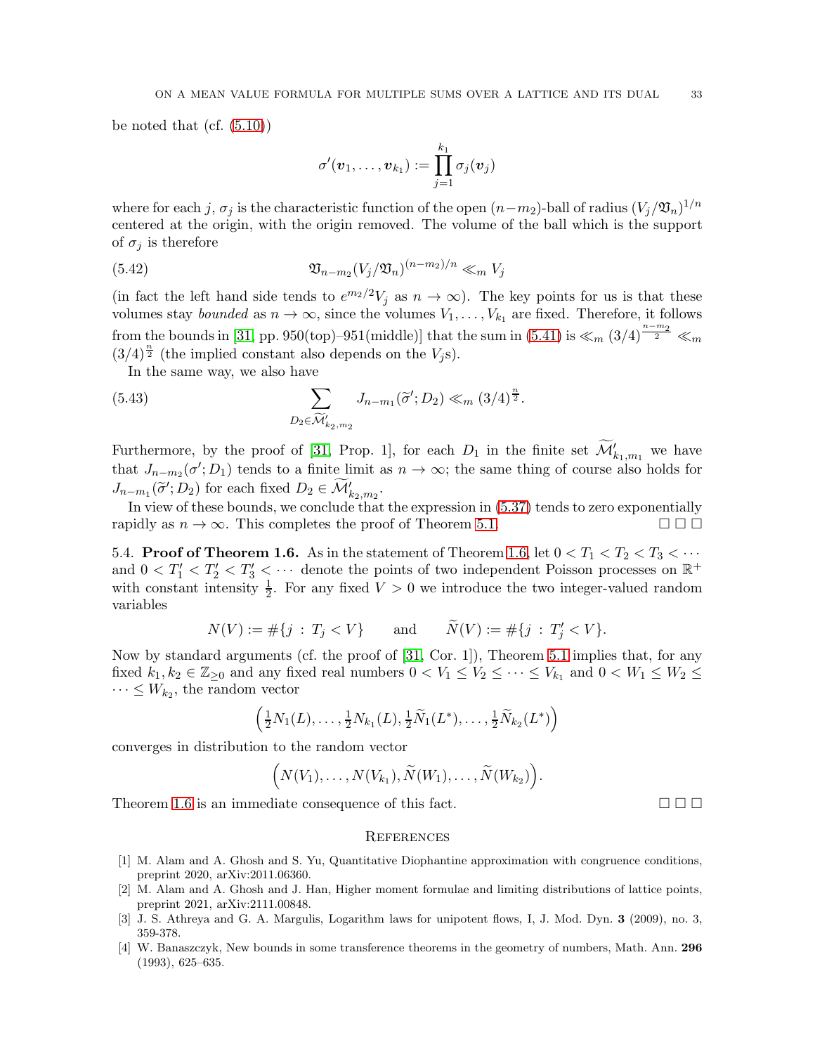be noted that (cf. (5.10))

$$\sigma'(\boldsymbol{v}_1, \ldots, \boldsymbol{v}_{k_1}) := \prod_{j=1}^{k_1} \sigma_j(\boldsymbol{v}_j)$$

where for each $j$, $\sigma_j$ is the characteristic function of the open $(n-m_2)$-ball of radius $(V_j/\mathfrak{V}_n)^{1/n}$ centered at the origin, with the origin removed. The volume of the ball which is the support of $\sigma_j$ is therefore

$$\mathfrak{V}_{n-m_2}(V_j/\mathfrak{V}_n)^{(n-m_2)/n} \ll_m V_j \tag{5.42}$$

(in fact the left hand side tends to $e^{m_2/2}V_j$ as $n \to \infty$). The key points for us is that these volumes stay *bounded* as $n \to \infty$, since the volumes $V_1, \ldots, V_{k_1}$ are fixed. Therefore, it follows from the bounds in [31, pp. 950(top)–951(middle)] that the sum in (5.41) is $\ll_m (3/4)^{\frac{n-m_2}{2}} \ll_m (3/4)^{\frac{n}{2}}$ (the implied constant also depends on the $V_j$s).

In the same way, we also have

$$\sum_{D_2 \in \widetilde{\mathcal{M}}'_{k_2,m_2}} J_{n-m_1}(\widetilde{\sigma}'; D_2) \ll_m (3/4)^{\frac{n}{2}}. \tag{5.43}$$

Furthermore, by the proof of [31, Prop. 1], for each $D_1$ in the finite set $\widetilde{\mathcal{M}}'_{k_1,m_1}$ we have that $J_{n-m_2}(\sigma'; D_1)$ tends to a finite limit as $n \to \infty$; the same thing of course also holds for $J_{n-m_1}(\widetilde{\sigma}'; D_2)$ for each fixed $D_2 \in \widetilde{\mathcal{M}}'_{k_2,m_2}$.

In view of these bounds, we conclude that the expression in (5.37) tends to zero exponentially rapidly as $n \to \infty$. This completes the proof of Theorem 5.1. □ □ □

5.4. **Proof of Theorem 1.6.** As in the statement of Theorem 1.6, let $0 < T_1 < T_2 < T_3 < \cdots$ and $0 < T_1' < T_2' < T_3' < \cdots$ denote the points of two independent Poisson processes on $\mathbb{R}^+$ with constant intensity $\frac{1}{2}$. For any fixed $V > 0$ we introduce the two integer-valued random variables

$$N(V) := \#\{j \,:\, T_j < V\} \qquad \text{and} \qquad \widetilde{N}(V) := \#\{j \,:\, T_j' < V\}.$$

Now by standard arguments (cf. the proof of [31, Cor. 1]), Theorem 5.1 implies that, for any fixed $k_1, k_2 \in \mathbb{Z}_{\geq 0}$ and any fixed real numbers $0 < V_1 \leq V_2 \leq \cdots \leq V_{k_1}$ and $0 < W_1 \leq W_2 \leq \cdots \leq W_{k_2}$, the random vector

$$\left(\tfrac{1}{2}N_1(L), \ldots, \tfrac{1}{2}N_{k_1}(L), \tfrac{1}{2}\widetilde{N}_1(L^*), \ldots, \tfrac{1}{2}\widetilde{N}_{k_2}(L^*)\right)$$

converges in distribution to the random vector

$$\left(N(V_1), \ldots, N(V_{k_1}), \widetilde{N}(W_1), \ldots, \widetilde{N}(W_{k_2})\right).$$

Theorem 1.6 is an immediate consequence of this fact. □ □ □

## References

[1] M. Alam and A. Ghosh and S. Yu, Quantitative Diophantine approximation with congruence conditions, preprint 2020, arXiv:2011.06360.

[2] M. Alam and A. Ghosh and J. Han, Higher moment formulae and limiting distributions of lattice points, preprint 2021, arXiv:2111.00848.

[3] J. S. Athreya and G. A. Margulis, Logarithm laws for unipotent flows, I, J. Mod. Dyn. **3** (2009), no. 3, 359-378.

[4] W. Banaszczyk, New bounds in some transference theorems in the geometry of numbers, Math. Ann. **296** (1993), 625–635.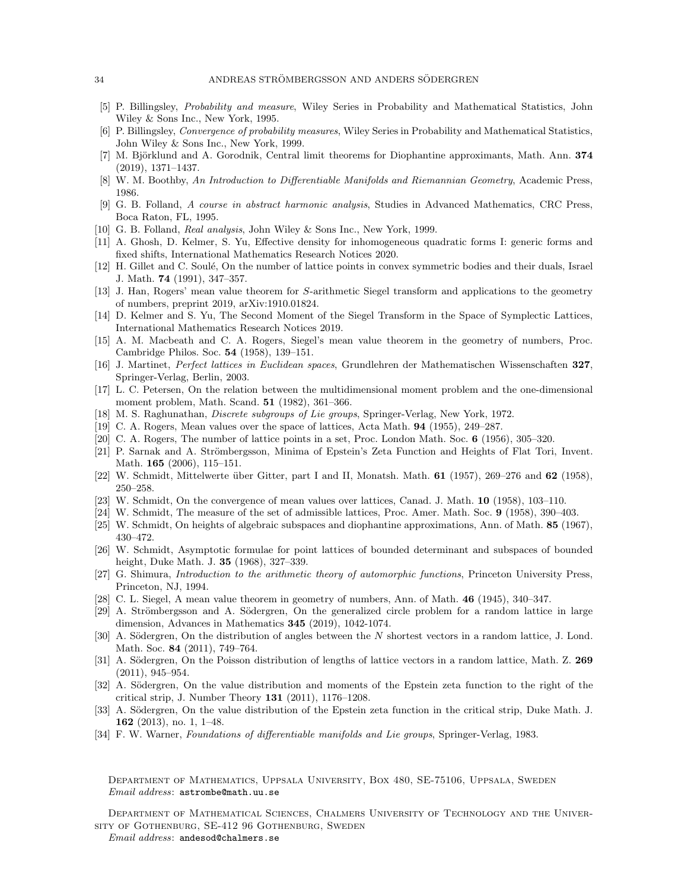[5] P. Billingsley, *Probability and measure*, Wiley Series in Probability and Mathematical Statistics, John Wiley & Sons Inc., New York, 1995.

[6] P. Billingsley, *Convergence of probability measures*, Wiley Series in Probability and Mathematical Statistics, John Wiley & Sons Inc., New York, 1999.

[7] M. Björklund and A. Gorodnik, Central limit theorems for Diophantine approximants, Math. Ann. **374** (2019), 1371–1437.

[8] W. M. Boothby, *An Introduction to Differentiable Manifolds and Riemannian Geometry*, Academic Press, 1986.

[9] G. B. Folland, *A course in abstract harmonic analysis*, Studies in Advanced Mathematics, CRC Press, Boca Raton, FL, 1995.

[10] G. B. Folland, *Real analysis*, John Wiley & Sons Inc., New York, 1999.

[11] A. Ghosh, D. Kelmer, S. Yu, Effective density for inhomogeneous quadratic forms I: generic forms and fixed shifts, International Mathematics Research Notices 2020.

[12] H. Gillet and C. Soulé, On the number of lattice points in convex symmetric bodies and their duals, Israel J. Math. **74** (1991), 347–357.

[13] J. Han, Rogers' mean value theorem for $S$-arithmetic Siegel transform and applications to the geometry of numbers, preprint 2019, arXiv:1910.01824.

[14] D. Kelmer and S. Yu, The Second Moment of the Siegel Transform in the Space of Symplectic Lattices, International Mathematics Research Notices 2019.

[15] A. M. Macbeath and C. A. Rogers, Siegel's mean value theorem in the geometry of numbers, Proc. Cambridge Philos. Soc. **54** (1958), 139–151.

[16] J. Martinet, *Perfect lattices in Euclidean spaces*, Grundlehren der Mathematischen Wissenschaften **327**, Springer-Verlag, Berlin, 2003.

[17] L. C. Petersen, On the relation between the multidimensional moment problem and the one-dimensional moment problem, Math. Scand. **51** (1982), 361–366.

[18] M. S. Raghunathan, *Discrete subgroups of Lie groups*, Springer-Verlag, New York, 1972.

[19] C. A. Rogers, Mean values over the space of lattices, Acta Math. **94** (1955), 249–287.

[20] C. A. Rogers, The number of lattice points in a set, Proc. London Math. Soc. **6** (1956), 305–320.

[21] P. Sarnak and A. Strömbergsson, Minima of Epstein's Zeta Function and Heights of Flat Tori, Invent. Math. **165** (2006), 115–151.

[22] W. Schmidt, Mittelwerte über Gitter, part I and II, Monatsh. Math. **61** (1957), 269–276 and **62** (1958), 250–258.

[23] W. Schmidt, On the convergence of mean values over lattices, Canad. J. Math. **10** (1958), 103–110.

[24] W. Schmidt, The measure of the set of admissible lattices, Proc. Amer. Math. Soc. **9** (1958), 390–403.

[25] W. Schmidt, On heights of algebraic subspaces and diophantine approximations, Ann. of Math. **85** (1967), 430–472.

[26] W. Schmidt, Asymptotic formulae for point lattices of bounded determinant and subspaces of bounded height, Duke Math. J. **35** (1968), 327–339.

[27] G. Shimura, *Introduction to the arithmetic theory of automorphic functions*, Princeton University Press, Princeton, NJ, 1994.

[28] C. L. Siegel, A mean value theorem in geometry of numbers, Ann. of Math. **46** (1945), 340–347.

[29] A. Strömbergsson and A. Södergren, On the generalized circle problem for a random lattice in large dimension, Advances in Mathematics **345** (2019), 1042-1074.

[30] A. Södergren, On the distribution of angles between the $N$ shortest vectors in a random lattice, J. Lond. Math. Soc. **84** (2011), 749–764.

[31] A. Södergren, On the Poisson distribution of lengths of lattice vectors in a random lattice, Math. Z. **269** (2011), 945–954.

[32] A. Södergren, On the value distribution and moments of the Epstein zeta function to the right of the critical strip, J. Number Theory **131** (2011), 1176–1208.

[33] A. Södergren, On the value distribution of the Epstein zeta function in the critical strip, Duke Math. J. **162** (2013), no. 1, 1–48.

[34] F. W. Warner, *Foundations of differentiable manifolds and Lie groups*, Springer-Verlag, 1983.

Department of Mathematics, Uppsala University, Box 480, SE-75106, Uppsala, Sweden
*Email address*: astrombe@math.uu.se

Department of Mathematical Sciences, Chalmers University of Technology and the University of Gothenburg, SE-412 96 Gothenburg, Sweden
*Email address*: andesod@chalmers.se